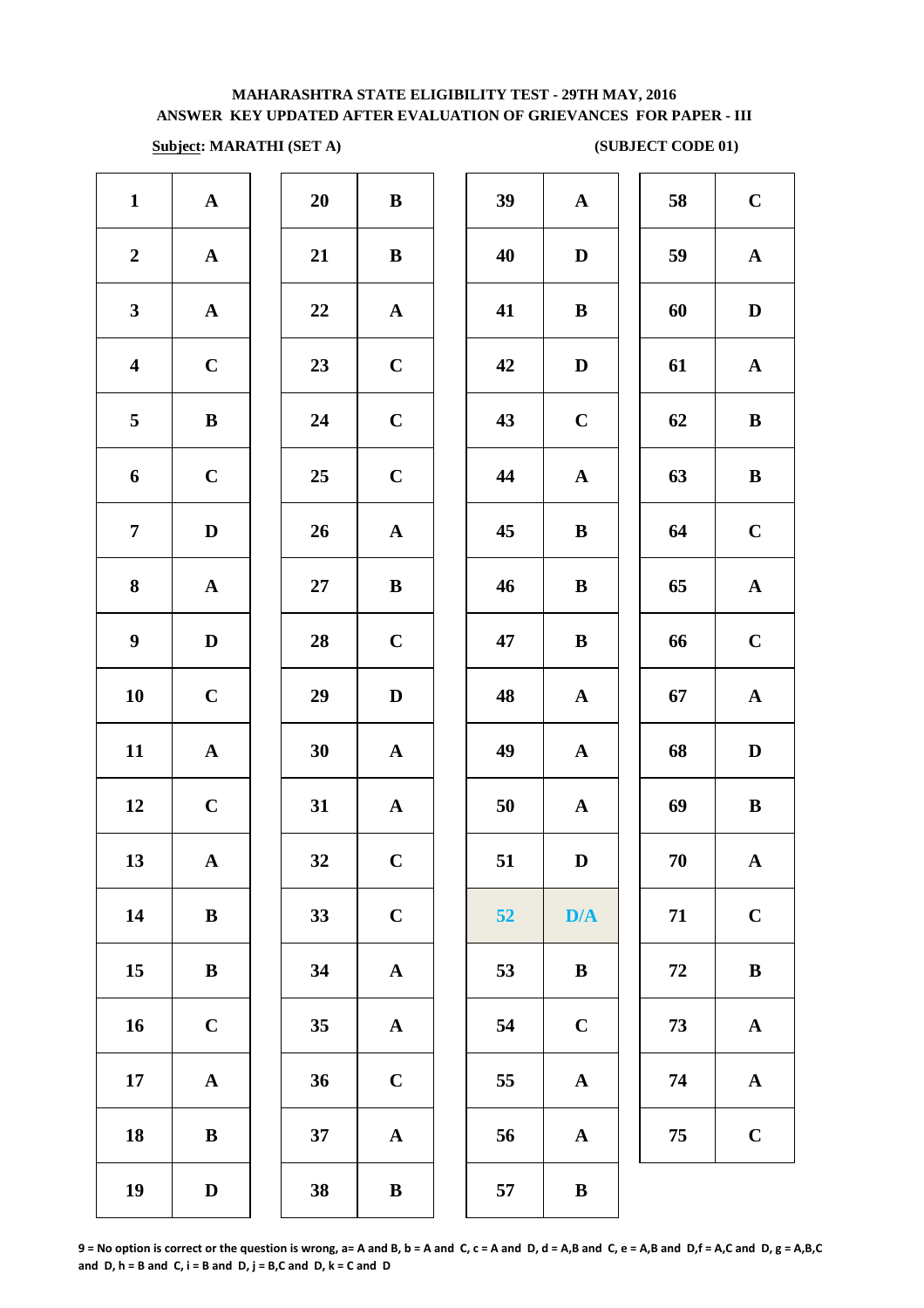**MAHARASHTRA STATE ELIGIBILITY TEST - 29TH MAY, 2016**
**ANSWER KEY UPDATED AFTER EVALUATION OF GRIEVANCES FOR PAPER - III**

**Subject: MARATHI (SET A)** **(SUBJECT CODE 01)**

| Q | Ans | Q | Ans | Q | Ans | Q | Ans |
|---|---|---|---|---|---|---|---|
| 1 | A | 20 | B | 39 | A | 58 | C |
| 2 | A | 21 | B | 40 | D | 59 | A |
| 3 | A | 22 | A | 41 | B | 60 | D |
| 4 | C | 23 | C | 42 | D | 61 | A |
| 5 | B | 24 | C | 43 | C | 62 | B |
| 6 | C | 25 | C | 44 | A | 63 | B |
| 7 | D | 26 | A | 45 | B | 64 | C |
| 8 | A | 27 | B | 46 | B | 65 | A |
| 9 | D | 28 | C | 47 | B | 66 | C |
| 10 | C | 29 | D | 48 | A | 67 | A |
| 11 | A | 30 | A | 49 | A | 68 | D |
| 12 | C | 31 | A | 50 | A | 69 | B |
| 13 | A | 32 | C | 51 | D | 70 | A |
| 14 | B | 33 | C | 52 | D/A | 71 | C |
| 15 | B | 34 | A | 53 | B | 72 | B |
| 16 | C | 35 | A | 54 | C | 73 | A |
| 17 | A | 36 | C | 55 | A | 74 | A |
| 18 | B | 37 | A | 56 | A | 75 | C |
| 19 | D | 38 | B | 57 | B | | |

**9 = No option is correct or the question is wrong, a= A and B, b = A and C, c = A and D, d = A,B and C, e = A,B and D,f = A,C and D, g = A,B,C and D, h = B and C, i = B and D, j = B,C and D, k = C and D**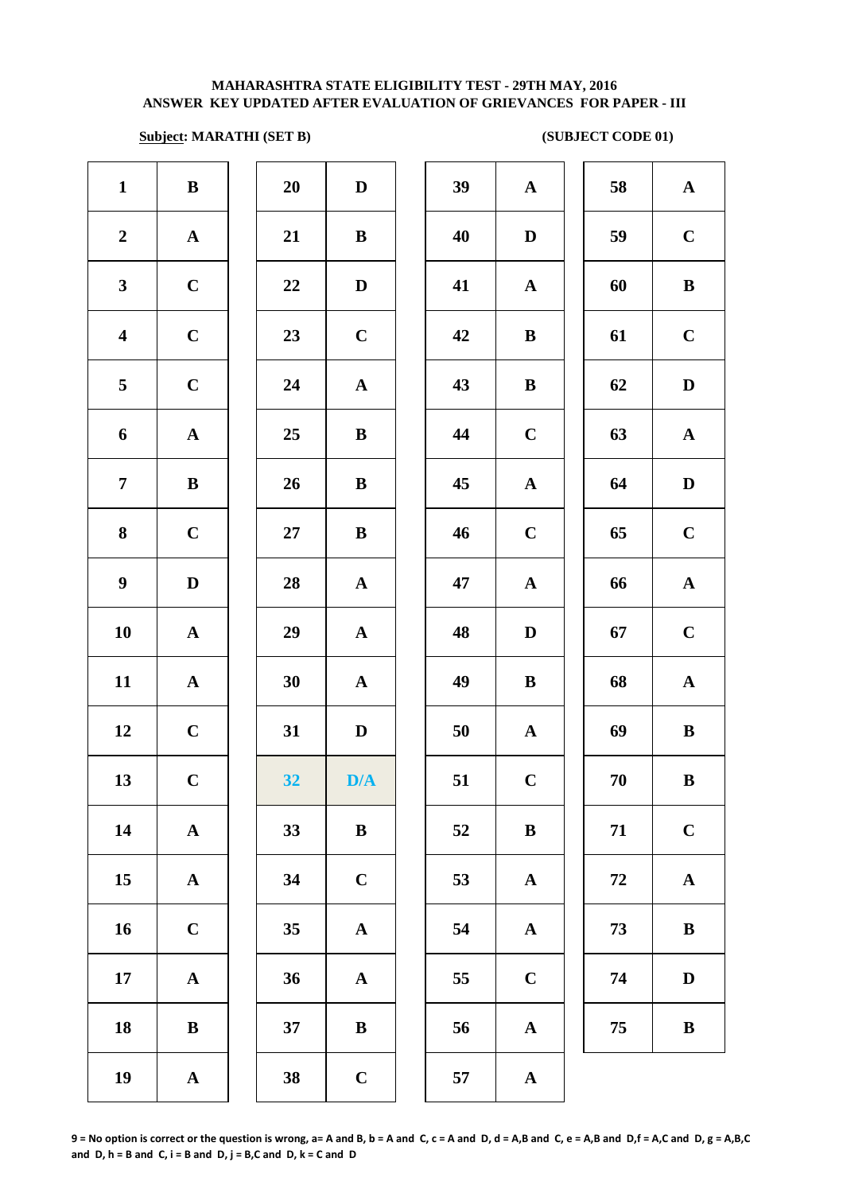**MAHARASHTRA STATE ELIGIBILITY TEST - 29TH MAY, 2016**
**ANSWER KEY UPDATED AFTER EVALUATION OF GRIEVANCES FOR PAPER - III**

**Subject: MARATHI (SET B)** **(SUBJECT CODE 01)**

| Q | Ans | Q | Ans | Q | Ans | Q | Ans |
|---|---|---|---|---|---|---|---|
| 1 | B | 20 | D | 39 | A | 58 | A |
| 2 | A | 21 | B | 40 | D | 59 | C |
| 3 | C | 22 | D | 41 | A | 60 | B |
| 4 | C | 23 | C | 42 | B | 61 | C |
| 5 | C | 24 | A | 43 | B | 62 | D |
| 6 | A | 25 | B | 44 | C | 63 | A |
| 7 | B | 26 | B | 45 | A | 64 | D |
| 8 | C | 27 | B | 46 | C | 65 | C |
| 9 | D | 28 | A | 47 | A | 66 | A |
| 10 | A | 29 | A | 48 | D | 67 | C |
| 11 | A | 30 | A | 49 | B | 68 | A |
| 12 | C | 31 | D | 50 | A | 69 | B |
| 13 | C | 32 | D/A | 51 | C | 70 | B |
| 14 | A | 33 | B | 52 | B | 71 | C |
| 15 | A | 34 | C | 53 | A | 72 | A |
| 16 | C | 35 | A | 54 | A | 73 | B |
| 17 | A | 36 | A | 55 | C | 74 | D |
| 18 | B | 37 | B | 56 | A | 75 | B |
| 19 | A | 38 | C | 57 | A | | |

**9 = No option is correct or the question is wrong, a= A and B, b = A and C, c = A and D, d = A,B and C, e = A,B and D,f = A,C and D, g = A,B,C and D, h = B and C, i = B and D, j = B,C and D, k = C and D**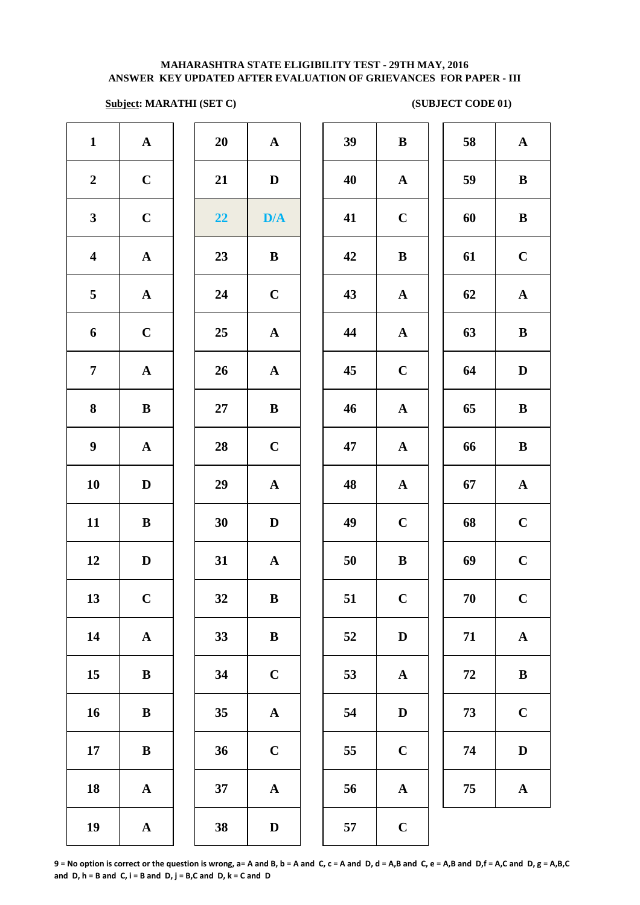**MAHARASHTRA STATE ELIGIBILITY TEST - 29TH MAY, 2016**
**ANSWER KEY UPDATED AFTER EVALUATION OF GRIEVANCES FOR PAPER - III**

**Subject: MARATHI (SET C)** **(SUBJECT CODE 01)**

| Q | Ans | Q | Ans | Q | Ans | Q | Ans |
|---|---|---|---|---|---|---|---|
| 1 | A | 20 | A | 39 | B | 58 | A |
| 2 | C | 21 | D | 40 | A | 59 | B |
| 3 | C | 22 | D/A | 41 | C | 60 | B |
| 4 | A | 23 | B | 42 | B | 61 | C |
| 5 | A | 24 | C | 43 | A | 62 | A |
| 6 | C | 25 | A | 44 | A | 63 | B |
| 7 | A | 26 | A | 45 | C | 64 | D |
| 8 | B | 27 | B | 46 | A | 65 | B |
| 9 | A | 28 | C | 47 | A | 66 | B |
| 10 | D | 29 | A | 48 | A | 67 | A |
| 11 | B | 30 | D | 49 | C | 68 | C |
| 12 | D | 31 | A | 50 | B | 69 | C |
| 13 | C | 32 | B | 51 | C | 70 | C |
| 14 | A | 33 | B | 52 | D | 71 | A |
| 15 | B | 34 | C | 53 | A | 72 | B |
| 16 | B | 35 | A | 54 | D | 73 | C |
| 17 | B | 36 | C | 55 | C | 74 | D |
| 18 | A | 37 | A | 56 | A | 75 | A |
| 19 | A | 38 | D | 57 | C | | |

**9 = No option is correct or the question is wrong, a= A and B, b = A and C, c = A and D, d = A,B and C, e = A,B and D,f = A,C and D, g = A,B,C and D, h = B and C, i = B and D, j = B,C and D, k = C and D**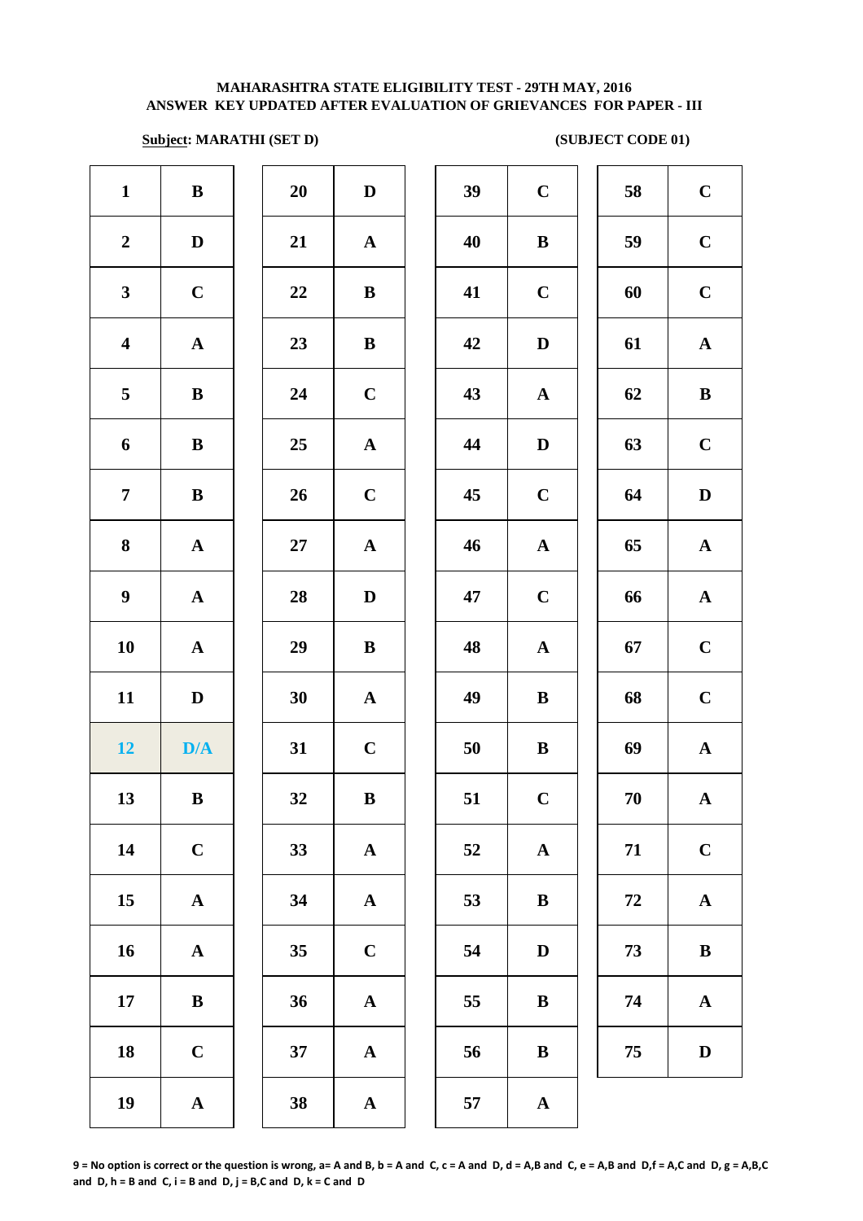**MAHARASHTRA STATE ELIGIBILITY TEST - 29TH MAY, 2016**
**ANSWER KEY UPDATED AFTER EVALUATION OF GRIEVANCES FOR PAPER - III**

**Subject: MARATHI (SET D)** **(SUBJECT CODE 01)**

| Q | Ans | Q | Ans | Q | Ans | Q | Ans |
|---|---|---|---|---|---|---|---|
| 1 | B | 20 | D | 39 | C | 58 | C |
| 2 | D | 21 | A | 40 | B | 59 | C |
| 3 | C | 22 | B | 41 | C | 60 | C |
| 4 | A | 23 | B | 42 | D | 61 | A |
| 5 | B | 24 | C | 43 | A | 62 | B |
| 6 | B | 25 | A | 44 | D | 63 | C |
| 7 | B | 26 | C | 45 | C | 64 | D |
| 8 | A | 27 | A | 46 | A | 65 | A |
| 9 | A | 28 | D | 47 | C | 66 | A |
| 10 | A | 29 | B | 48 | A | 67 | C |
| 11 | D | 30 | A | 49 | B | 68 | C |
| 12 | D/A | 31 | C | 50 | B | 69 | A |
| 13 | B | 32 | B | 51 | C | 70 | A |
| 14 | C | 33 | A | 52 | A | 71 | C |
| 15 | A | 34 | A | 53 | B | 72 | A |
| 16 | A | 35 | C | 54 | D | 73 | B |
| 17 | B | 36 | A | 55 | B | 74 | A |
| 18 | C | 37 | A | 56 | B | 75 | D |
| 19 | A | 38 | A | 57 | A | | |

**9 = No option is correct or the question is wrong, a= A and B, b = A and C, c = A and D, d = A,B and C, e = A,B and D,f = A,C and D, g = A,B,C and D, h = B and C, i = B and D, j = B,C and D, k = C and D**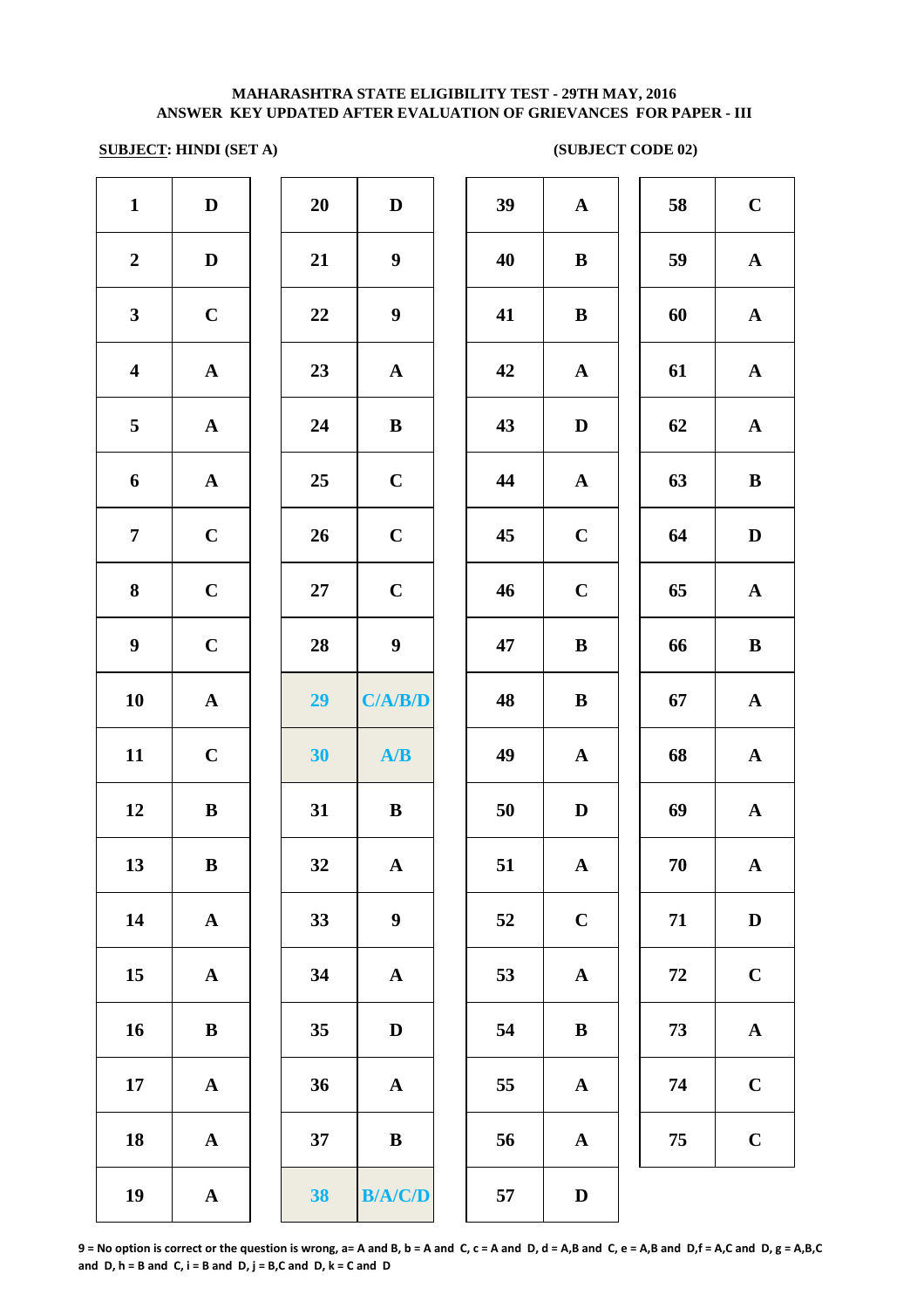**MAHARASHTRA STATE ELIGIBILITY TEST - 29TH MAY, 2016**
**ANSWER KEY UPDATED AFTER EVALUATION OF GRIEVANCES FOR PAPER - III**

**SUBJECT: HINDI (SET A)** **(SUBJECT CODE 02)**

| Q | Ans | Q | Ans | Q | Ans | Q | Ans |
|---|---|---|---|---|---|---|---|
| 1 | D | 20 | D | 39 | A | 58 | C |
| 2 | D | 21 | 9 | 40 | B | 59 | A |
| 3 | C | 22 | 9 | 41 | B | 60 | A |
| 4 | A | 23 | A | 42 | A | 61 | A |
| 5 | A | 24 | B | 43 | D | 62 | A |
| 6 | A | 25 | C | 44 | A | 63 | B |
| 7 | C | 26 | C | 45 | C | 64 | D |
| 8 | C | 27 | C | 46 | C | 65 | A |
| 9 | C | 28 | 9 | 47 | B | 66 | B |
| 10 | A | 29 | C/A/B/D | 48 | B | 67 | A |
| 11 | C | 30 | A/B | 49 | A | 68 | A |
| 12 | B | 31 | B | 50 | D | 69 | A |
| 13 | B | 32 | A | 51 | A | 70 | A |
| 14 | A | 33 | 9 | 52 | C | 71 | D |
| 15 | A | 34 | A | 53 | A | 72 | C |
| 16 | B | 35 | D | 54 | B | 73 | A |
| 17 | A | 36 | A | 55 | A | 74 | C |
| 18 | A | 37 | B | 56 | A | 75 | C |
| 19 | A | 38 | B/A/C/D | 57 | D | | |

**9 = No option is correct or the question is wrong, a= A and B, b = A and C, c = A and D, d = A,B and C, e = A,B and D,f = A,C and D, g = A,B,C and D, h = B and C, i = B and D, j = B,C and D, k = C and D**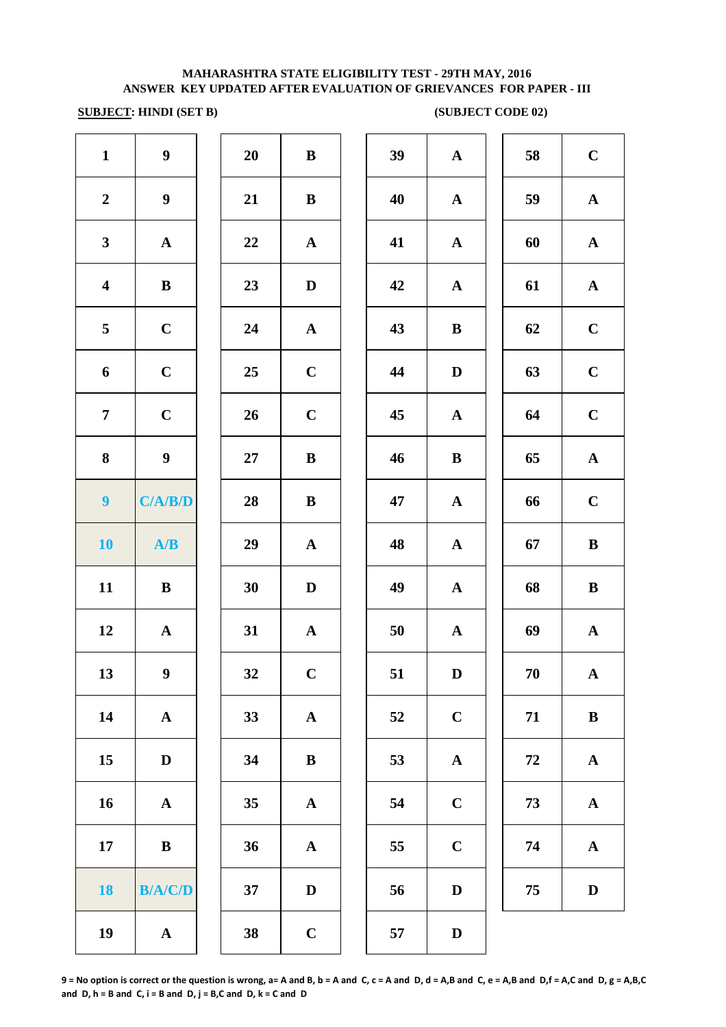**MAHARASHTRA STATE ELIGIBILITY TEST - 29TH MAY, 2016**
**ANSWER KEY UPDATED AFTER EVALUATION OF GRIEVANCES FOR PAPER - III**

**SUBJECT: HINDI (SET B)** **(SUBJECT CODE 02)**

| Q | Ans | Q | Ans | Q | Ans | Q | Ans |
|---|---|---|---|---|---|---|---|
| 1 | 9 | 20 | B | 39 | A | 58 | C |
| 2 | 9 | 21 | B | 40 | A | 59 | A |
| 3 | A | 22 | A | 41 | A | 60 | A |
| 4 | B | 23 | D | 42 | A | 61 | A |
| 5 | C | 24 | A | 43 | B | 62 | C |
| 6 | C | 25 | C | 44 | D | 63 | C |
| 7 | C | 26 | C | 45 | A | 64 | C |
| 8 | 9 | 27 | B | 46 | B | 65 | A |
| 9 | C/A/B/D | 28 | B | 47 | A | 66 | C |
| 10 | A/B | 29 | A | 48 | A | 67 | B |
| 11 | B | 30 | D | 49 | A | 68 | B |
| 12 | A | 31 | A | 50 | A | 69 | A |
| 13 | 9 | 32 | C | 51 | D | 70 | A |
| 14 | A | 33 | A | 52 | C | 71 | B |
| 15 | D | 34 | B | 53 | A | 72 | A |
| 16 | A | 35 | A | 54 | C | 73 | A |
| 17 | B | 36 | A | 55 | C | 74 | A |
| 18 | B/A/C/D | 37 | D | 56 | D | 75 | D |
| 19 | A | 38 | C | 57 | D | | |

9 = No option is correct or the question is wrong, a= A and B, b = A and C, c = A and D, d = A,B and C, e = A,B and D,f = A,C and D, g = A,B,C and D, h = B and C, i = B and D, j = B,C and D, k = C and D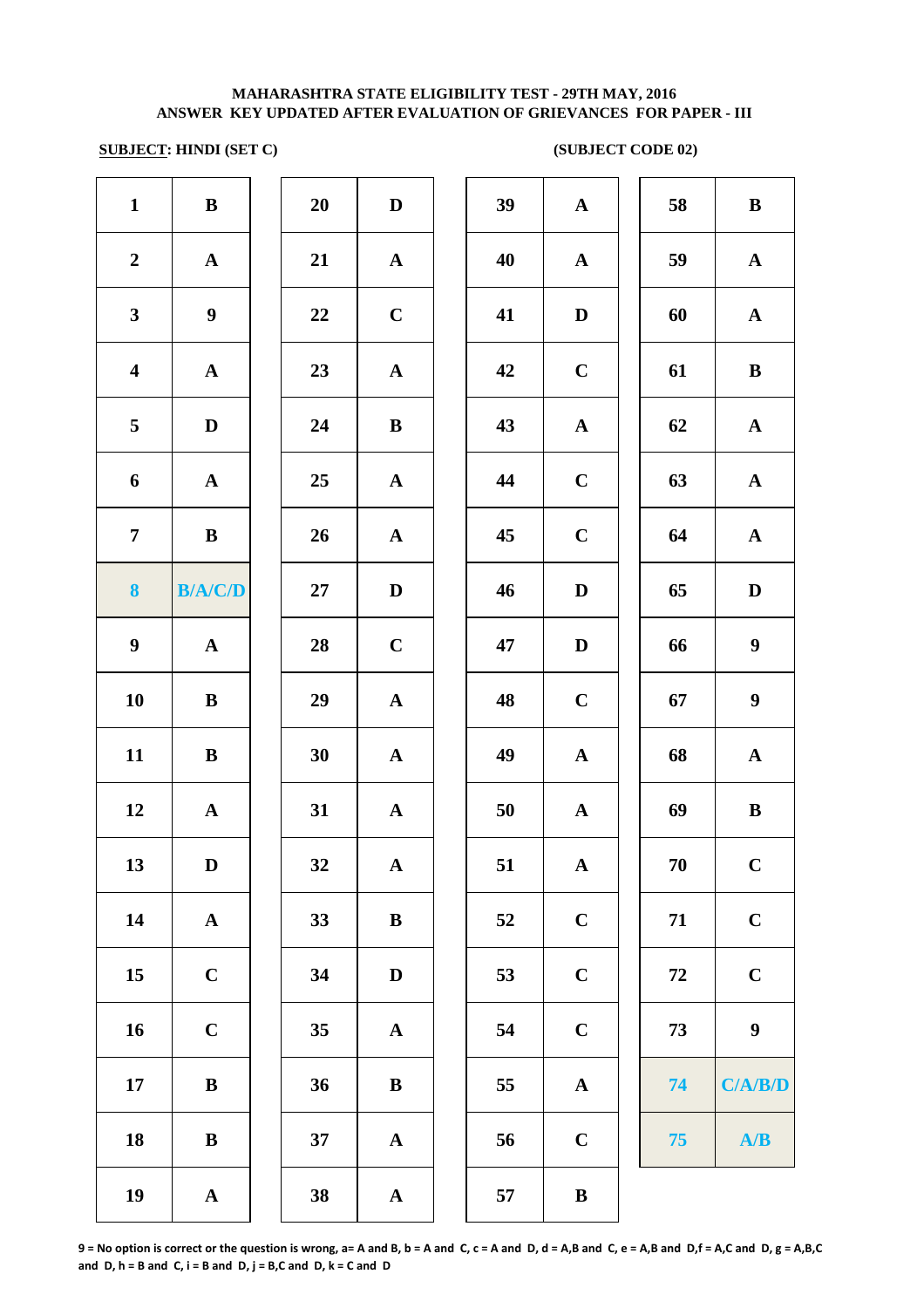**MAHARASHTRA STATE ELIGIBILITY TEST - 29TH MAY, 2016**
**ANSWER KEY UPDATED AFTER EVALUATION OF GRIEVANCES FOR PAPER - III**

**SUBJECT: HINDI (SET C)** **(SUBJECT CODE 02)**

| Q | Ans | Q | Ans | Q | Ans | Q | Ans |
|---|---|---|---|---|---|---|---|
| 1 | B | 20 | D | 39 | A | 58 | B |
| 2 | A | 21 | A | 40 | A | 59 | A |
| 3 | 9 | 22 | C | 41 | D | 60 | A |
| 4 | A | 23 | A | 42 | C | 61 | B |
| 5 | D | 24 | B | 43 | A | 62 | A |
| 6 | A | 25 | A | 44 | C | 63 | A |
| 7 | B | 26 | A | 45 | C | 64 | A |
| 8 | B/A/C/D | 27 | D | 46 | D | 65 | D |
| 9 | A | 28 | C | 47 | D | 66 | 9 |
| 10 | B | 29 | A | 48 | C | 67 | 9 |
| 11 | B | 30 | A | 49 | A | 68 | A |
| 12 | A | 31 | A | 50 | A | 69 | B |
| 13 | D | 32 | A | 51 | A | 70 | C |
| 14 | A | 33 | B | 52 | C | 71 | C |
| 15 | C | 34 | D | 53 | C | 72 | C |
| 16 | C | 35 | A | 54 | C | 73 | 9 |
| 17 | B | 36 | B | 55 | A | 74 | C/A/B/D |
| 18 | B | 37 | A | 56 | C | 75 | A/B |
| 19 | A | 38 | A | 57 | B | | |

9 = No option is correct or the question is wrong, a= A and B, b = A and C, c = A and D, d = A,B and C, e = A,B and D,f = A,C and D, g = A,B,C and D, h = B and C, i = B and D, j = B,C and D, k = C and D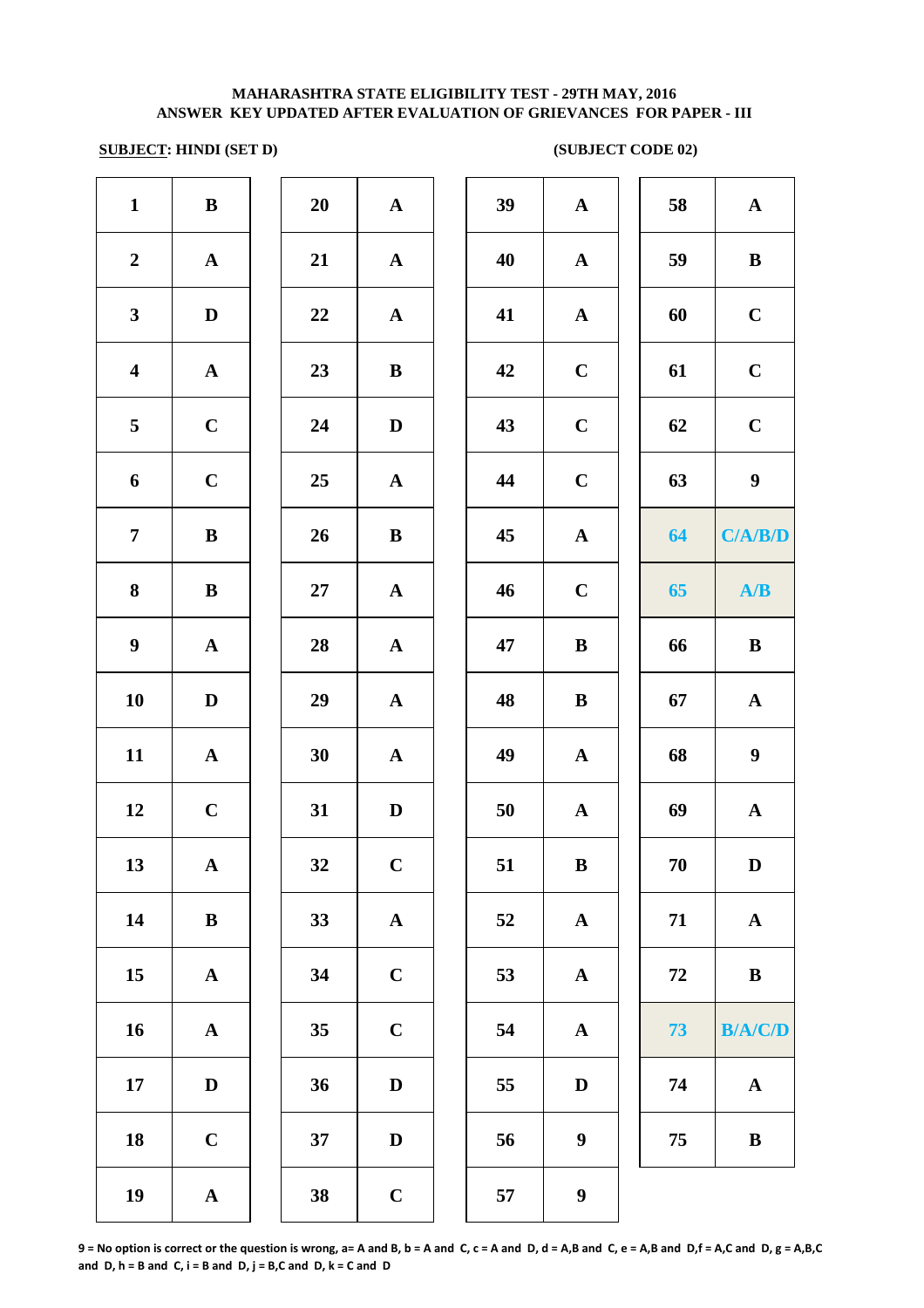**MAHARASHTRA STATE ELIGIBILITY TEST - 29TH MAY, 2016**
**ANSWER KEY UPDATED AFTER EVALUATION OF GRIEVANCES FOR PAPER - III**

**SUBJECT: HINDI (SET D)** **(SUBJECT CODE 02)**

| Q | Ans | Q | Ans | Q | Ans | Q | Ans |
|---|---|---|---|---|---|---|---|
| 1 | B | 20 | A | 39 | A | 58 | A |
| 2 | A | 21 | A | 40 | A | 59 | B |
| 3 | D | 22 | A | 41 | A | 60 | C |
| 4 | A | 23 | B | 42 | C | 61 | C |
| 5 | C | 24 | D | 43 | C | 62 | C |
| 6 | C | 25 | A | 44 | C | 63 | 9 |
| 7 | B | 26 | B | 45 | A | 64 | C/A/B/D |
| 8 | B | 27 | A | 46 | C | 65 | A/B |
| 9 | A | 28 | A | 47 | B | 66 | B |
| 10 | D | 29 | A | 48 | B | 67 | A |
| 11 | A | 30 | A | 49 | A | 68 | 9 |
| 12 | C | 31 | D | 50 | A | 69 | A |
| 13 | A | 32 | C | 51 | B | 70 | D |
| 14 | B | 33 | A | 52 | A | 71 | A |
| 15 | A | 34 | C | 53 | A | 72 | B |
| 16 | A | 35 | C | 54 | A | 73 | B/A/C/D |
| 17 | D | 36 | D | 55 | D | 74 | A |
| 18 | C | 37 | D | 56 | 9 | 75 | B |
| 19 | A | 38 | C | 57 | 9 | | |

**9 = No option is correct or the question is wrong, a= A and B, b = A and C, c = A and D, d = A,B and C, e = A,B and D,f = A,C and D, g = A,B,C and D, h = B and C, i = B and D, j = B,C and D, k = C and D**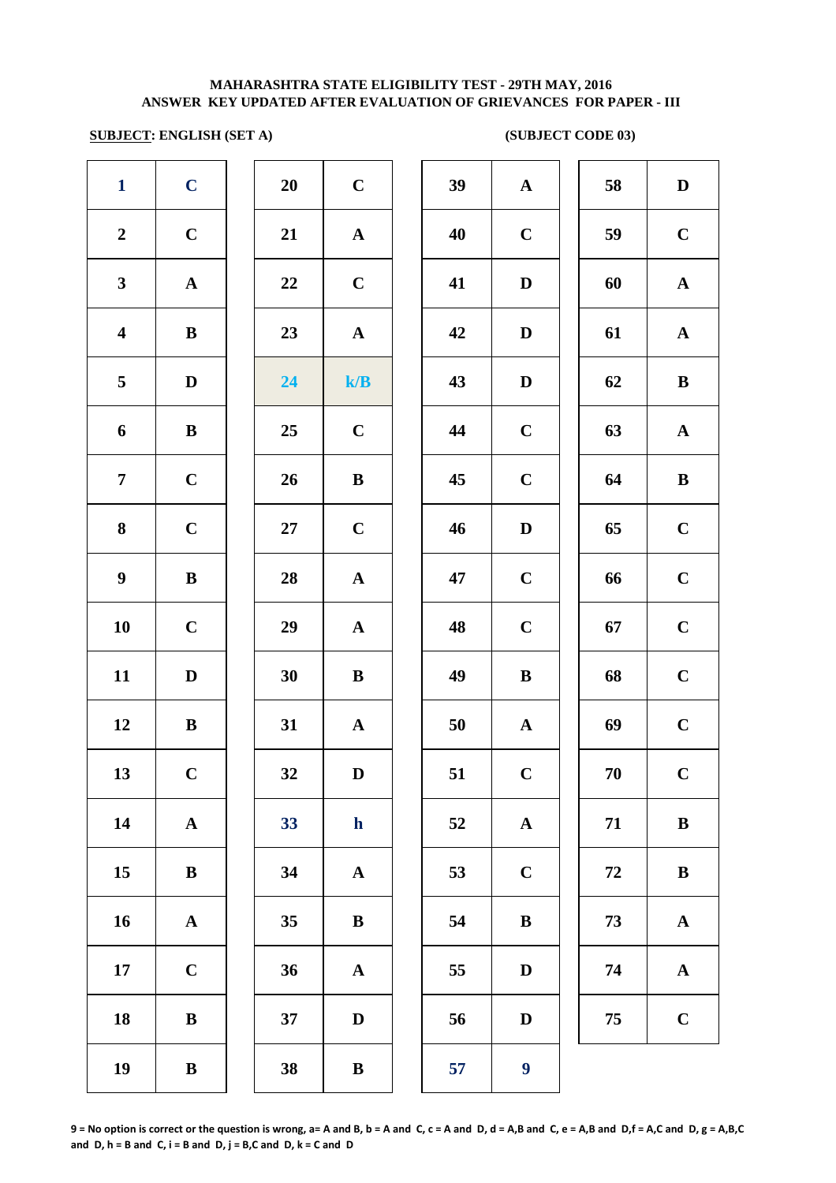**MAHARASHTRA STATE ELIGIBILITY TEST - 29TH MAY, 2016**
**ANSWER KEY UPDATED AFTER EVALUATION OF GRIEVANCES FOR PAPER - III**

**SUBJECT: ENGLISH (SET A)** **(SUBJECT CODE 03)**

| Q | Ans | Q | Ans | Q | Ans | Q | Ans |
|---|---|---|---|---|---|---|---|
| 1 | C | 20 | C | 39 | A | 58 | D |
| 2 | C | 21 | A | 40 | C | 59 | C |
| 3 | A | 22 | C | 41 | D | 60 | A |
| 4 | B | 23 | A | 42 | D | 61 | A |
| 5 | D | 24 | k/B | 43 | D | 62 | B |
| 6 | B | 25 | C | 44 | C | 63 | A |
| 7 | C | 26 | B | 45 | C | 64 | B |
| 8 | C | 27 | C | 46 | D | 65 | C |
| 9 | B | 28 | A | 47 | C | 66 | C |
| 10 | C | 29 | A | 48 | C | 67 | C |
| 11 | D | 30 | B | 49 | B | 68 | C |
| 12 | B | 31 | A | 50 | A | 69 | C |
| 13 | C | 32 | D | 51 | C | 70 | C |
| 14 | A | 33 | h | 52 | A | 71 | B |
| 15 | B | 34 | A | 53 | C | 72 | B |
| 16 | A | 35 | B | 54 | B | 73 | A |
| 17 | C | 36 | A | 55 | D | 74 | A |
| 18 | B | 37 | D | 56 | D | 75 | C |
| 19 | B | 38 | B | 57 | 9 | | |

**9 = No option is correct or the question is wrong, a= A and B, b = A and C, c = A and D, d = A,B and C, e = A,B and D,f = A,C and D, g = A,B,C and D, h = B and C, i = B and D, j = B,C and D, k = C and D**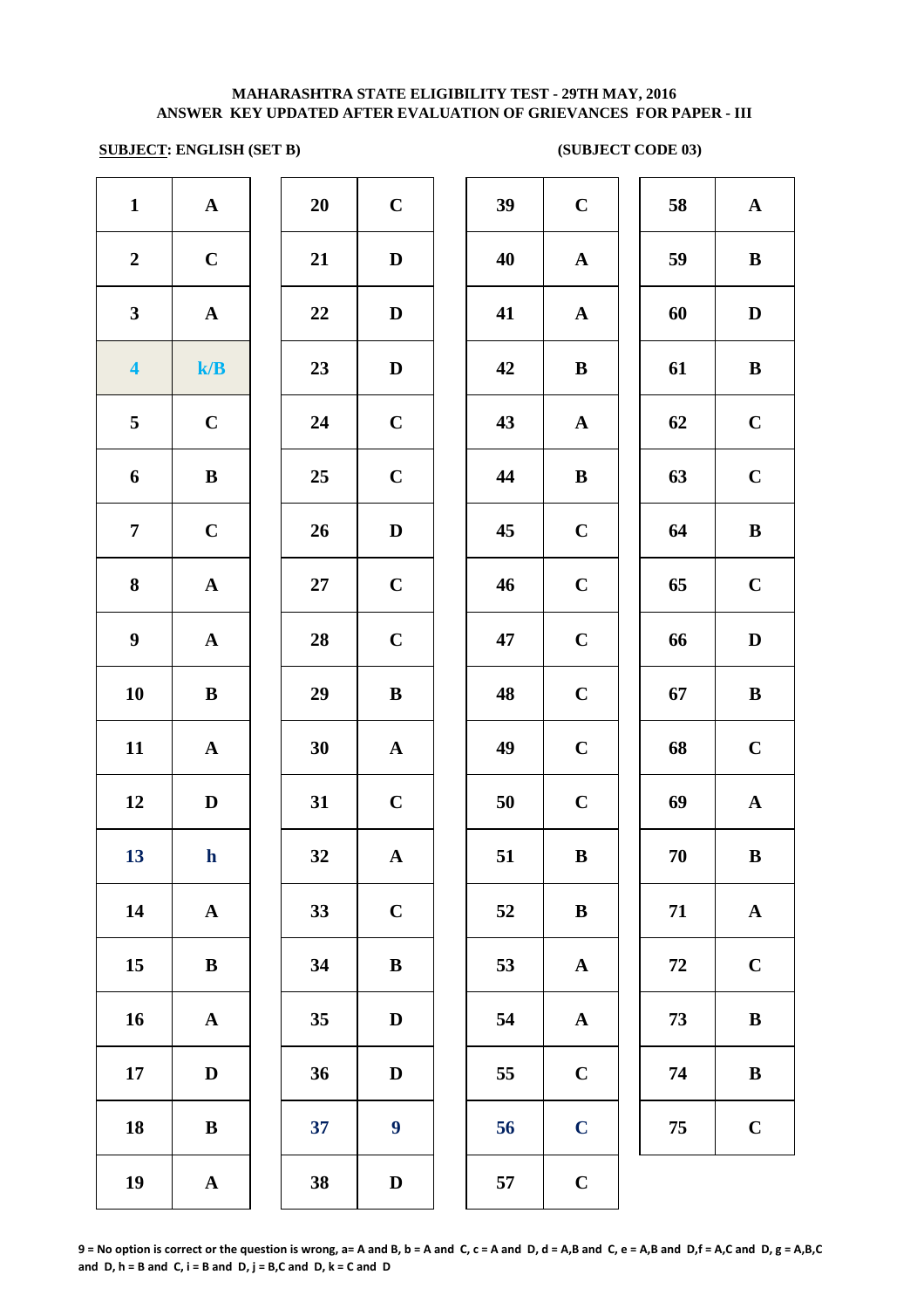**MAHARASHTRA STATE ELIGIBILITY TEST - 29TH MAY, 2016**
**ANSWER KEY UPDATED AFTER EVALUATION OF GRIEVANCES FOR PAPER - III**

**SUBJECT: ENGLISH (SET B)** **(SUBJECT CODE 03)**

| Q | Ans | Q | Ans | Q | Ans | Q | Ans |
|---|---|---|---|---|---|---|---|
| 1 | A | 20 | C | 39 | C | 58 | A |
| 2 | C | 21 | D | 40 | A | 59 | B |
| 3 | A | 22 | D | 41 | A | 60 | D |
| 4 | k/B | 23 | D | 42 | B | 61 | B |
| 5 | C | 24 | C | 43 | A | 62 | C |
| 6 | B | 25 | C | 44 | B | 63 | C |
| 7 | C | 26 | D | 45 | C | 64 | B |
| 8 | A | 27 | C | 46 | C | 65 | C |
| 9 | A | 28 | C | 47 | C | 66 | D |
| 10 | B | 29 | B | 48 | C | 67 | B |
| 11 | A | 30 | A | 49 | C | 68 | C |
| 12 | D | 31 | C | 50 | C | 69 | A |
| 13 | h | 32 | A | 51 | B | 70 | B |
| 14 | A | 33 | C | 52 | B | 71 | A |
| 15 | B | 34 | B | 53 | A | 72 | C |
| 16 | A | 35 | D | 54 | A | 73 | B |
| 17 | D | 36 | D | 55 | C | 74 | B |
| 18 | B | 37 | 9 | 56 | C | 75 | C |
| 19 | A | 38 | D | 57 | C | | |

9 = No option is correct or the question is wrong, a= A and B, b = A and C, c = A and D, d = A,B and C, e = A,B and D,f = A,C and D, g = A,B,C and D, h = B and C, i = B and D, j = B,C and D, k = C and D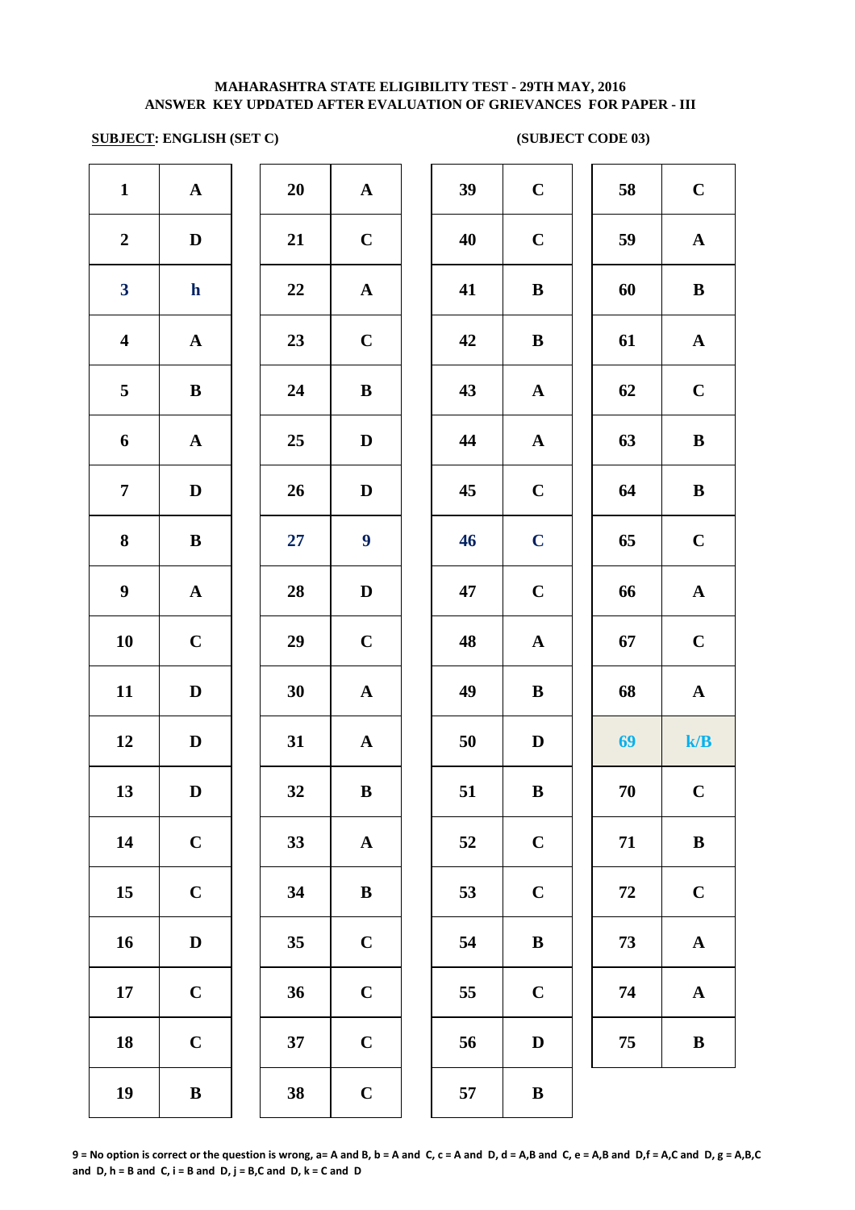**MAHARASHTRA STATE ELIGIBILITY TEST - 29TH MAY, 2016**
**ANSWER KEY UPDATED AFTER EVALUATION OF GRIEVANCES FOR PAPER - III**

**SUBJECT: ENGLISH (SET C)** **(SUBJECT CODE 03)**

| Q | Ans | Q | Ans | Q | Ans | Q | Ans |
|---|---|---|---|---|---|---|---|
| 1 | A | 20 | A | 39 | C | 58 | C |
| 2 | D | 21 | C | 40 | C | 59 | A |
| 3 | h | 22 | A | 41 | B | 60 | B |
| 4 | A | 23 | C | 42 | B | 61 | A |
| 5 | B | 24 | B | 43 | A | 62 | C |
| 6 | A | 25 | D | 44 | A | 63 | B |
| 7 | D | 26 | D | 45 | C | 64 | B |
| 8 | B | 27 | 9 | 46 | C | 65 | C |
| 9 | A | 28 | D | 47 | C | 66 | A |
| 10 | C | 29 | C | 48 | A | 67 | C |
| 11 | D | 30 | A | 49 | B | 68 | A |
| 12 | D | 31 | A | 50 | D | 69 | k/B |
| 13 | D | 32 | B | 51 | B | 70 | C |
| 14 | C | 33 | A | 52 | C | 71 | B |
| 15 | C | 34 | B | 53 | C | 72 | C |
| 16 | D | 35 | C | 54 | B | 73 | A |
| 17 | C | 36 | C | 55 | C | 74 | A |
| 18 | C | 37 | C | 56 | D | 75 | B |
| 19 | B | 38 | C | 57 | B | | |

**9 = No option is correct or the question is wrong, a= A and B, b = A and C, c = A and D, d = A,B and C, e = A,B and D,f = A,C and D, g = A,B,C and D, h = B and C, i = B and D, j = B,C and D, k = C and D**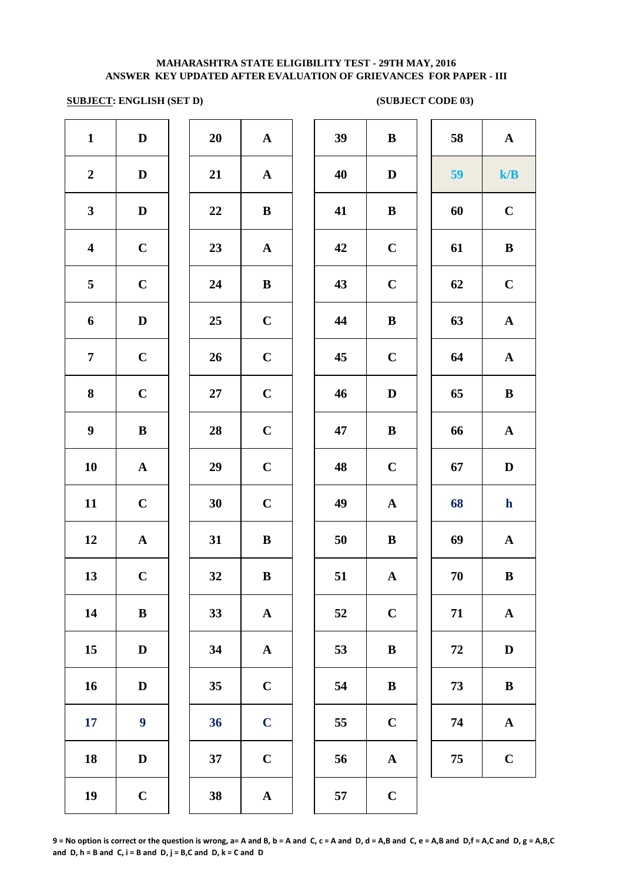**MAHARASHTRA STATE ELIGIBILITY TEST - 29TH MAY, 2016**
**ANSWER KEY UPDATED AFTER EVALUATION OF GRIEVANCES FOR PAPER - III**

**SUBJECT: ENGLISH (SET D)** **(SUBJECT CODE 03)**

| Q | Ans | Q | Ans | Q | Ans | Q | Ans |
|---|---|---|---|---|---|---|---|
| 1 | D | 20 | A | 39 | B | 58 | A |
| 2 | D | 21 | A | 40 | D | 59 | k/B |
| 3 | D | 22 | B | 41 | B | 60 | C |
| 4 | C | 23 | A | 42 | C | 61 | B |
| 5 | C | 24 | B | 43 | C | 62 | C |
| 6 | D | 25 | C | 44 | B | 63 | A |
| 7 | C | 26 | C | 45 | C | 64 | A |
| 8 | C | 27 | C | 46 | D | 65 | B |
| 9 | B | 28 | C | 47 | B | 66 | A |
| 10 | A | 29 | C | 48 | C | 67 | D |
| 11 | C | 30 | C | 49 | A | 68 | h |
| 12 | A | 31 | B | 50 | B | 69 | A |
| 13 | C | 32 | B | 51 | A | 70 | B |
| 14 | B | 33 | A | 52 | C | 71 | A |
| 15 | D | 34 | A | 53 | B | 72 | D |
| 16 | D | 35 | C | 54 | B | 73 | B |
| 17 | 9 | 36 | C | 55 | C | 74 | A |
| 18 | D | 37 | C | 56 | A | 75 | C |
| 19 | C | 38 | A | 57 | C | | |

**9 = No option is correct or the question is wrong, a= A and B, b = A and C, c = A and D, d = A,B and C, e = A,B and D,f = A,C and D, g = A,B,C and D, h = B and C, i = B and D, j = B,C and D, k = C and D**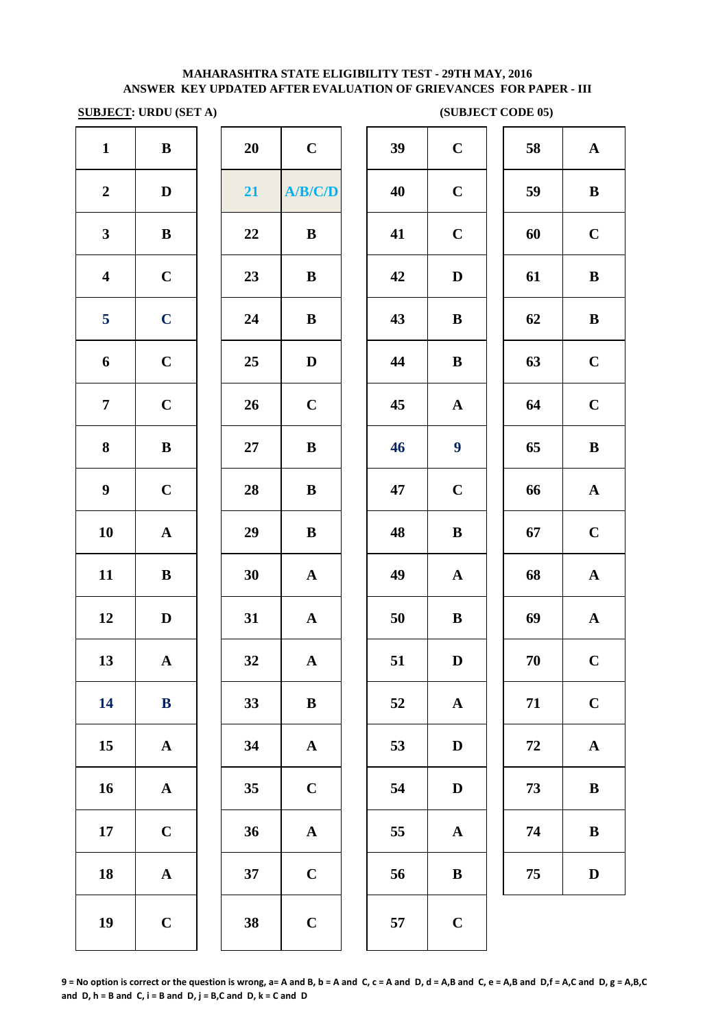**MAHARASHTRA STATE ELIGIBILITY TEST - 29TH MAY, 2016**
**ANSWER KEY UPDATED AFTER EVALUATION OF GRIEVANCES FOR PAPER - III**

**SUBJECT: URDU (SET A)** **(SUBJECT CODE 05)**

| Q | Ans | Q | Ans | Q | Ans | Q | Ans |
|---|---|---|---|---|---|---|---|
| 1 | B | 20 | C | 39 | C | 58 | A |
| 2 | D | 21 | A/B/C/D | 40 | C | 59 | B |
| 3 | B | 22 | B | 41 | C | 60 | C |
| 4 | C | 23 | B | 42 | D | 61 | B |
| 5 | C | 24 | B | 43 | B | 62 | B |
| 6 | C | 25 | D | 44 | B | 63 | C |
| 7 | C | 26 | C | 45 | A | 64 | C |
| 8 | B | 27 | B | 46 | 9 | 65 | B |
| 9 | C | 28 | B | 47 | C | 66 | A |
| 10 | A | 29 | B | 48 | B | 67 | C |
| 11 | B | 30 | A | 49 | A | 68 | A |
| 12 | D | 31 | A | 50 | B | 69 | A |
| 13 | A | 32 | A | 51 | D | 70 | C |
| 14 | B | 33 | B | 52 | A | 71 | C |
| 15 | A | 34 | A | 53 | D | 72 | A |
| 16 | A | 35 | C | 54 | D | 73 | B |
| 17 | C | 36 | A | 55 | A | 74 | B |
| 18 | A | 37 | C | 56 | B | 75 | D |
| 19 | C | 38 | C | 57 | C | | |

**9 = No option is correct or the question is wrong, a= A and B, b = A and C, c = A and D, d = A,B and C, e = A,B and D,f = A,C and D, g = A,B,C and D, h = B and C, i = B and D, j = B,C and D, k = C and D**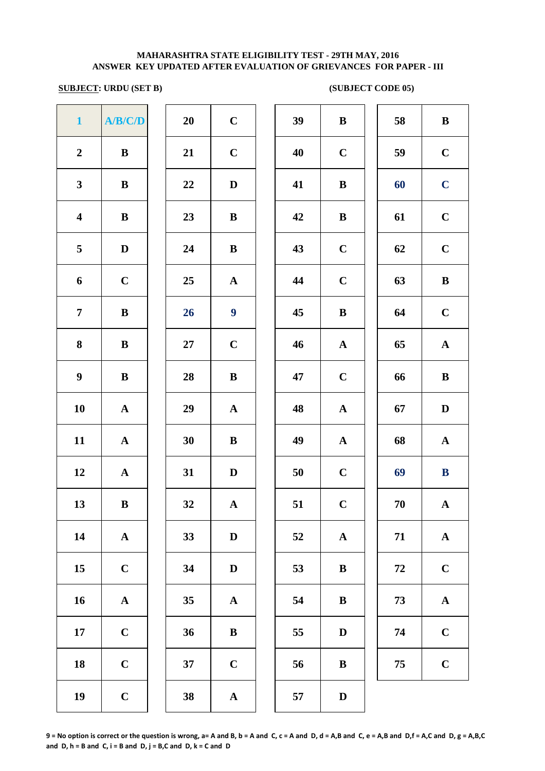**MAHARASHTRA STATE ELIGIBILITY TEST - 29TH MAY, 2016**
**ANSWER KEY UPDATED AFTER EVALUATION OF GRIEVANCES FOR PAPER - III**

**SUBJECT: URDU (SET B)** **(SUBJECT CODE 05)**

| Q | Ans | Q | Ans | Q | Ans | Q | Ans |
|---|---|---|---|---|---|---|---|
| 1 | A/B/C/D | 20 | C | 39 | B | 58 | B |
| 2 | B | 21 | C | 40 | C | 59 | C |
| 3 | B | 22 | D | 41 | B | 60 | C |
| 4 | B | 23 | B | 42 | B | 61 | C |
| 5 | D | 24 | B | 43 | C | 62 | C |
| 6 | C | 25 | A | 44 | C | 63 | B |
| 7 | B | 26 | 9 | 45 | B | 64 | C |
| 8 | B | 27 | C | 46 | A | 65 | A |
| 9 | B | 28 | B | 47 | C | 66 | B |
| 10 | A | 29 | A | 48 | A | 67 | D |
| 11 | A | 30 | B | 49 | A | 68 | A |
| 12 | A | 31 | D | 50 | C | 69 | B |
| 13 | B | 32 | A | 51 | C | 70 | A |
| 14 | A | 33 | D | 52 | A | 71 | A |
| 15 | C | 34 | D | 53 | B | 72 | C |
| 16 | A | 35 | A | 54 | B | 73 | A |
| 17 | C | 36 | B | 55 | D | 74 | C |
| 18 | C | 37 | C | 56 | B | 75 | C |
| 19 | C | 38 | A | 57 | D | | |

**9 = No option is correct or the question is wrong, a= A and B, b = A and C, c = A and D, d = A,B and C, e = A,B and D,f = A,C and D, g = A,B,C and D, h = B and C, i = B and D, j = B,C and D, k = C and D**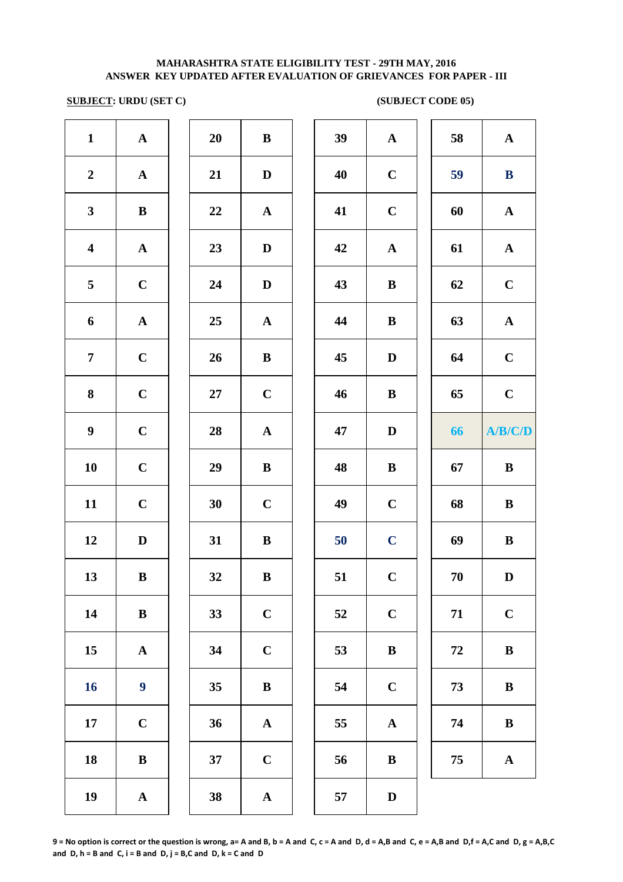**MAHARASHTRA STATE ELIGIBILITY TEST - 29TH MAY, 2016**
**ANSWER KEY UPDATED AFTER EVALUATION OF GRIEVANCES FOR PAPER - III**

**SUBJECT: URDU (SET C)** **(SUBJECT CODE 05)**

| Q | Ans | Q | Ans | Q | Ans | Q | Ans |
|---|---|---|---|---|---|---|---|
| 1 | A | 20 | B | 39 | A | 58 | A |
| 2 | A | 21 | D | 40 | C | 59 | B |
| 3 | B | 22 | A | 41 | C | 60 | A |
| 4 | A | 23 | D | 42 | A | 61 | A |
| 5 | C | 24 | D | 43 | B | 62 | C |
| 6 | A | 25 | A | 44 | B | 63 | A |
| 7 | C | 26 | B | 45 | D | 64 | C |
| 8 | C | 27 | C | 46 | B | 65 | C |
| 9 | C | 28 | A | 47 | D | 66 | A/B/C/D |
| 10 | C | 29 | B | 48 | B | 67 | B |
| 11 | C | 30 | C | 49 | C | 68 | B |
| 12 | D | 31 | B | 50 | C | 69 | B |
| 13 | B | 32 | B | 51 | C | 70 | D |
| 14 | B | 33 | C | 52 | C | 71 | C |
| 15 | A | 34 | C | 53 | B | 72 | B |
| 16 | 9 | 35 | B | 54 | C | 73 | B |
| 17 | C | 36 | A | 55 | A | 74 | B |
| 18 | B | 37 | C | 56 | B | 75 | A |
| 19 | A | 38 | A | 57 | D | | |

**9 = No option is correct or the question is wrong, a= A and B, b = A and C, c = A and D, d = A,B and C, e = A,B and D,f = A,C and D, g = A,B,C and D, h = B and C, i = B and D, j = B,C and D, k = C and D**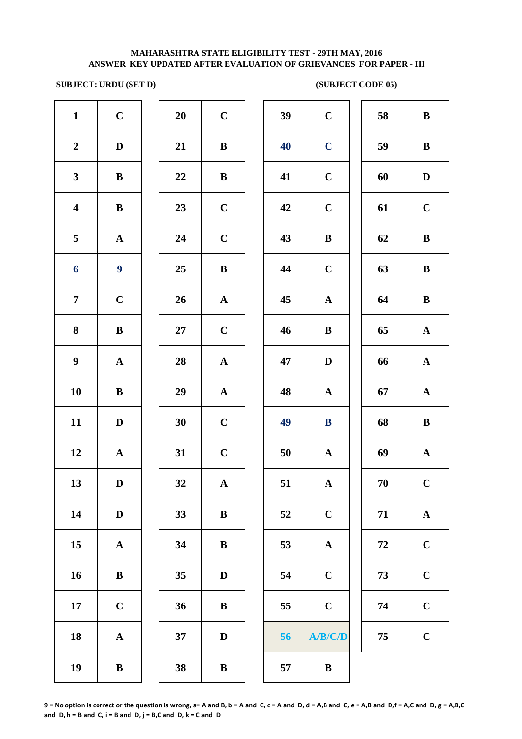**MAHARASHTRA STATE ELIGIBILITY TEST - 29TH MAY, 2016**
**ANSWER KEY UPDATED AFTER EVALUATION OF GRIEVANCES FOR PAPER - III**

**SUBJECT: URDU (SET D)** **(SUBJECT CODE 05)**

| Q | Ans | Q | Ans | Q | Ans | Q | Ans |
|---|---|---|---|---|---|---|---|
| 1 | C | 20 | C | 39 | C | 58 | B |
| 2 | D | 21 | B | 40 | C | 59 | B |
| 3 | B | 22 | B | 41 | C | 60 | D |
| 4 | B | 23 | C | 42 | C | 61 | C |
| 5 | A | 24 | C | 43 | B | 62 | B |
| 6 | 9 | 25 | B | 44 | C | 63 | B |
| 7 | C | 26 | A | 45 | A | 64 | B |
| 8 | B | 27 | C | 46 | B | 65 | A |
| 9 | A | 28 | A | 47 | D | 66 | A |
| 10 | B | 29 | A | 48 | A | 67 | A |
| 11 | D | 30 | C | 49 | B | 68 | B |
| 12 | A | 31 | C | 50 | A | 69 | A |
| 13 | D | 32 | A | 51 | A | 70 | C |
| 14 | D | 33 | B | 52 | C | 71 | A |
| 15 | A | 34 | B | 53 | A | 72 | C |
| 16 | B | 35 | D | 54 | C | 73 | C |
| 17 | C | 36 | B | 55 | C | 74 | C |
| 18 | A | 37 | D | 56 | A/B/C/D | 75 | C |
| 19 | B | 38 | B | 57 | B | | |

**9 = No option is correct or the question is wrong, a= A and B, b = A and C, c = A and D, d = A,B and C, e = A,B and D,f = A,C and D, g = A,B,C and D, h = B and C, i = B and D, j = B,C and D, k = C and D**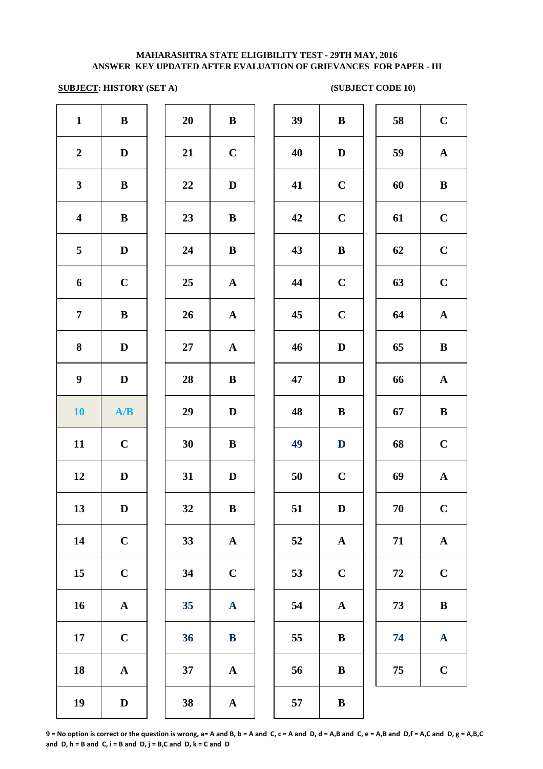**MAHARASHTRA STATE ELIGIBILITY TEST - 29TH MAY, 2016**
**ANSWER KEY UPDATED AFTER EVALUATION OF GRIEVANCES FOR PAPER - III**

**SUBJECT: HISTORY (SET A)** **(SUBJECT CODE 10)**

| Q | Ans | Q | Ans | Q | Ans | Q | Ans |
|---|---|---|---|---|---|---|---|
| 1 | B | 20 | B | 39 | B | 58 | C |
| 2 | D | 21 | C | 40 | D | 59 | A |
| 3 | B | 22 | D | 41 | C | 60 | B |
| 4 | B | 23 | B | 42 | C | 61 | C |
| 5 | D | 24 | B | 43 | B | 62 | C |
| 6 | C | 25 | A | 44 | C | 63 | C |
| 7 | B | 26 | A | 45 | C | 64 | A |
| 8 | D | 27 | A | 46 | D | 65 | B |
| 9 | D | 28 | B | 47 | D | 66 | A |
| 10 | A/B | 29 | D | 48 | B | 67 | B |
| 11 | C | 30 | B | 49 | D | 68 | C |
| 12 | D | 31 | D | 50 | C | 69 | A |
| 13 | D | 32 | B | 51 | D | 70 | C |
| 14 | C | 33 | A | 52 | A | 71 | A |
| 15 | C | 34 | C | 53 | C | 72 | C |
| 16 | A | 35 | A | 54 | A | 73 | B |
| 17 | C | 36 | B | 55 | B | 74 | A |
| 18 | A | 37 | A | 56 | B | 75 | C |
| 19 | D | 38 | A | 57 | B | | |

**9 = No option is correct or the question is wrong, a= A and B, b = A and C, c = A and D, d = A,B and C, e = A,B and D,f = A,C and D, g = A,B,C and D, h = B and C, i = B and D, j = B,C and D, k = C and D**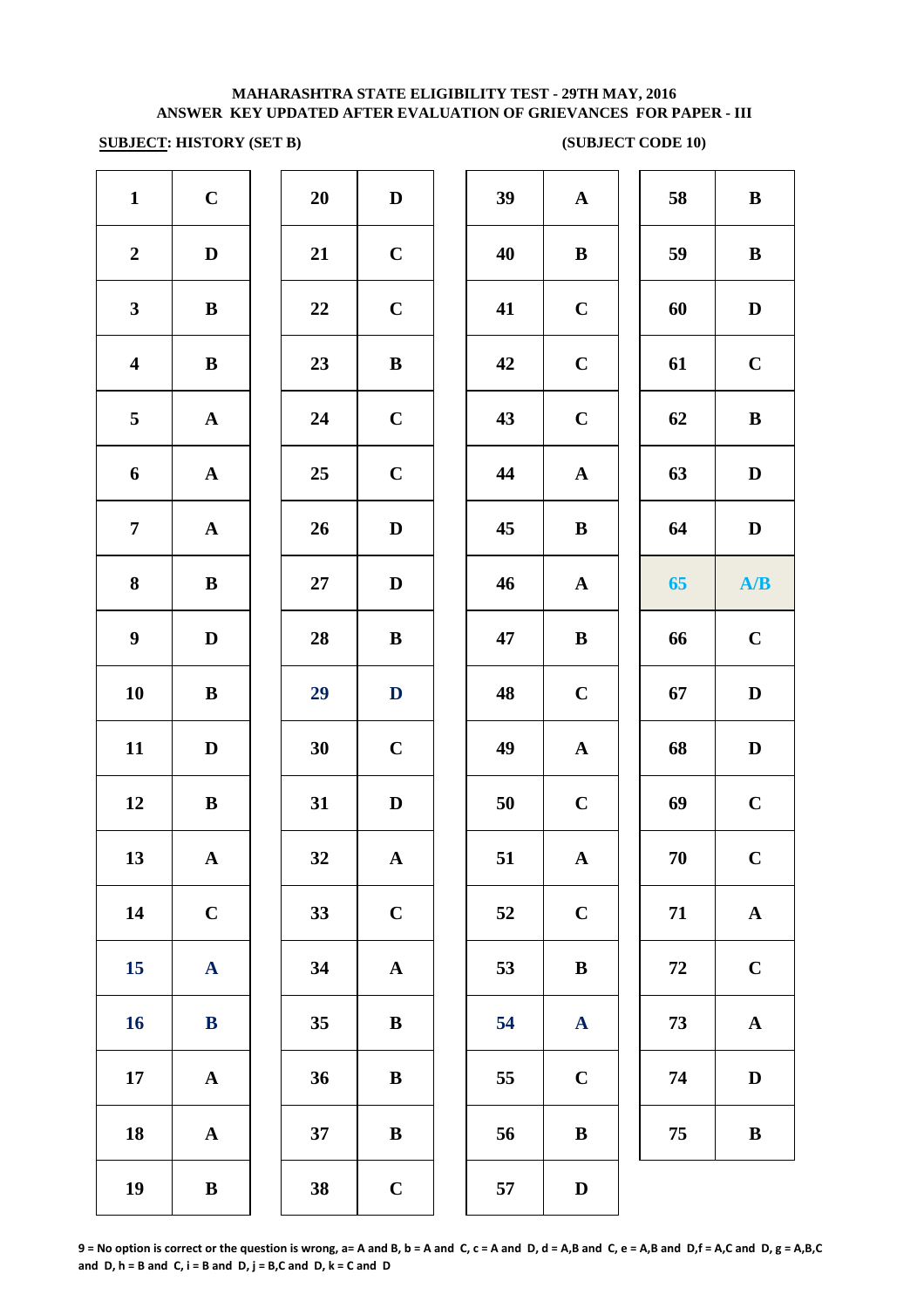**MAHARASHTRA STATE ELIGIBILITY TEST - 29TH MAY, 2016**
**ANSWER KEY UPDATED AFTER EVALUATION OF GRIEVANCES FOR PAPER - III**

**SUBJECT: HISTORY (SET B)** **(SUBJECT CODE 10)**

| Q | Ans | Q | Ans | Q | Ans | Q | Ans |
|---|---|---|---|---|---|---|---|
| 1 | C | 20 | D | 39 | A | 58 | B |
| 2 | D | 21 | C | 40 | B | 59 | B |
| 3 | B | 22 | C | 41 | C | 60 | D |
| 4 | B | 23 | B | 42 | C | 61 | C |
| 5 | A | 24 | C | 43 | C | 62 | B |
| 6 | A | 25 | C | 44 | A | 63 | D |
| 7 | A | 26 | D | 45 | B | 64 | D |
| 8 | B | 27 | D | 46 | A | 65 | A/B |
| 9 | D | 28 | B | 47 | B | 66 | C |
| 10 | B | 29 | D | 48 | C | 67 | D |
| 11 | D | 30 | C | 49 | A | 68 | D |
| 12 | B | 31 | D | 50 | C | 69 | C |
| 13 | A | 32 | A | 51 | A | 70 | C |
| 14 | C | 33 | C | 52 | C | 71 | A |
| 15 | A | 34 | A | 53 | B | 72 | C |
| 16 | B | 35 | B | 54 | A | 73 | A |
| 17 | A | 36 | B | 55 | C | 74 | D |
| 18 | A | 37 | B | 56 | B | 75 | B |
| 19 | B | 38 | C | 57 | D | | |

**9 = No option is correct or the question is wrong, a= A and B, b = A and C, c = A and D, d = A,B and C, e = A,B and D,f = A,C and D, g = A,B,C and D, h = B and C, i = B and D, j = B,C and D, k = C and D**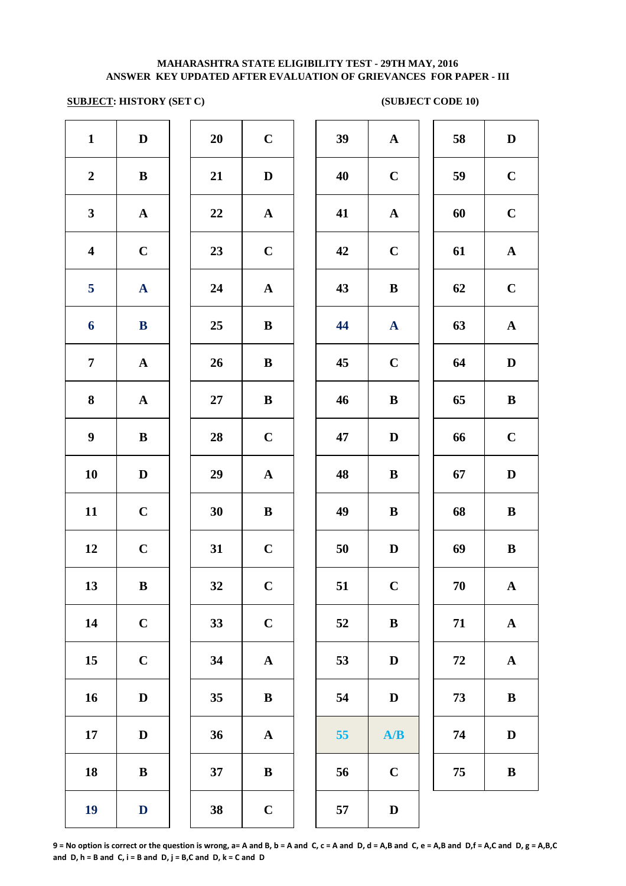**MAHARASHTRA STATE ELIGIBILITY TEST - 29TH MAY, 2016**
**ANSWER KEY UPDATED AFTER EVALUATION OF GRIEVANCES FOR PAPER - III**

**SUBJECT: HISTORY (SET C)** **(SUBJECT CODE 10)**

| Q | Ans | Q | Ans | Q | Ans | Q | Ans |
|---|---|---|---|---|---|---|---|
| 1 | D | 20 | C | 39 | A | 58 | D |
| 2 | B | 21 | D | 40 | C | 59 | C |
| 3 | A | 22 | A | 41 | A | 60 | C |
| 4 | C | 23 | C | 42 | C | 61 | A |
| 5 | A | 24 | A | 43 | B | 62 | C |
| 6 | B | 25 | B | 44 | A | 63 | A |
| 7 | A | 26 | B | 45 | C | 64 | D |
| 8 | A | 27 | B | 46 | B | 65 | B |
| 9 | B | 28 | C | 47 | D | 66 | C |
| 10 | D | 29 | A | 48 | B | 67 | D |
| 11 | C | 30 | B | 49 | B | 68 | B |
| 12 | C | 31 | C | 50 | D | 69 | B |
| 13 | B | 32 | C | 51 | C | 70 | A |
| 14 | C | 33 | C | 52 | B | 71 | A |
| 15 | C | 34 | A | 53 | D | 72 | A |
| 16 | D | 35 | B | 54 | D | 73 | B |
| 17 | D | 36 | A | 55 | A/B | 74 | D |
| 18 | B | 37 | B | 56 | C | 75 | B |
| 19 | D | 38 | C | 57 | D | | |

**9 = No option is correct or the question is wrong, a= A and B, b = A and C, c = A and D, d = A,B and C, e = A,B and D,f = A,C and D, g = A,B,C and D, h = B and C, i = B and D, j = B,C and D, k = C and D**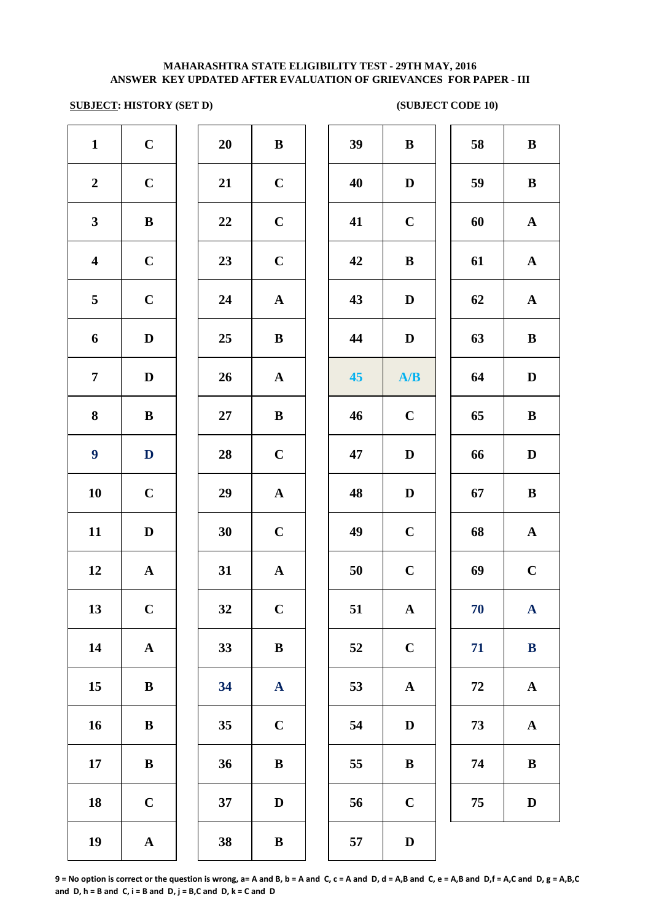**MAHARASHTRA STATE ELIGIBILITY TEST - 29TH MAY, 2016**
**ANSWER KEY UPDATED AFTER EVALUATION OF GRIEVANCES FOR PAPER - III**

**SUBJECT: HISTORY (SET D)** **(SUBJECT CODE 10)**

| Q | Ans | Q | Ans | Q | Ans | Q | Ans |
|---|---|---|---|---|---|---|---|
| 1 | C | 20 | B | 39 | B | 58 | B |
| 2 | C | 21 | C | 40 | D | 59 | B |
| 3 | B | 22 | C | 41 | C | 60 | A |
| 4 | C | 23 | C | 42 | B | 61 | A |
| 5 | C | 24 | A | 43 | D | 62 | A |
| 6 | D | 25 | B | 44 | D | 63 | B |
| 7 | D | 26 | A | 45 | A/B | 64 | D |
| 8 | B | 27 | B | 46 | C | 65 | B |
| 9 | D | 28 | C | 47 | D | 66 | D |
| 10 | C | 29 | A | 48 | D | 67 | B |
| 11 | D | 30 | C | 49 | C | 68 | A |
| 12 | A | 31 | A | 50 | C | 69 | C |
| 13 | C | 32 | C | 51 | A | 70 | A |
| 14 | A | 33 | B | 52 | C | 71 | B |
| 15 | B | 34 | A | 53 | A | 72 | A |
| 16 | B | 35 | C | 54 | D | 73 | A |
| 17 | B | 36 | B | 55 | B | 74 | B |
| 18 | C | 37 | D | 56 | C | 75 | D |
| 19 | A | 38 | B | 57 | D | | |

**9 = No option is correct or the question is wrong, a= A and B, b = A and C, c = A and D, d = A,B and C, e = A,B and D,f = A,C and D, g = A,B,C and D, h = B and C, i = B and D, j = B,C and D, k = C and D**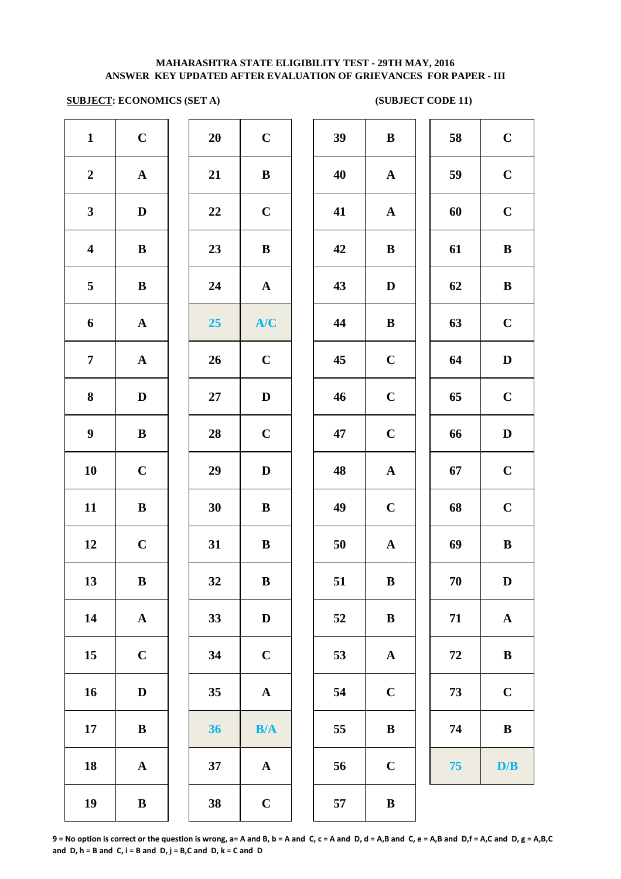**MAHARASHTRA STATE ELIGIBILITY TEST - 29TH MAY, 2016**
**ANSWER KEY UPDATED AFTER EVALUATION OF GRIEVANCES FOR PAPER - III**

**SUBJECT: ECONOMICS (SET A)** **(SUBJECT CODE 11)**

| Q | Ans | Q | Ans | Q | Ans | Q | Ans |
|---|---|---|---|---|---|---|---|
| 1 | C | 20 | C | 39 | B | 58 | C |
| 2 | A | 21 | B | 40 | A | 59 | C |
| 3 | D | 22 | C | 41 | A | 60 | C |
| 4 | B | 23 | B | 42 | B | 61 | B |
| 5 | B | 24 | A | 43 | D | 62 | B |
| 6 | A | 25 | A/C | 44 | B | 63 | C |
| 7 | A | 26 | C | 45 | C | 64 | D |
| 8 | D | 27 | D | 46 | C | 65 | C |
| 9 | B | 28 | C | 47 | C | 66 | D |
| 10 | C | 29 | D | 48 | A | 67 | C |
| 11 | B | 30 | B | 49 | C | 68 | C |
| 12 | C | 31 | B | 50 | A | 69 | B |
| 13 | B | 32 | B | 51 | B | 70 | D |
| 14 | A | 33 | D | 52 | B | 71 | A |
| 15 | C | 34 | C | 53 | A | 72 | B |
| 16 | D | 35 | A | 54 | C | 73 | C |
| 17 | B | 36 | B/A | 55 | B | 74 | B |
| 18 | A | 37 | A | 56 | C | 75 | D/B |
| 19 | B | 38 | C | 57 | B | | |

**9 = No option is correct or the question is wrong, a= A and B, b = A and C, c = A and D, d = A,B and C, e = A,B and D,f = A,C and D, g = A,B,C and D, h = B and C, i = B and D, j = B,C and D, k = C and D**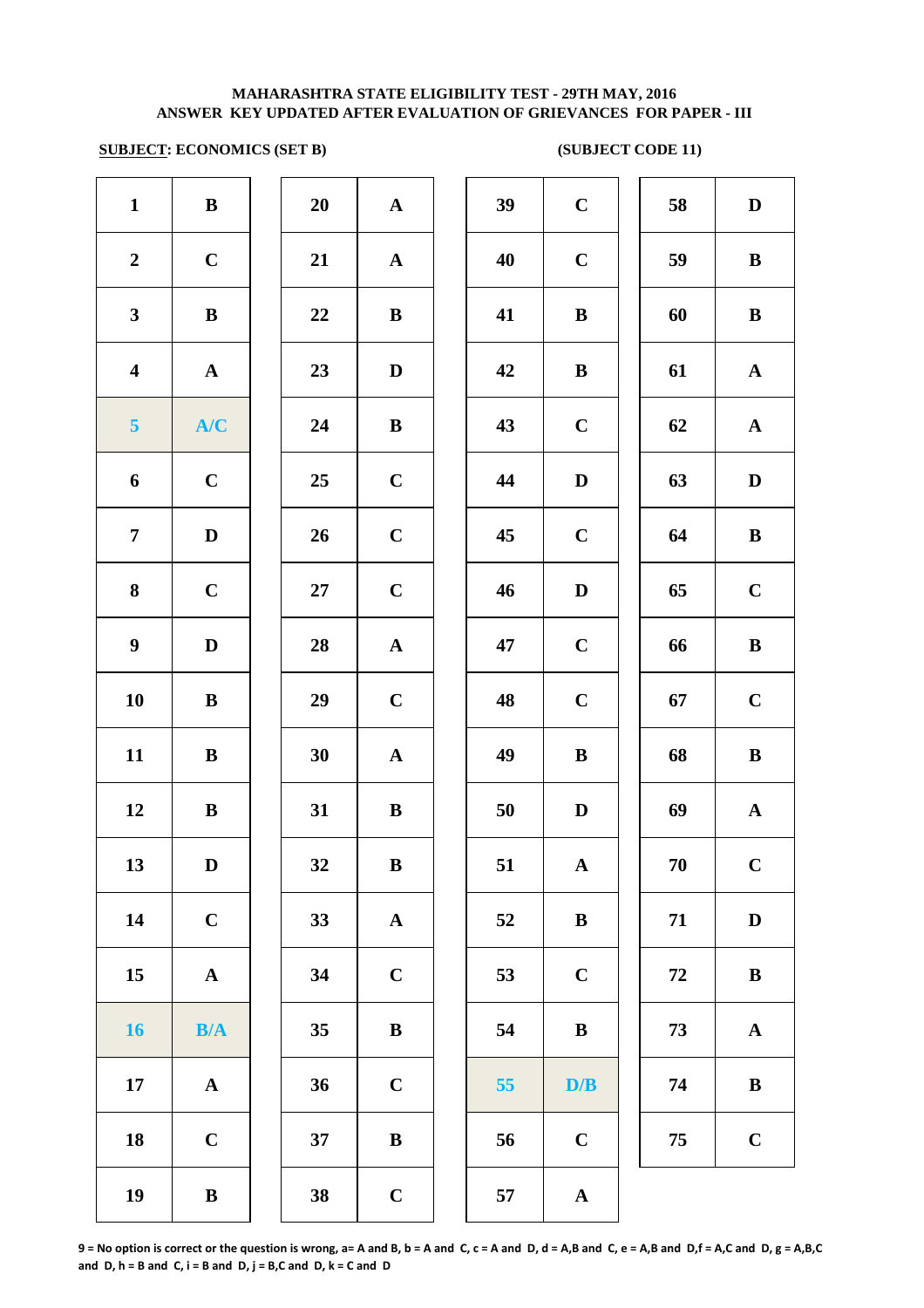**MAHARASHTRA STATE ELIGIBILITY TEST - 29TH MAY, 2016**
**ANSWER KEY UPDATED AFTER EVALUATION OF GRIEVANCES FOR PAPER - III**

**SUBJECT: ECONOMICS (SET B)** **(SUBJECT CODE 11)**

| Q | Ans | Q | Ans | Q | Ans | Q | Ans |
|---|---|---|---|---|---|---|---|
| 1 | B | 20 | A | 39 | C | 58 | D |
| 2 | C | 21 | A | 40 | C | 59 | B |
| 3 | B | 22 | B | 41 | B | 60 | B |
| 4 | A | 23 | D | 42 | B | 61 | A |
| 5 | A/C | 24 | B | 43 | C | 62 | A |
| 6 | C | 25 | C | 44 | D | 63 | D |
| 7 | D | 26 | C | 45 | C | 64 | B |
| 8 | C | 27 | C | 46 | D | 65 | C |
| 9 | D | 28 | A | 47 | C | 66 | B |
| 10 | B | 29 | C | 48 | C | 67 | C |
| 11 | B | 30 | A | 49 | B | 68 | B |
| 12 | B | 31 | B | 50 | D | 69 | A |
| 13 | D | 32 | B | 51 | A | 70 | C |
| 14 | C | 33 | A | 52 | B | 71 | D |
| 15 | A | 34 | C | 53 | C | 72 | B |
| 16 | B/A | 35 | B | 54 | B | 73 | A |
| 17 | A | 36 | C | 55 | D/B | 74 | B |
| 18 | C | 37 | B | 56 | C | 75 | C |
| 19 | B | 38 | C | 57 | A | | |

**9 = No option is correct or the question is wrong, a= A and B, b = A and C, c = A and D, d = A,B and C, e = A,B and D,f = A,C and D, g = A,B,C and D, h = B and C, i = B and D, j = B,C and D, k = C and D**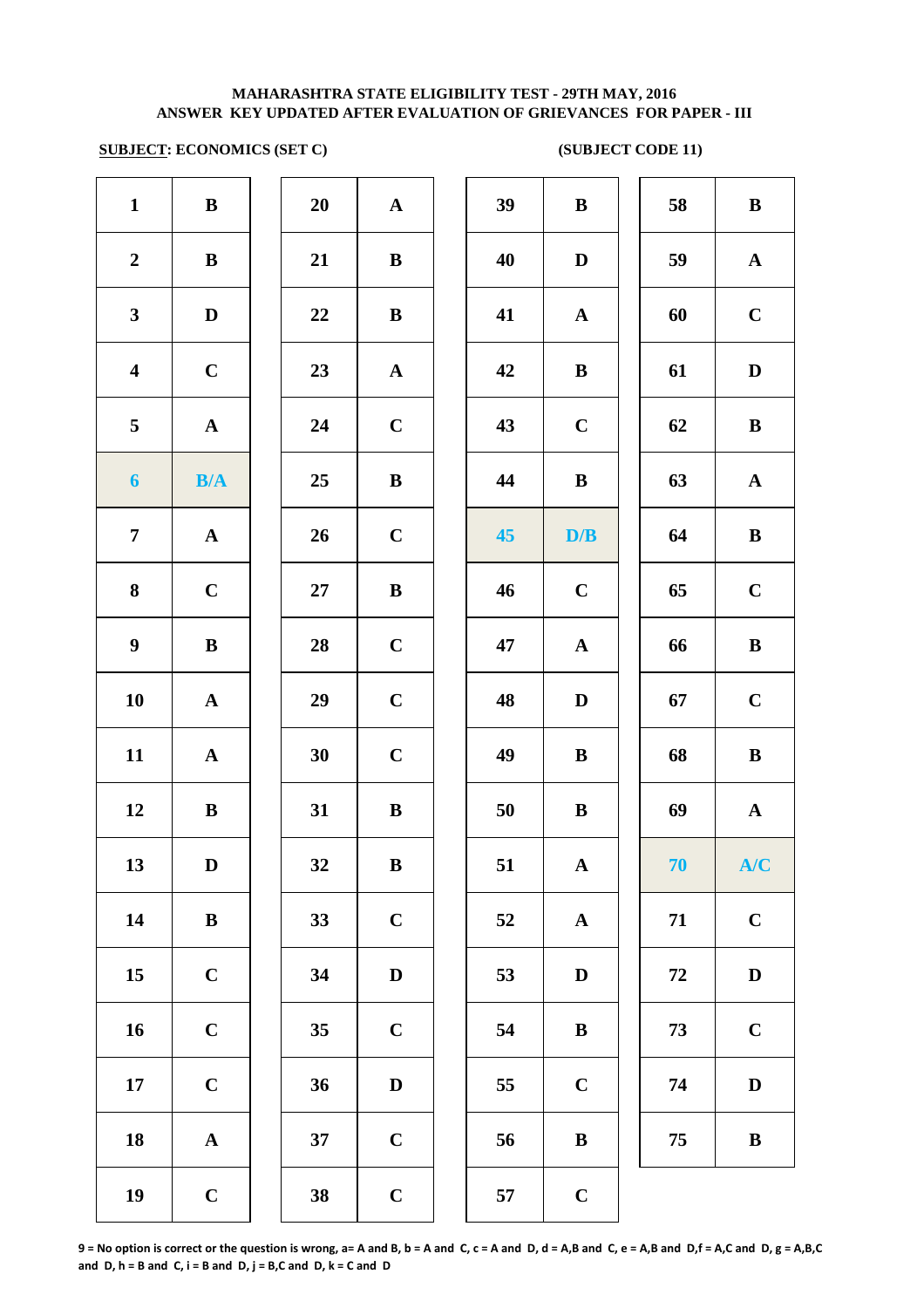**MAHARASHTRA STATE ELIGIBILITY TEST - 29TH MAY, 2016**
**ANSWER KEY UPDATED AFTER EVALUATION OF GRIEVANCES FOR PAPER - III**

**SUBJECT: ECONOMICS (SET C)** **(SUBJECT CODE 11)**

| Q | Ans | Q | Ans | Q | Ans | Q | Ans |
|---|---|---|---|---|---|---|---|
| 1 | B | 20 | A | 39 | B | 58 | B |
| 2 | B | 21 | B | 40 | D | 59 | A |
| 3 | D | 22 | B | 41 | A | 60 | C |
| 4 | C | 23 | A | 42 | B | 61 | D |
| 5 | A | 24 | C | 43 | C | 62 | B |
| 6 | B/A | 25 | B | 44 | B | 63 | A |
| 7 | A | 26 | C | 45 | D/B | 64 | B |
| 8 | C | 27 | B | 46 | C | 65 | C |
| 9 | B | 28 | C | 47 | A | 66 | B |
| 10 | A | 29 | C | 48 | D | 67 | C |
| 11 | A | 30 | C | 49 | B | 68 | B |
| 12 | B | 31 | B | 50 | B | 69 | A |
| 13 | D | 32 | B | 51 | A | 70 | A/C |
| 14 | B | 33 | C | 52 | A | 71 | C |
| 15 | C | 34 | D | 53 | D | 72 | D |
| 16 | C | 35 | C | 54 | B | 73 | C |
| 17 | C | 36 | D | 55 | C | 74 | D |
| 18 | A | 37 | C | 56 | B | 75 | B |
| 19 | C | 38 | C | 57 | C | | |

9 = No option is correct or the question is wrong, a= A and B, b = A and C, c = A and D, d = A,B and C, e = A,B and D, f = A,C and D, g = A,B,C and D, h = B and C, i = B and D, j = B,C and D, k = C and D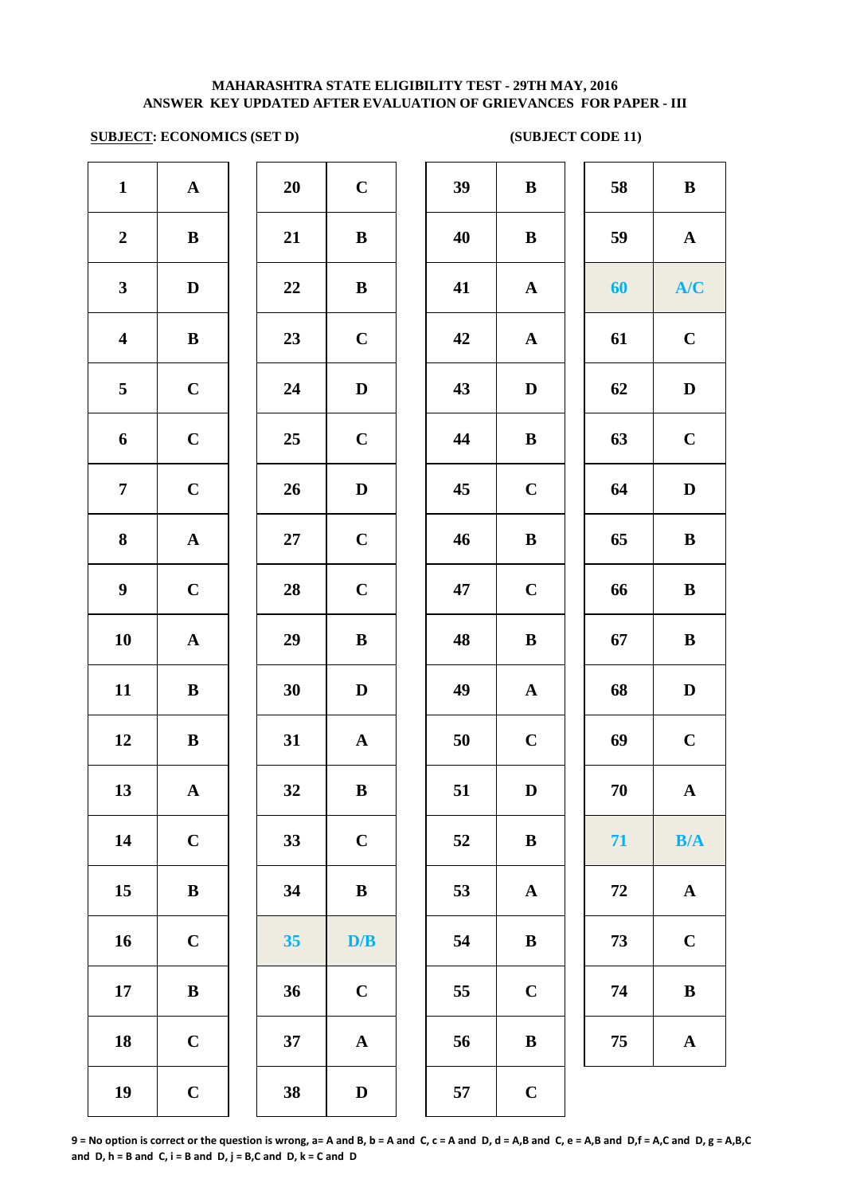**MAHARASHTRA STATE ELIGIBILITY TEST - 29TH MAY, 2016**
**ANSWER KEY UPDATED AFTER EVALUATION OF GRIEVANCES FOR PAPER - III**

**SUBJECT: ECONOMICS (SET D)** **(SUBJECT CODE 11)**

| Q | Ans | Q | Ans | Q | Ans | Q | Ans |
|---|---|---|---|---|---|---|---|
| 1 | A | 20 | C | 39 | B | 58 | B |
| 2 | B | 21 | B | 40 | B | 59 | A |
| 3 | D | 22 | B | 41 | A | 60 | A/C |
| 4 | B | 23 | C | 42 | A | 61 | C |
| 5 | C | 24 | D | 43 | D | 62 | D |
| 6 | C | 25 | C | 44 | B | 63 | C |
| 7 | C | 26 | D | 45 | C | 64 | D |
| 8 | A | 27 | C | 46 | B | 65 | B |
| 9 | C | 28 | C | 47 | C | 66 | B |
| 10 | A | 29 | B | 48 | B | 67 | B |
| 11 | B | 30 | D | 49 | A | 68 | D |
| 12 | B | 31 | A | 50 | C | 69 | C |
| 13 | A | 32 | B | 51 | D | 70 | A |
| 14 | C | 33 | C | 52 | B | 71 | B/A |
| 15 | B | 34 | B | 53 | A | 72 | A |
| 16 | C | 35 | D/B | 54 | B | 73 | C |
| 17 | B | 36 | C | 55 | C | 74 | B |
| 18 | C | 37 | A | 56 | B | 75 | A |
| 19 | C | 38 | D | 57 | C | | |

**9 = No option is correct or the question is wrong, a= A and B, b = A and C, c = A and D, d = A,B and C, e = A,B and D,f = A,C and D, g = A,B,C and D, h = B and C, i = B and D, j = B,C and D, k = C and D**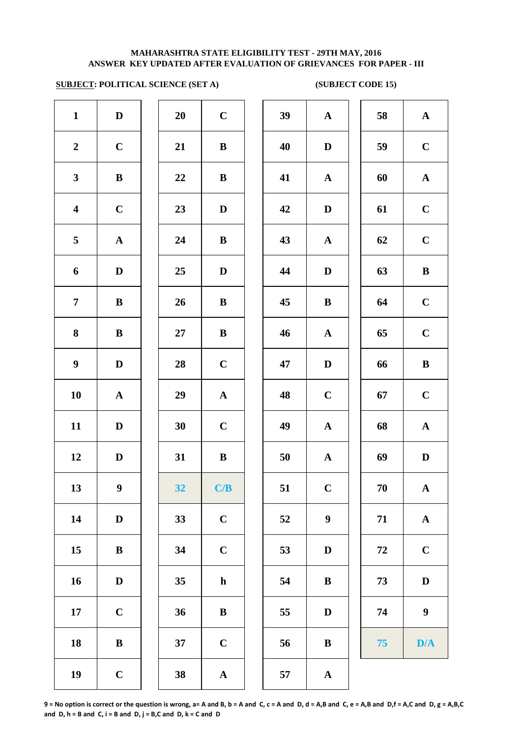**MAHARASHTRA STATE ELIGIBILITY TEST - 29TH MAY, 2016**
**ANSWER KEY UPDATED AFTER EVALUATION OF GRIEVANCES FOR PAPER - III**

**SUBJECT: POLITICAL SCIENCE (SET A)** **(SUBJECT CODE 15)**

| Q | Ans | Q | Ans | Q | Ans | Q | Ans |
|---|---|---|---|---|---|---|---|
| 1 | D | 20 | C | 39 | A | 58 | A |
| 2 | C | 21 | B | 40 | D | 59 | C |
| 3 | B | 22 | B | 41 | A | 60 | A |
| 4 | C | 23 | D | 42 | D | 61 | C |
| 5 | A | 24 | B | 43 | A | 62 | C |
| 6 | D | 25 | D | 44 | D | 63 | B |
| 7 | B | 26 | B | 45 | B | 64 | C |
| 8 | B | 27 | B | 46 | A | 65 | C |
| 9 | D | 28 | C | 47 | D | 66 | B |
| 10 | A | 29 | A | 48 | C | 67 | C |
| 11 | D | 30 | C | 49 | A | 68 | A |
| 12 | D | 31 | B | 50 | A | 69 | D |
| 13 | 9 | 32 | C/B | 51 | C | 70 | A |
| 14 | D | 33 | C | 52 | 9 | 71 | A |
| 15 | B | 34 | C | 53 | D | 72 | C |
| 16 | D | 35 | h | 54 | B | 73 | D |
| 17 | C | 36 | B | 55 | D | 74 | 9 |
| 18 | B | 37 | C | 56 | B | 75 | D/A |
| 19 | C | 38 | A | 57 | A | | |

**9 = No option is correct or the question is wrong, a= A and B, b = A and C, c = A and D, d = A,B and C, e = A,B and D,f = A,C and D, g = A,B,C and D, h = B and C, i = B and D, j = B,C and D, k = C and D**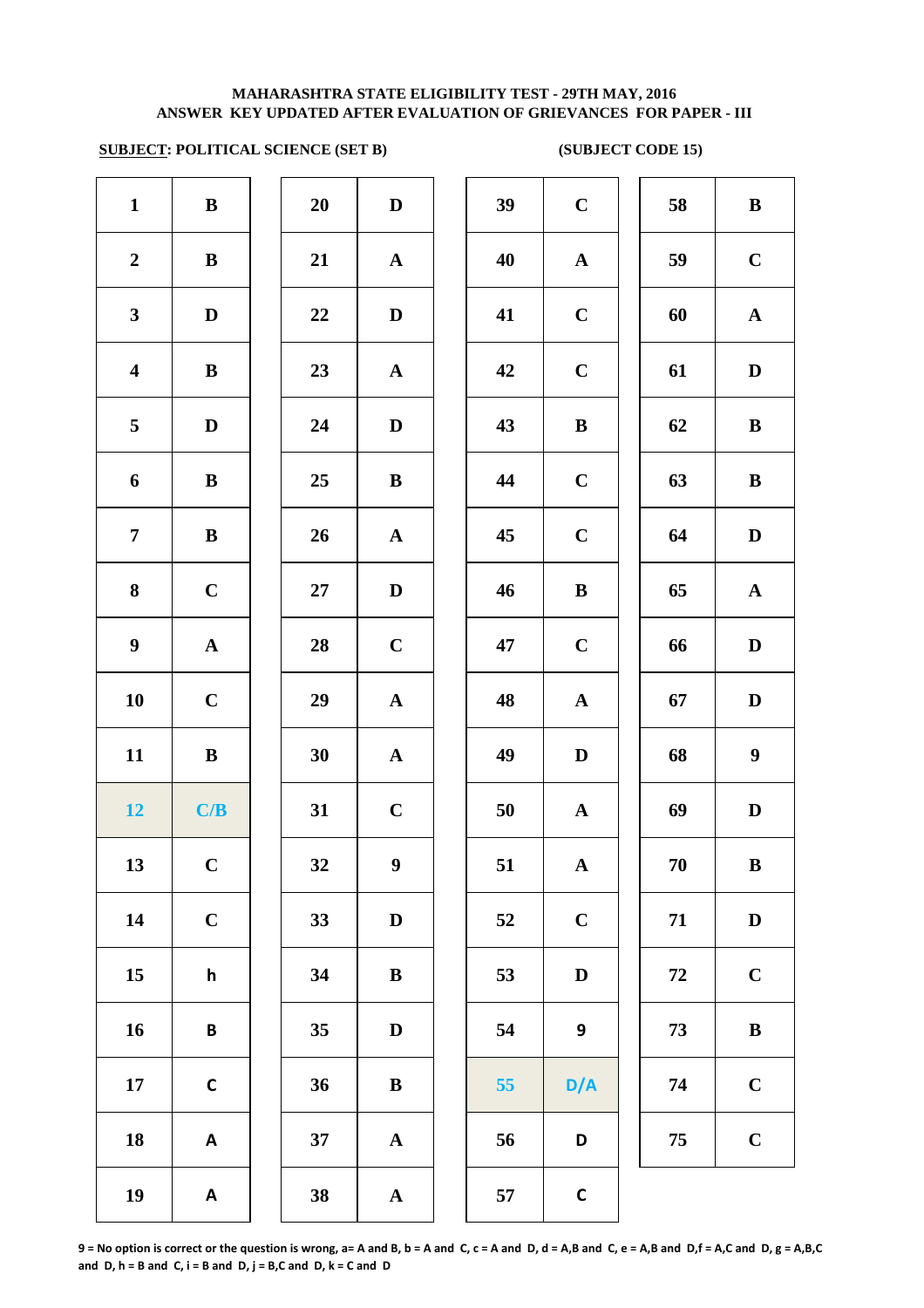**MAHARASHTRA STATE ELIGIBILITY TEST - 29TH MAY, 2016**
**ANSWER KEY UPDATED AFTER EVALUATION OF GRIEVANCES FOR PAPER - III**

**SUBJECT: POLITICAL SCIENCE (SET B)** **(SUBJECT CODE 15)**

| Q | Ans | Q | Ans | Q | Ans | Q | Ans |
|---|---|---|---|---|---|---|---|
| 1 | B | 20 | D | 39 | C | 58 | B |
| 2 | B | 21 | A | 40 | A | 59 | C |
| 3 | D | 22 | D | 41 | C | 60 | A |
| 4 | B | 23 | A | 42 | C | 61 | D |
| 5 | D | 24 | D | 43 | B | 62 | B |
| 6 | B | 25 | B | 44 | C | 63 | B |
| 7 | B | 26 | A | 45 | C | 64 | D |
| 8 | C | 27 | D | 46 | B | 65 | A |
| 9 | A | 28 | C | 47 | C | 66 | D |
| 10 | C | 29 | A | 48 | A | 67 | D |
| 11 | B | 30 | A | 49 | D | 68 | 9 |
| 12 | C/B | 31 | C | 50 | A | 69 | D |
| 13 | C | 32 | 9 | 51 | A | 70 | B |
| 14 | C | 33 | D | 52 | C | 71 | D |
| 15 | h | 34 | B | 53 | D | 72 | C |
| 16 | B | 35 | D | 54 | 9 | 73 | B |
| 17 | C | 36 | B | 55 | D/A | 74 | C |
| 18 | A | 37 | A | 56 | D | 75 | C |
| 19 | A | 38 | A | 57 | C | | |

**9 = No option is correct or the question is wrong, a= A and B, b = A and C, c = A and D, d = A,B and C, e = A,B and D,f = A,C and D, g = A,B,C and D, h = B and C, i = B and D, j = B,C and D, k = C and D**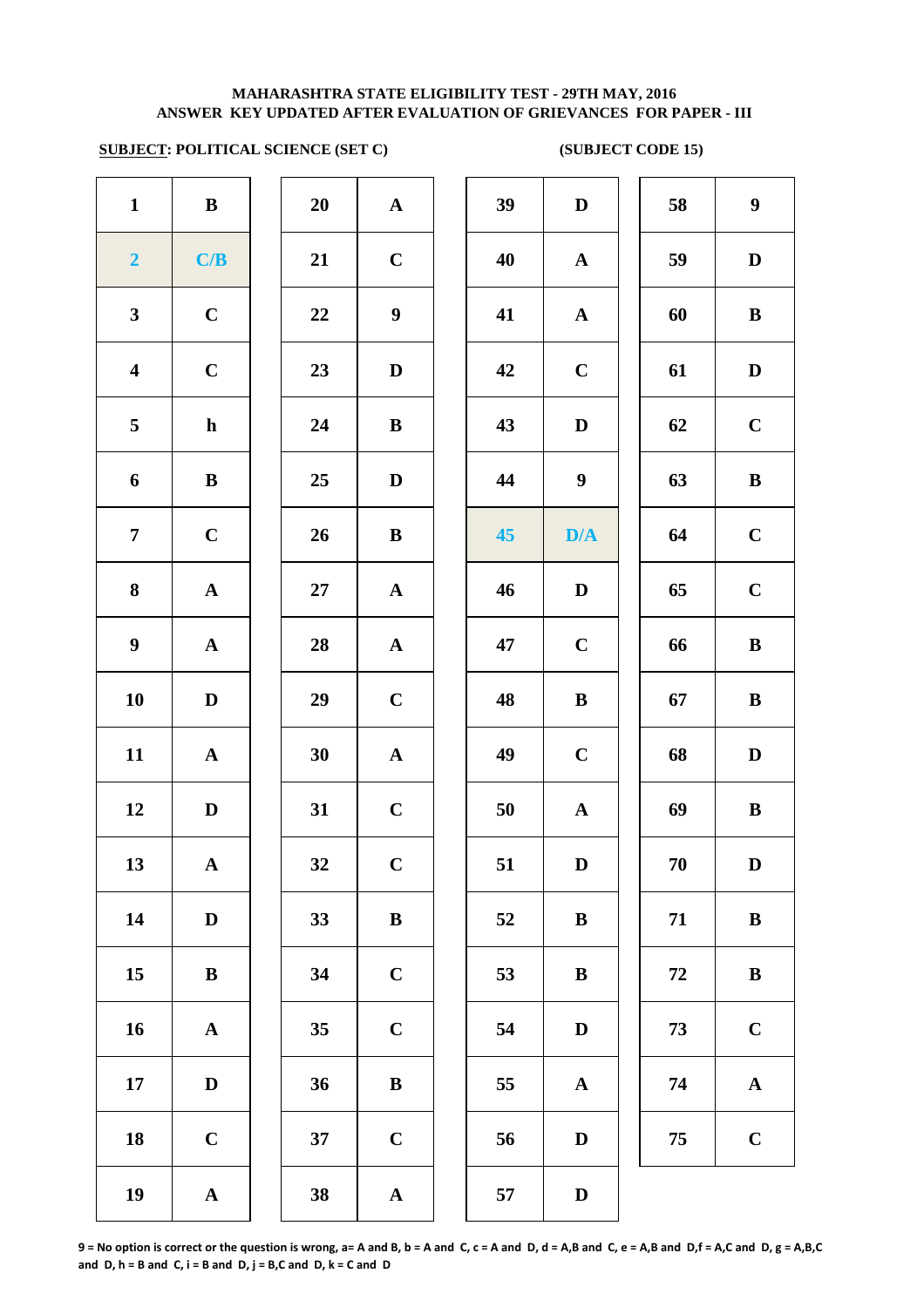**MAHARASHTRA STATE ELIGIBILITY TEST - 29TH MAY, 2016**
**ANSWER KEY UPDATED AFTER EVALUATION OF GRIEVANCES FOR PAPER - III**

**SUBJECT: POLITICAL SCIENCE (SET C)** **(SUBJECT CODE 15)**

| Q | Ans | Q | Ans | Q | Ans | Q | Ans |
|---|---|---|---|---|---|---|---|
| 1 | B | 20 | A | 39 | D | 58 | 9 |
| 2 | C/B | 21 | C | 40 | A | 59 | D |
| 3 | C | 22 | 9 | 41 | A | 60 | B |
| 4 | C | 23 | D | 42 | C | 61 | D |
| 5 | h | 24 | B | 43 | D | 62 | C |
| 6 | B | 25 | D | 44 | 9 | 63 | B |
| 7 | C | 26 | B | 45 | D/A | 64 | C |
| 8 | A | 27 | A | 46 | D | 65 | C |
| 9 | A | 28 | A | 47 | C | 66 | B |
| 10 | D | 29 | C | 48 | B | 67 | B |
| 11 | A | 30 | A | 49 | C | 68 | D |
| 12 | D | 31 | C | 50 | A | 69 | B |
| 13 | A | 32 | C | 51 | D | 70 | D |
| 14 | D | 33 | B | 52 | B | 71 | B |
| 15 | B | 34 | C | 53 | B | 72 | B |
| 16 | A | 35 | C | 54 | D | 73 | C |
| 17 | D | 36 | B | 55 | A | 74 | A |
| 18 | C | 37 | C | 56 | D | 75 | C |
| 19 | A | 38 | A | 57 | D | | |

**9 = No option is correct or the question is wrong, a= A and B, b = A and C, c = A and D, d = A,B and C, e = A,B and D,f = A,C and D, g = A,B,C and D, h = B and C, i = B and D, j = B,C and D, k = C and D**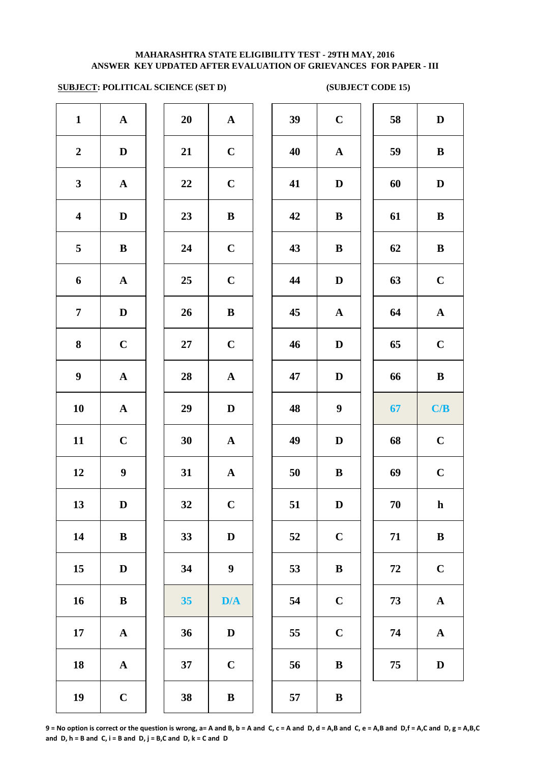**MAHARASHTRA STATE ELIGIBILITY TEST - 29TH MAY, 2016**
**ANSWER KEY UPDATED AFTER EVALUATION OF GRIEVANCES FOR PAPER - III**

**SUBJECT: POLITICAL SCIENCE (SET D)** **(SUBJECT CODE 15)**

| Q | Ans | Q | Ans | Q | Ans | Q | Ans |
|---|---|---|---|---|---|---|---|
| 1 | A | 20 | A | 39 | C | 58 | D |
| 2 | D | 21 | C | 40 | A | 59 | B |
| 3 | A | 22 | C | 41 | D | 60 | D |
| 4 | D | 23 | B | 42 | B | 61 | B |
| 5 | B | 24 | C | 43 | B | 62 | B |
| 6 | A | 25 | C | 44 | D | 63 | C |
| 7 | D | 26 | B | 45 | A | 64 | A |
| 8 | C | 27 | C | 46 | D | 65 | C |
| 9 | A | 28 | A | 47 | D | 66 | B |
| 10 | A | 29 | D | 48 | 9 | 67 | C/B |
| 11 | C | 30 | A | 49 | D | 68 | C |
| 12 | 9 | 31 | A | 50 | B | 69 | C |
| 13 | D | 32 | C | 51 | D | 70 | h |
| 14 | B | 33 | D | 52 | C | 71 | B |
| 15 | D | 34 | 9 | 53 | B | 72 | C |
| 16 | B | 35 | D/A | 54 | C | 73 | A |
| 17 | A | 36 | D | 55 | C | 74 | A |
| 18 | A | 37 | C | 56 | B | 75 | D |
| 19 | C | 38 | B | 57 | B | | |

**9 = No option is correct or the question is wrong, a= A and B, b = A and C, c = A and D, d = A,B and C, e = A,B and D,f = A,C and D, g = A,B,C and D, h = B and C, i = B and D, j = B,C and D, k = C and D**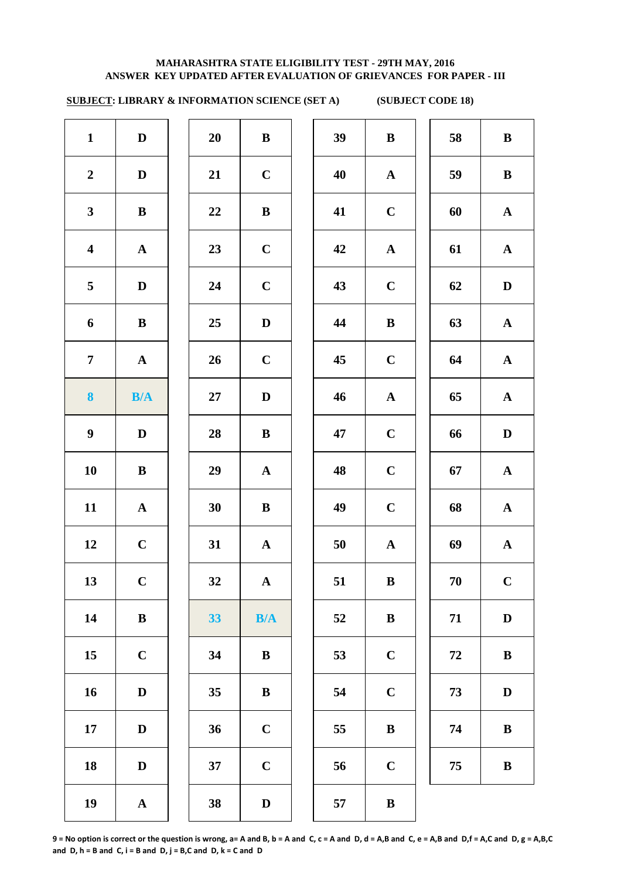**MAHARASHTRA STATE ELIGIBILITY TEST - 29TH MAY, 2016**
**ANSWER KEY UPDATED AFTER EVALUATION OF GRIEVANCES FOR PAPER - III**

**SUBJECT: LIBRARY & INFORMATION SCIENCE (SET A) (SUBJECT CODE 18)**

| Q | Ans | Q | Ans | Q | Ans | Q | Ans |
|---|---|---|---|---|---|---|---|
| 1 | D | 20 | B | 39 | B | 58 | B |
| 2 | D | 21 | C | 40 | A | 59 | B |
| 3 | B | 22 | B | 41 | C | 60 | A |
| 4 | A | 23 | C | 42 | A | 61 | A |
| 5 | D | 24 | C | 43 | C | 62 | D |
| 6 | B | 25 | D | 44 | B | 63 | A |
| 7 | A | 26 | C | 45 | C | 64 | A |
| 8 | B/A | 27 | D | 46 | A | 65 | A |
| 9 | D | 28 | B | 47 | C | 66 | D |
| 10 | B | 29 | A | 48 | C | 67 | A |
| 11 | A | 30 | B | 49 | C | 68 | A |
| 12 | C | 31 | A | 50 | A | 69 | A |
| 13 | C | 32 | A | 51 | B | 70 | C |
| 14 | B | 33 | B/A | 52 | B | 71 | D |
| 15 | C | 34 | B | 53 | C | 72 | B |
| 16 | D | 35 | B | 54 | C | 73 | D |
| 17 | D | 36 | C | 55 | B | 74 | B |
| 18 | D | 37 | C | 56 | C | 75 | B |
| 19 | A | 38 | D | 57 | B | | |

9 = No option is correct or the question is wrong, a= A and B, b = A and C, c = A and D, d = A,B and C, e = A,B and D,f = A,C and D, g = A,B,C and D, h = B and C, i = B and D, j = B,C and D, k = C and D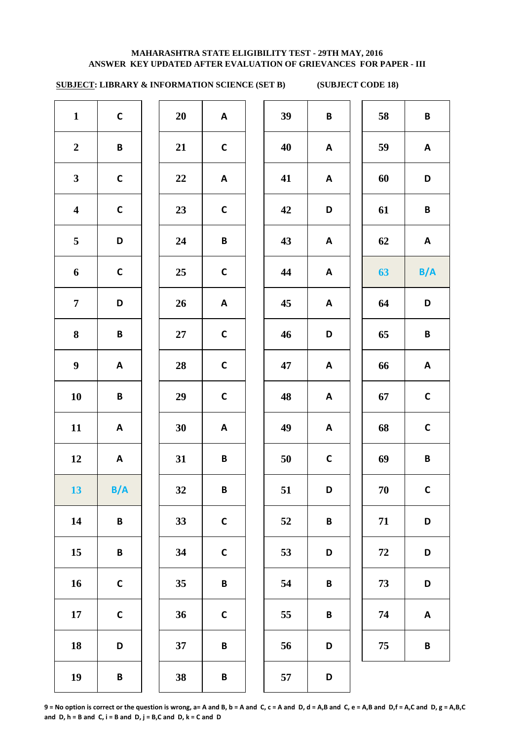**MAHARASHTRA STATE ELIGIBILITY TEST - 29TH MAY, 2016**
**ANSWER KEY UPDATED AFTER EVALUATION OF GRIEVANCES FOR PAPER - III**

**SUBJECT: LIBRARY & INFORMATION SCIENCE (SET B) (SUBJECT CODE 18)**

| Q | Ans | Q | Ans | Q | Ans | Q | Ans |
|---|---|---|---|---|---|---|---|
| 1 | C | 20 | A | 39 | B | 58 | B |
| 2 | B | 21 | C | 40 | A | 59 | A |
| 3 | C | 22 | A | 41 | A | 60 | D |
| 4 | C | 23 | C | 42 | D | 61 | B |
| 5 | D | 24 | B | 43 | A | 62 | A |
| 6 | C | 25 | C | 44 | A | 63 | B/A |
| 7 | D | 26 | A | 45 | A | 64 | D |
| 8 | B | 27 | C | 46 | D | 65 | B |
| 9 | A | 28 | C | 47 | A | 66 | A |
| 10 | B | 29 | C | 48 | A | 67 | C |
| 11 | A | 30 | A | 49 | A | 68 | C |
| 12 | A | 31 | B | 50 | C | 69 | B |
| 13 | B/A | 32 | B | 51 | D | 70 | C |
| 14 | B | 33 | C | 52 | B | 71 | D |
| 15 | B | 34 | C | 53 | D | 72 | D |
| 16 | C | 35 | B | 54 | B | 73 | D |
| 17 | C | 36 | C | 55 | B | 74 | A |
| 18 | D | 37 | B | 56 | D | 75 | B |
| 19 | B | 38 | B | 57 | D | | |

9 = No option is correct or the question is wrong, a= A and B, b = A and C, c = A and D, d = A,B and C, e = A,B and D,f = A,C and D, g = A,B,C and D, h = B and C, i = B and D, j = B,C and D, k = C and D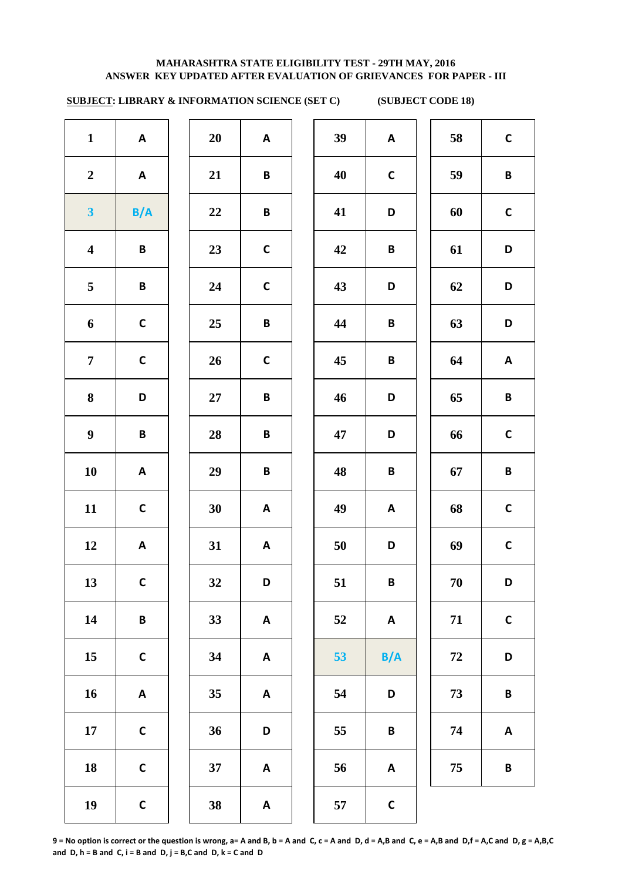MAHARASHTRA STATE ELIGIBILITY TEST - 29TH MAY, 2016

ANSWER KEY UPDATED AFTER EVALUATION OF GRIEVANCES FOR PAPER - III

**SUBJECT: LIBRARY & INFORMATION SCIENCE (SET C)** **(SUBJECT CODE 18)**

| Q | Ans | Q | Ans | Q | Ans | Q | Ans |
|---|---|---|---|---|---|---|---|
| 1 | A | 20 | A | 39 | A | 58 | C |
| 2 | A | 21 | B | 40 | C | 59 | B |
| 3 | B/A | 22 | B | 41 | D | 60 | C |
| 4 | B | 23 | C | 42 | B | 61 | D |
| 5 | B | 24 | C | 43 | D | 62 | D |
| 6 | C | 25 | B | 44 | B | 63 | D |
| 7 | C | 26 | C | 45 | B | 64 | A |
| 8 | D | 27 | B | 46 | D | 65 | B |
| 9 | B | 28 | B | 47 | D | 66 | C |
| 10 | A | 29 | B | 48 | B | 67 | B |
| 11 | C | 30 | A | 49 | A | 68 | C |
| 12 | A | 31 | A | 50 | D | 69 | C |
| 13 | C | 32 | D | 51 | B | 70 | D |
| 14 | B | 33 | A | 52 | A | 71 | C |
| 15 | C | 34 | A | 53 | B/A | 72 | D |
| 16 | A | 35 | A | 54 | D | 73 | B |
| 17 | C | 36 | D | 55 | B | 74 | A |
| 18 | C | 37 | A | 56 | A | 75 | B |
| 19 | C | 38 | A | 57 | C | | |

9 = No option is correct or the question is wrong, a= A and B, b = A and C, c = A and D, d = A,B and C, e = A,B and D,f = A,C and D, g = A,B,C and D, h = B and C, i = B and D, j = B,C and D, k = C and D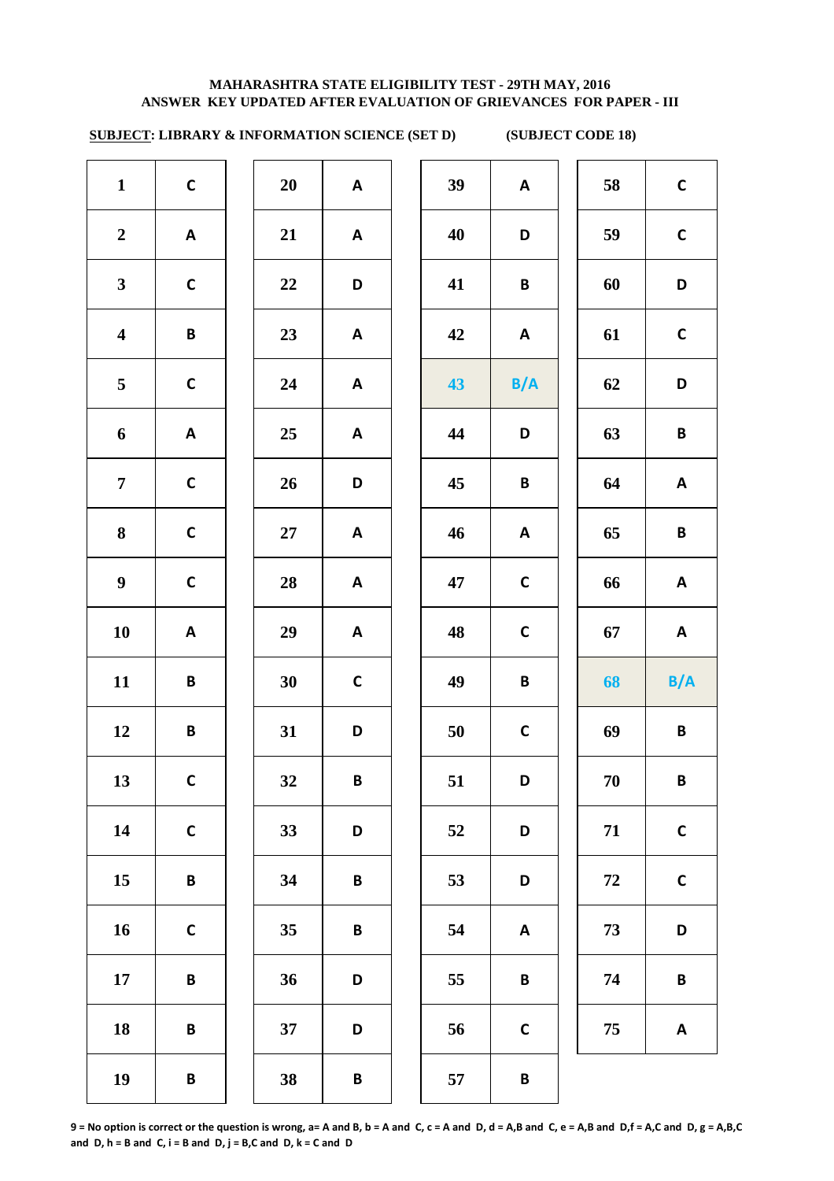**MAHARASHTRA STATE ELIGIBILITY TEST - 29TH MAY, 2016**
**ANSWER KEY UPDATED AFTER EVALUATION OF GRIEVANCES FOR PAPER - III**

**SUBJECT: LIBRARY & INFORMATION SCIENCE (SET D)** **(SUBJECT CODE 18)**

| Q | Ans | Q | Ans | Q | Ans | Q | Ans |
|---|---|---|---|---|---|---|---|
| 1 | C | 20 | A | 39 | A | 58 | C |
| 2 | A | 21 | A | 40 | D | 59 | C |
| 3 | C | 22 | D | 41 | B | 60 | D |
| 4 | B | 23 | A | 42 | A | 61 | C |
| 5 | C | 24 | A | 43 | B/A | 62 | D |
| 6 | A | 25 | A | 44 | D | 63 | B |
| 7 | C | 26 | D | 45 | B | 64 | A |
| 8 | C | 27 | A | 46 | A | 65 | B |
| 9 | C | 28 | A | 47 | C | 66 | A |
| 10 | A | 29 | A | 48 | C | 67 | A |
| 11 | B | 30 | C | 49 | B | 68 | B/A |
| 12 | B | 31 | D | 50 | C | 69 | B |
| 13 | C | 32 | B | 51 | D | 70 | B |
| 14 | C | 33 | D | 52 | D | 71 | C |
| 15 | B | 34 | B | 53 | D | 72 | C |
| 16 | C | 35 | B | 54 | A | 73 | D |
| 17 | B | 36 | D | 55 | B | 74 | B |
| 18 | B | 37 | D | 56 | C | 75 | A |
| 19 | B | 38 | B | 57 | B | | |

**9 = No option is correct or the question is wrong, a= A and B, b = A and C, c = A and D, d = A,B and C, e = A,B and D,f = A,C and D, g = A,B,C and D, h = B and C, i = B and D, j = B,C and D, k = C and D**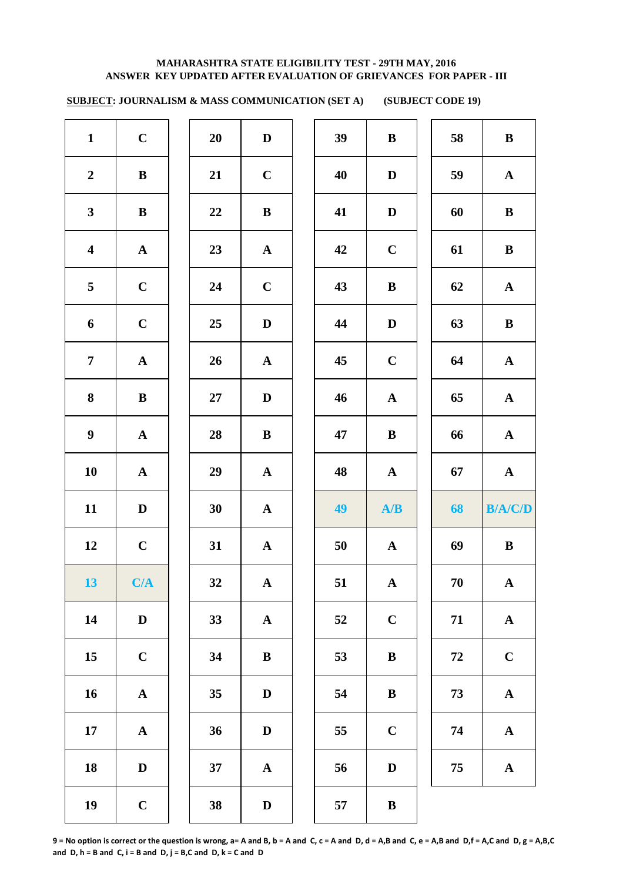**MAHARASHTRA STATE ELIGIBILITY TEST - 29TH MAY, 2016**
**ANSWER KEY UPDATED AFTER EVALUATION OF GRIEVANCES FOR PAPER - III**

**SUBJECT: JOURNALISM & MASS COMMUNICATION (SET A) (SUBJECT CODE 19)**

| Q | Ans | Q | Ans | Q | Ans | Q | Ans |
|---|---|---|---|---|---|---|---|
| 1 | C | 20 | D | 39 | B | 58 | B |
| 2 | B | 21 | C | 40 | D | 59 | A |
| 3 | B | 22 | B | 41 | D | 60 | B |
| 4 | A | 23 | A | 42 | C | 61 | B |
| 5 | C | 24 | C | 43 | B | 62 | A |
| 6 | C | 25 | D | 44 | D | 63 | B |
| 7 | A | 26 | A | 45 | C | 64 | A |
| 8 | B | 27 | D | 46 | A | 65 | A |
| 9 | A | 28 | B | 47 | B | 66 | A |
| 10 | A | 29 | A | 48 | A | 67 | A |
| 11 | D | 30 | A | 49 | A/B | 68 | B/A/C/D |
| 12 | C | 31 | A | 50 | A | 69 | B |
| 13 | C/A | 32 | A | 51 | A | 70 | A |
| 14 | D | 33 | A | 52 | C | 71 | A |
| 15 | C | 34 | B | 53 | B | 72 | C |
| 16 | A | 35 | D | 54 | B | 73 | A |
| 17 | A | 36 | D | 55 | C | 74 | A |
| 18 | D | 37 | A | 56 | D | 75 | A |
| 19 | C | 38 | D | 57 | B | | |

**9 = No option is correct or the question is wrong, a= A and B, b = A and C, c = A and D, d = A,B and C, e = A,B and D,f = A,C and D, g = A,B,C and D, h = B and C, i = B and D, j = B,C and D, k = C and D**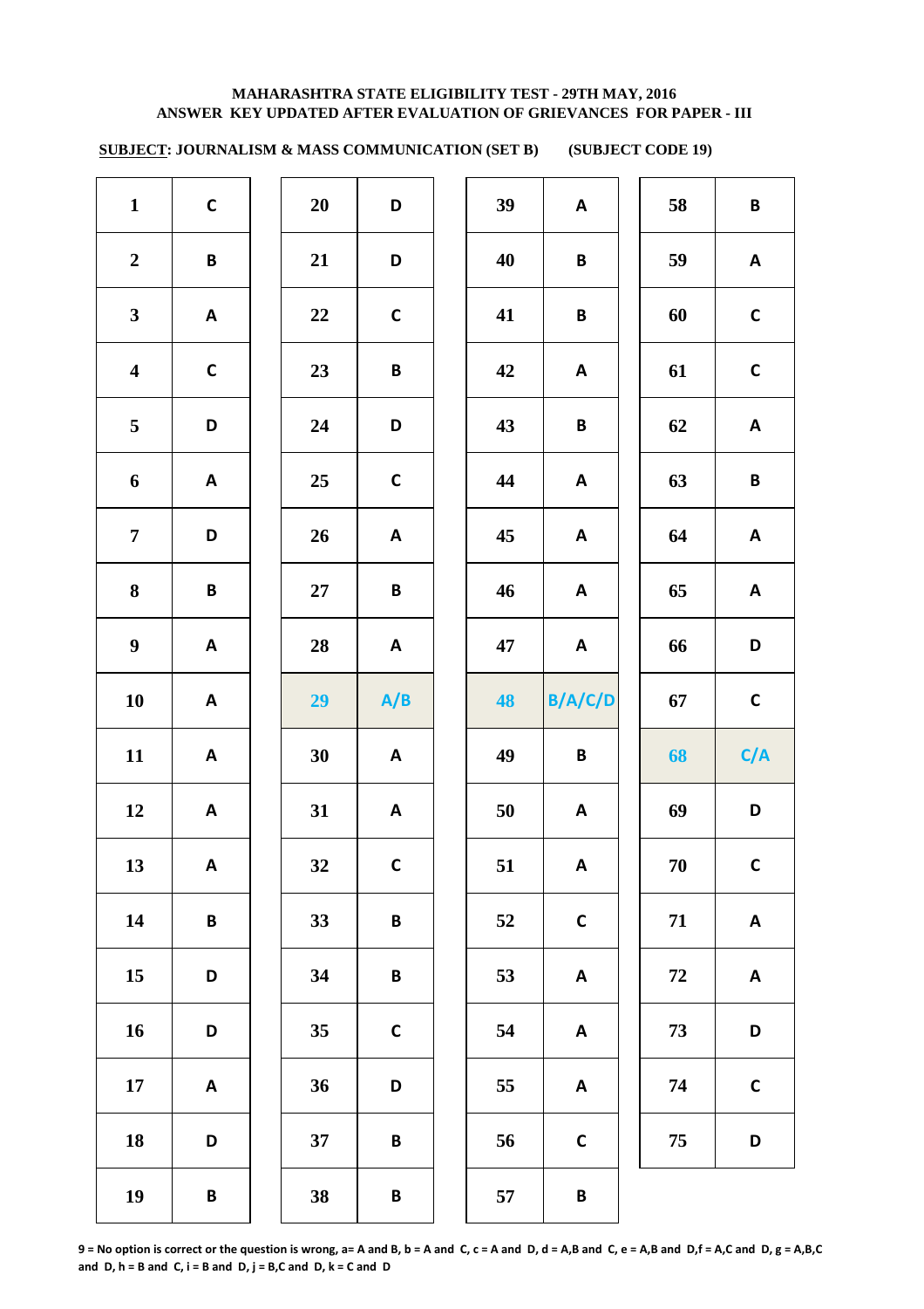**MAHARASHTRA STATE ELIGIBILITY TEST - 29TH MAY, 2016**
**ANSWER KEY UPDATED AFTER EVALUATION OF GRIEVANCES FOR PAPER - III**

**SUBJECT: JOURNALISM & MASS COMMUNICATION (SET B) (SUBJECT CODE 19)**

| Q | Ans | Q | Ans | Q | Ans | Q | Ans |
|---|---|---|---|---|---|---|---|
| 1 | C | 20 | D | 39 | A | 58 | B |
| 2 | B | 21 | D | 40 | B | 59 | A |
| 3 | A | 22 | C | 41 | B | 60 | C |
| 4 | C | 23 | B | 42 | A | 61 | C |
| 5 | D | 24 | D | 43 | B | 62 | A |
| 6 | A | 25 | C | 44 | A | 63 | B |
| 7 | D | 26 | A | 45 | A | 64 | A |
| 8 | B | 27 | B | 46 | A | 65 | A |
| 9 | A | 28 | A | 47 | A | 66 | D |
| 10 | A | 29 | A/B | 48 | B/A/C/D | 67 | C |
| 11 | A | 30 | A | 49 | B | 68 | C/A |
| 12 | A | 31 | A | 50 | A | 69 | D |
| 13 | A | 32 | C | 51 | A | 70 | C |
| 14 | B | 33 | B | 52 | C | 71 | A |
| 15 | D | 34 | B | 53 | A | 72 | A |
| 16 | D | 35 | C | 54 | A | 73 | D |
| 17 | A | 36 | D | 55 | A | 74 | C |
| 18 | D | 37 | B | 56 | C | 75 | D |
| 19 | B | 38 | B | 57 | B | | |

**9 = No option is correct or the question is wrong, a= A and B, b = A and C, c = A and D, d = A,B and C, e = A,B and D,f = A,C and D, g = A,B,C and D, h = B and C, i = B and D, j = B,C and D, k = C and D**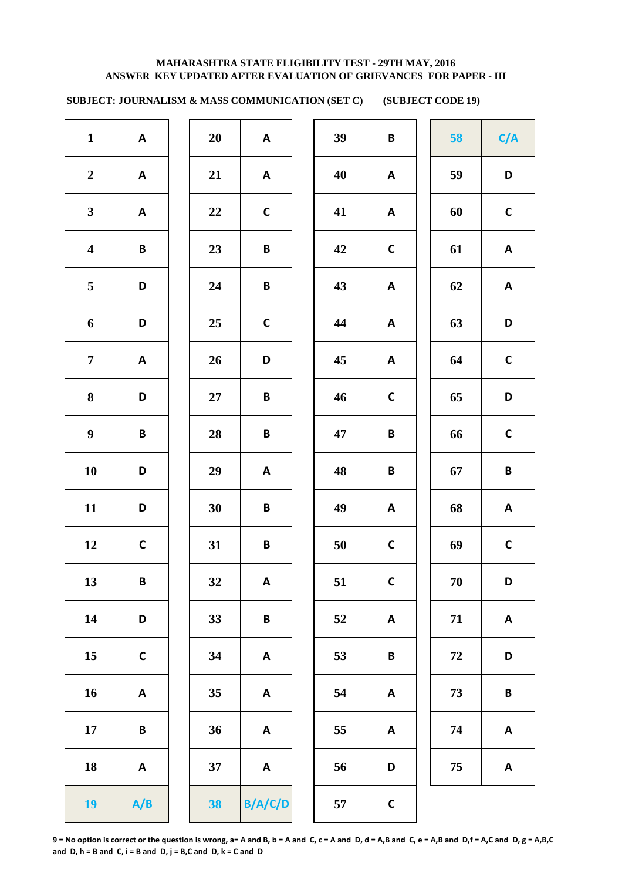**MAHARASHTRA STATE ELIGIBILITY TEST - 29TH MAY, 2016**
**ANSWER KEY UPDATED AFTER EVALUATION OF GRIEVANCES FOR PAPER - III**

**SUBJECT: JOURNALISM & MASS COMMUNICATION (SET C) (SUBJECT CODE 19)**

| Q | Ans | Q | Ans | Q | Ans | Q | Ans |
|---|---|---|---|---|---|---|---|
| 1 | A | 20 | A | 39 | B | 58 | C/A |
| 2 | A | 21 | A | 40 | A | 59 | D |
| 3 | A | 22 | C | 41 | A | 60 | C |
| 4 | B | 23 | B | 42 | C | 61 | A |
| 5 | D | 24 | B | 43 | A | 62 | A |
| 6 | D | 25 | C | 44 | A | 63 | D |
| 7 | A | 26 | D | 45 | A | 64 | C |
| 8 | D | 27 | B | 46 | C | 65 | D |
| 9 | B | 28 | B | 47 | B | 66 | C |
| 10 | D | 29 | A | 48 | B | 67 | B |
| 11 | D | 30 | B | 49 | A | 68 | A |
| 12 | C | 31 | B | 50 | C | 69 | C |
| 13 | B | 32 | A | 51 | C | 70 | D |
| 14 | D | 33 | B | 52 | A | 71 | A |
| 15 | C | 34 | A | 53 | B | 72 | D |
| 16 | A | 35 | A | 54 | A | 73 | B |
| 17 | B | 36 | A | 55 | A | 74 | A |
| 18 | A | 37 | A | 56 | D | 75 | A |
| 19 | A/B | 38 | B/A/C/D | 57 | C | | |

9 = No option is correct or the question is wrong, a= A and B, b = A and C, c = A and D, d = A,B and C, e = A,B and D,f = A,C and D, g = A,B,C and D, h = B and C, i = B and D, j = B,C and D, k = C and D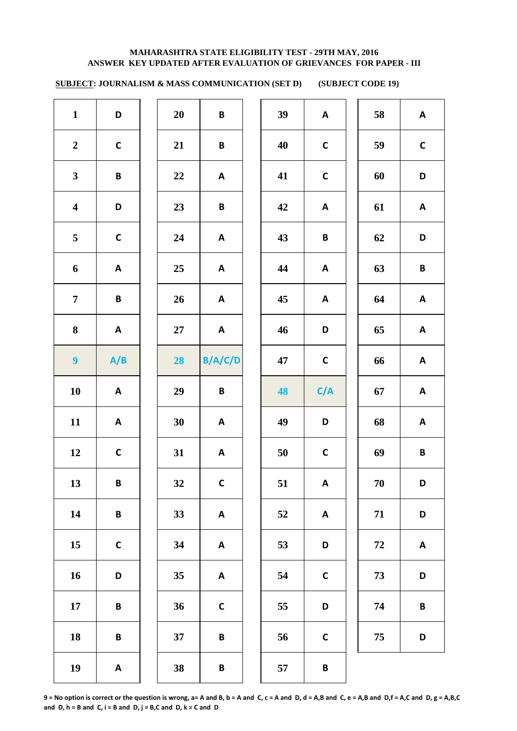**MAHARASHTRA STATE ELIGIBILITY TEST - 29TH MAY, 2016**
**ANSWER KEY UPDATED AFTER EVALUATION OF GRIEVANCES FOR PAPER - III**

**SUBJECT: JOURNALISM & MASS COMMUNICATION (SET D) (SUBJECT CODE 19)**

| Q | Ans | Q | Ans | Q | Ans | Q | Ans |
|---|---|---|---|---|---|---|---|
| 1 | D | 20 | B | 39 | A | 58 | A |
| 2 | C | 21 | B | 40 | C | 59 | C |
| 3 | B | 22 | A | 41 | C | 60 | D |
| 4 | D | 23 | B | 42 | A | 61 | A |
| 5 | C | 24 | A | 43 | B | 62 | D |
| 6 | A | 25 | A | 44 | A | 63 | B |
| 7 | B | 26 | A | 45 | A | 64 | A |
| 8 | A | 27 | A | 46 | D | 65 | A |
| 9 | A/B | 28 | B/A/C/D | 47 | C | 66 | A |
| 10 | A | 29 | B | 48 | C/A | 67 | A |
| 11 | A | 30 | A | 49 | D | 68 | A |
| 12 | C | 31 | A | 50 | C | 69 | B |
| 13 | B | 32 | C | 51 | A | 70 | D |
| 14 | B | 33 | A | 52 | A | 71 | D |
| 15 | C | 34 | A | 53 | D | 72 | A |
| 16 | D | 35 | A | 54 | C | 73 | D |
| 17 | B | 36 | C | 55 | D | 74 | B |
| 18 | B | 37 | B | 56 | C | 75 | D |
| 19 | A | 38 | B | 57 | B | | |

9 = No option is correct or the question is wrong, a= A and B, b = A and C, c = A and D, d = A,B and C, e = A,B and D,f = A,C and D, g = A,B,C and D, h = B and C, i = B and D, j = B,C and D, k = C and D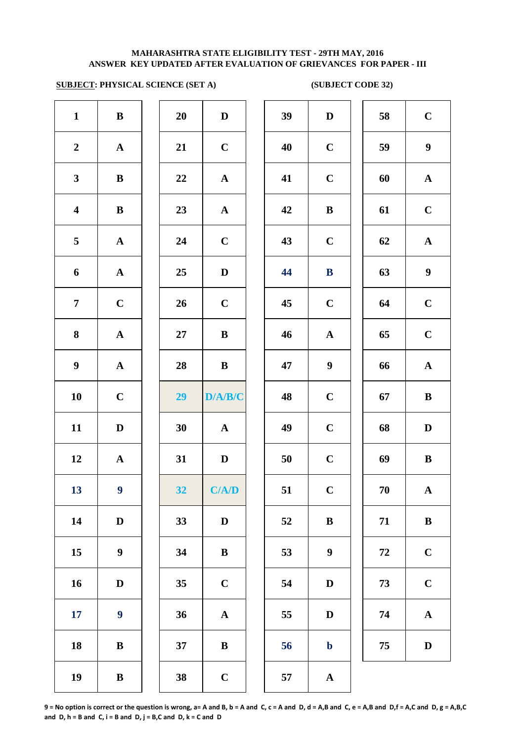**MAHARASHTRA STATE ELIGIBILITY TEST - 29TH MAY, 2016**
**ANSWER KEY UPDATED AFTER EVALUATION OF GRIEVANCES FOR PAPER - III**

**SUBJECT: PHYSICAL SCIENCE (SET A)** **(SUBJECT CODE 32)**

| Q | Ans | Q | Ans | Q | Ans | Q | Ans |
|---|---|---|---|---|---|---|---|
| 1 | B | 20 | D | 39 | D | 58 | C |
| 2 | A | 21 | C | 40 | C | 59 | 9 |
| 3 | B | 22 | A | 41 | C | 60 | A |
| 4 | B | 23 | A | 42 | B | 61 | C |
| 5 | A | 24 | C | 43 | C | 62 | A |
| 6 | A | 25 | D | 44 | B | 63 | 9 |
| 7 | C | 26 | C | 45 | C | 64 | C |
| 8 | A | 27 | B | 46 | A | 65 | C |
| 9 | A | 28 | B | 47 | 9 | 66 | A |
| 10 | C | 29 | D/A/B/C | 48 | C | 67 | B |
| 11 | D | 30 | A | 49 | C | 68 | D |
| 12 | A | 31 | D | 50 | C | 69 | B |
| 13 | 9 | 32 | C/A/D | 51 | C | 70 | A |
| 14 | D | 33 | D | 52 | B | 71 | B |
| 15 | 9 | 34 | B | 53 | 9 | 72 | C |
| 16 | D | 35 | C | 54 | D | 73 | C |
| 17 | 9 | 36 | A | 55 | D | 74 | A |
| 18 | B | 37 | B | 56 | b | 75 | D |
| 19 | B | 38 | C | 57 | A | | |

**9 = No option is correct or the question is wrong, a= A and B, b = A and C, c = A and D, d = A,B and C, e = A,B and D,f = A,C and D, g = A,B,C and D, h = B and C, i = B and D, j = B,C and D, k = C and D**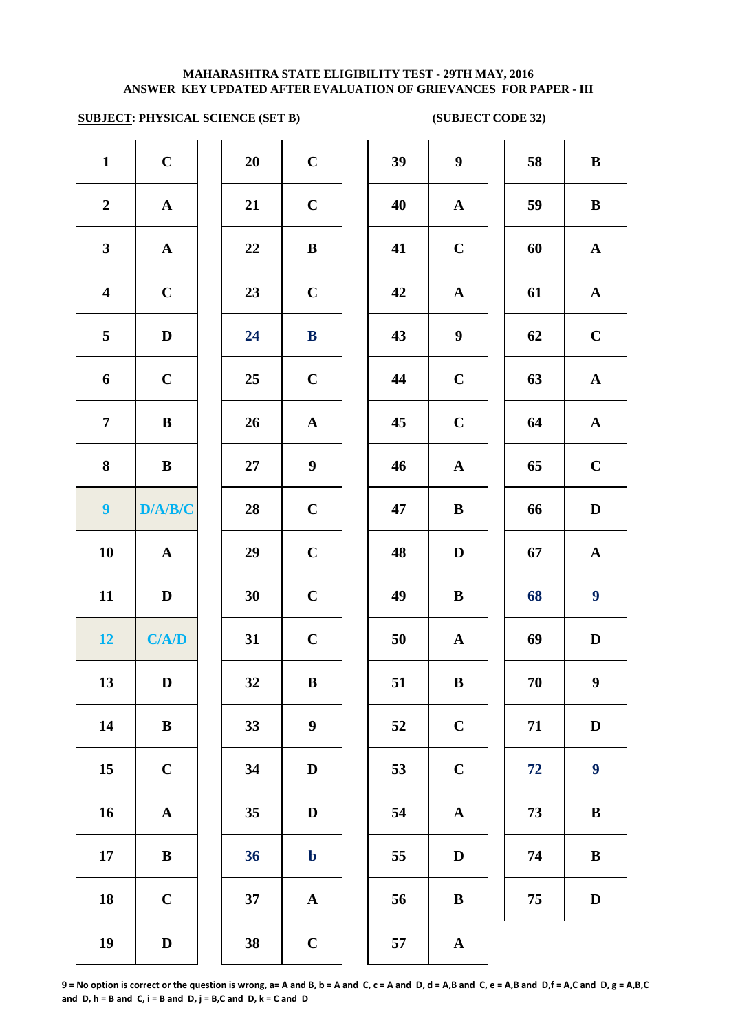**MAHARASHTRA STATE ELIGIBILITY TEST - 29TH MAY, 2016**
**ANSWER KEY UPDATED AFTER EVALUATION OF GRIEVANCES FOR PAPER - III**

**SUBJECT: PHYSICAL SCIENCE (SET B)** **(SUBJECT CODE 32)**

| Q | Ans | Q | Ans | Q | Ans | Q | Ans |
|---|---|---|---|---|---|---|---|
| 1 | C | 20 | C | 39 | 9 | 58 | B |
| 2 | A | 21 | C | 40 | A | 59 | B |
| 3 | A | 22 | B | 41 | C | 60 | A |
| 4 | C | 23 | C | 42 | A | 61 | A |
| 5 | D | 24 | B | 43 | 9 | 62 | C |
| 6 | C | 25 | C | 44 | C | 63 | A |
| 7 | B | 26 | A | 45 | C | 64 | A |
| 8 | B | 27 | 9 | 46 | A | 65 | C |
| 9 | D/A/B/C | 28 | C | 47 | B | 66 | D |
| 10 | A | 29 | C | 48 | D | 67 | A |
| 11 | D | 30 | C | 49 | B | 68 | 9 |
| 12 | C/A/D | 31 | C | 50 | A | 69 | D |
| 13 | D | 32 | B | 51 | B | 70 | 9 |
| 14 | B | 33 | 9 | 52 | C | 71 | D |
| 15 | C | 34 | D | 53 | C | 72 | 9 |
| 16 | A | 35 | D | 54 | A | 73 | B |
| 17 | B | 36 | b | 55 | D | 74 | B |
| 18 | C | 37 | A | 56 | B | 75 | D |
| 19 | D | 38 | C | 57 | A | | |

**9 = No option is correct or the question is wrong, a= A and B, b = A and C, c = A and D, d = A,B and C, e = A,B and D,f = A,C and D, g = A,B,C and D, h = B and C, i = B and D, j = B,C and D, k = C and D**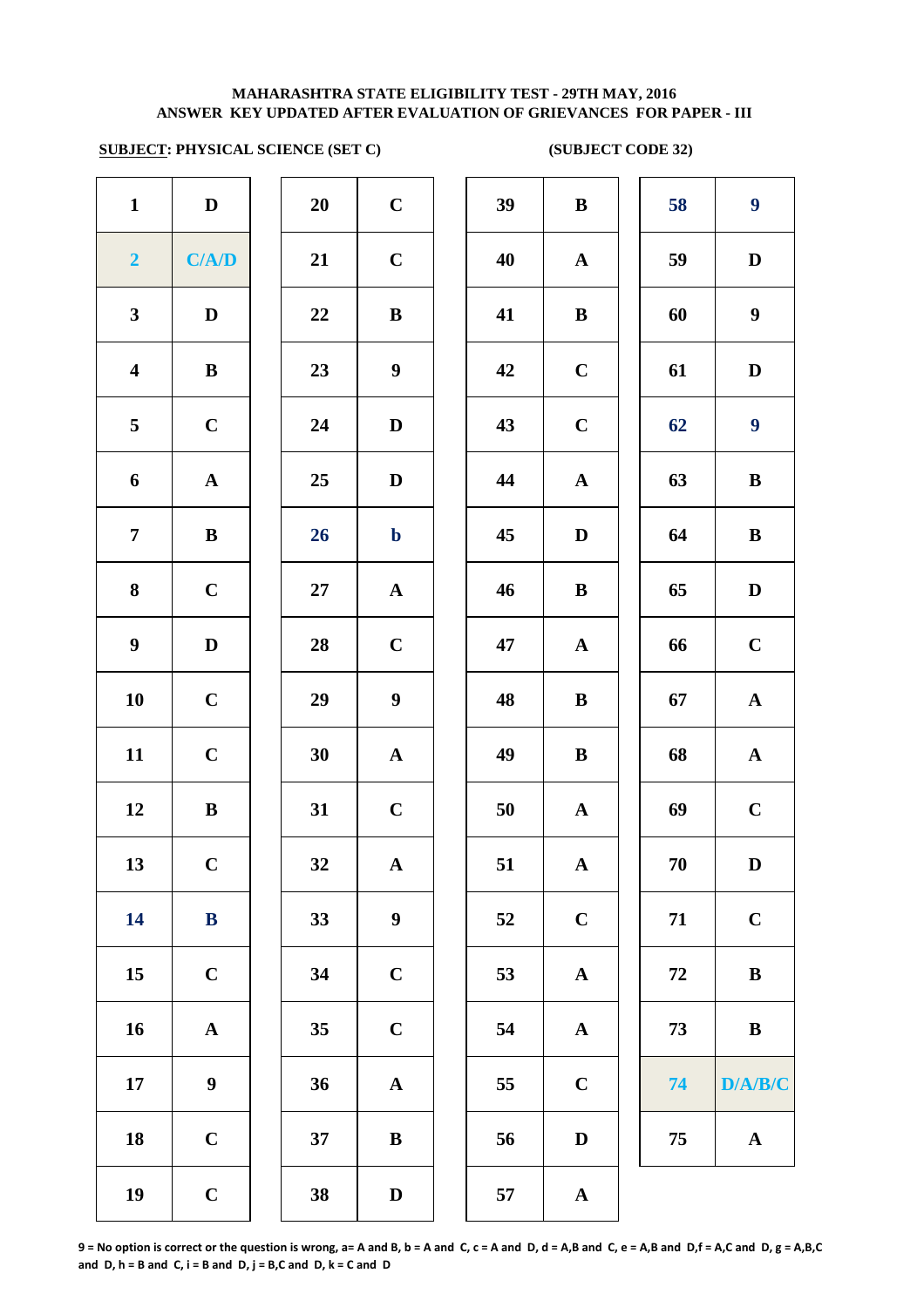**MAHARASHTRA STATE ELIGIBILITY TEST - 29TH MAY, 2016**
**ANSWER KEY UPDATED AFTER EVALUATION OF GRIEVANCES FOR PAPER - III**

**SUBJECT: PHYSICAL SCIENCE (SET C)** **(SUBJECT CODE 32)**

| Q | Ans | Q | Ans | Q | Ans | Q | Ans |
|---|---|---|---|---|---|---|---|
| 1 | D | 20 | C | 39 | B | 58 | 9 |
| 2 | C/A/D | 21 | C | 40 | A | 59 | D |
| 3 | D | 22 | B | 41 | B | 60 | 9 |
| 4 | B | 23 | 9 | 42 | C | 61 | D |
| 5 | C | 24 | D | 43 | C | 62 | 9 |
| 6 | A | 25 | D | 44 | A | 63 | B |
| 7 | B | 26 | b | 45 | D | 64 | B |
| 8 | C | 27 | A | 46 | B | 65 | D |
| 9 | D | 28 | C | 47 | A | 66 | C |
| 10 | C | 29 | 9 | 48 | B | 67 | A |
| 11 | C | 30 | A | 49 | B | 68 | A |
| 12 | B | 31 | C | 50 | A | 69 | C |
| 13 | C | 32 | A | 51 | A | 70 | D |
| 14 | B | 33 | 9 | 52 | C | 71 | C |
| 15 | C | 34 | C | 53 | A | 72 | B |
| 16 | A | 35 | C | 54 | A | 73 | B |
| 17 | 9 | 36 | A | 55 | C | 74 | D/A/B/C |
| 18 | C | 37 | B | 56 | D | 75 | A |
| 19 | C | 38 | D | 57 | A | | |

**9 = No option is correct or the question is wrong, a= A and B, b = A and C, c = A and D, d = A,B and C, e = A,B and D,f = A,C and D, g = A,B,C and D, h = B and C, i = B and D, j = B,C and D, k = C and D**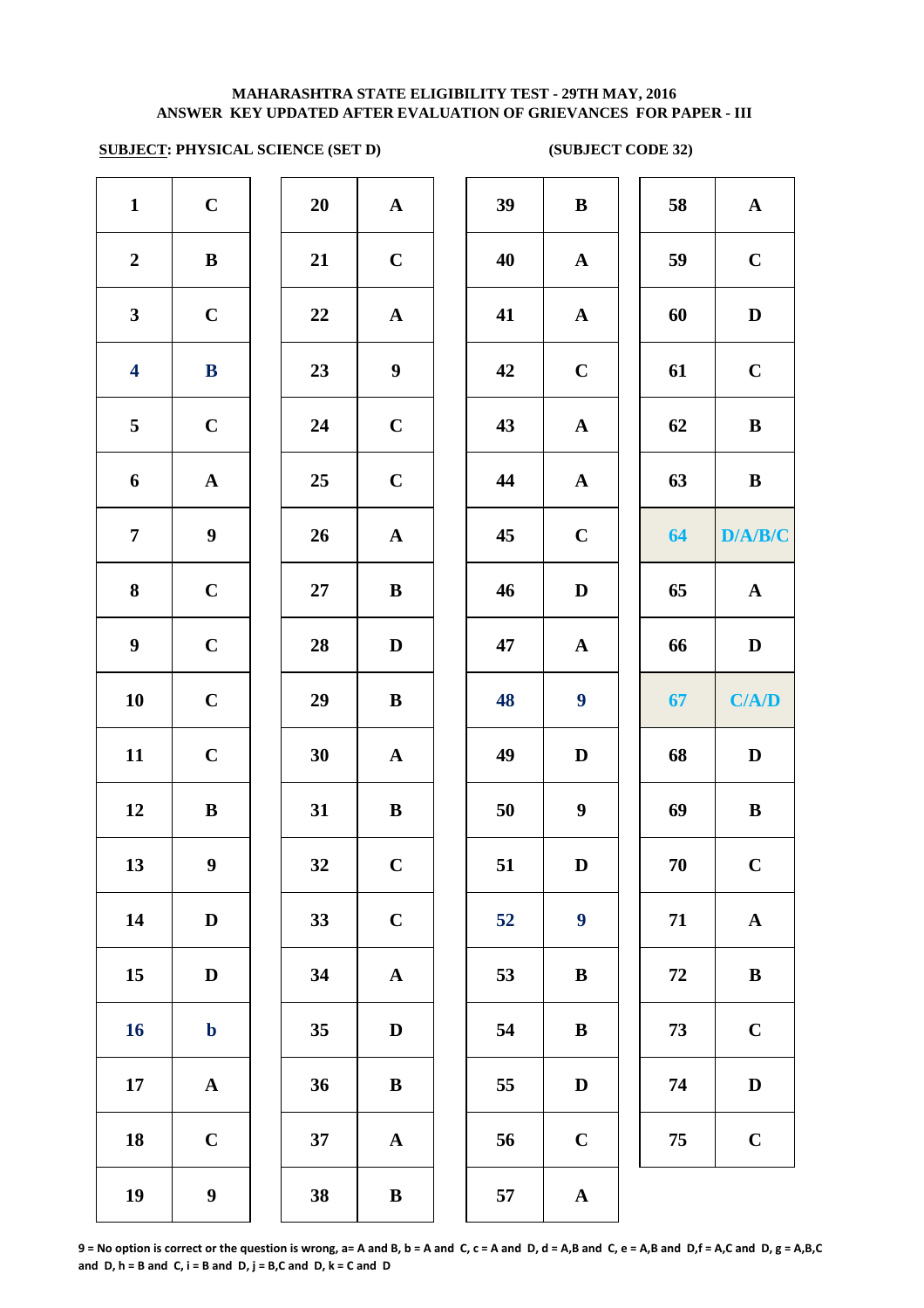**MAHARASHTRA STATE ELIGIBILITY TEST - 29TH MAY, 2016**
**ANSWER KEY UPDATED AFTER EVALUATION OF GRIEVANCES FOR PAPER - III**

**SUBJECT: PHYSICAL SCIENCE (SET D)** **(SUBJECT CODE 32)**

| Q | Ans | Q | Ans | Q | Ans | Q | Ans |
|---|---|---|---|---|---|---|---|
| 1 | C | 20 | A | 39 | B | 58 | A |
| 2 | B | 21 | C | 40 | A | 59 | C |
| 3 | C | 22 | A | 41 | A | 60 | D |
| 4 | B | 23 | 9 | 42 | C | 61 | C |
| 5 | C | 24 | C | 43 | A | 62 | B |
| 6 | A | 25 | C | 44 | A | 63 | B |
| 7 | 9 | 26 | A | 45 | C | 64 | D/A/B/C |
| 8 | C | 27 | B | 46 | D | 65 | A |
| 9 | C | 28 | D | 47 | A | 66 | D |
| 10 | C | 29 | B | 48 | 9 | 67 | C/A/D |
| 11 | C | 30 | A | 49 | D | 68 | D |
| 12 | B | 31 | B | 50 | 9 | 69 | B |
| 13 | 9 | 32 | C | 51 | D | 70 | C |
| 14 | D | 33 | C | 52 | 9 | 71 | A |
| 15 | D | 34 | A | 53 | B | 72 | B |
| 16 | b | 35 | D | 54 | B | 73 | C |
| 17 | A | 36 | B | 55 | D | 74 | D |
| 18 | C | 37 | A | 56 | C | 75 | C |
| 19 | 9 | 38 | B | 57 | A | | |

**9 = No option is correct or the question is wrong, a= A and B, b = A and C, c = A and D, d = A,B and C, e = A,B and D, f = A,C and D, g = A,B,C and D, h = B and C, i = B and D, j = B,C and D, k = C and D**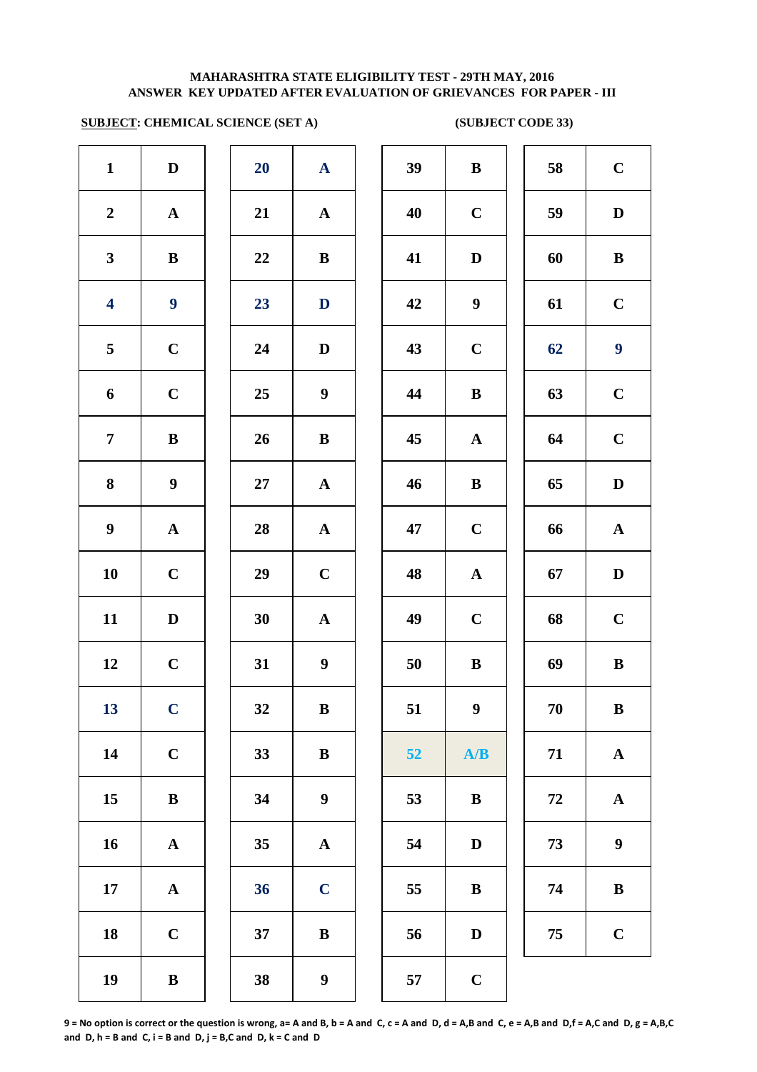**MAHARASHTRA STATE ELIGIBILITY TEST - 29TH MAY, 2016**
**ANSWER KEY UPDATED AFTER EVALUATION OF GRIEVANCES FOR PAPER - III**

**SUBJECT: CHEMICAL SCIENCE (SET A)** **(SUBJECT CODE 33)**

| Q | Ans | Q | Ans | Q | Ans | Q | Ans |
|---|---|---|---|---|---|---|---|
| 1 | D | 20 | A | 39 | B | 58 | C |
| 2 | A | 21 | A | 40 | C | 59 | D |
| 3 | B | 22 | B | 41 | D | 60 | B |
| 4 | 9 | 23 | D | 42 | 9 | 61 | C |
| 5 | C | 24 | D | 43 | C | 62 | 9 |
| 6 | C | 25 | 9 | 44 | B | 63 | C |
| 7 | B | 26 | B | 45 | A | 64 | C |
| 8 | 9 | 27 | A | 46 | B | 65 | D |
| 9 | A | 28 | A | 47 | C | 66 | A |
| 10 | C | 29 | C | 48 | A | 67 | D |
| 11 | D | 30 | A | 49 | C | 68 | C |
| 12 | C | 31 | 9 | 50 | B | 69 | B |
| 13 | C | 32 | B | 51 | 9 | 70 | B |
| 14 | C | 33 | B | 52 | A/B | 71 | A |
| 15 | B | 34 | 9 | 53 | B | 72 | A |
| 16 | A | 35 | A | 54 | D | 73 | 9 |
| 17 | A | 36 | C | 55 | B | 74 | B |
| 18 | C | 37 | B | 56 | D | 75 | C |
| 19 | B | 38 | 9 | 57 | C | | |

**9 = No option is correct or the question is wrong, a= A and B, b = A and C, c = A and D, d = A,B and C, e = A,B and D,f = A,C and D, g = A,B,C and D, h = B and C, i = B and D, j = B,C and D, k = C and D**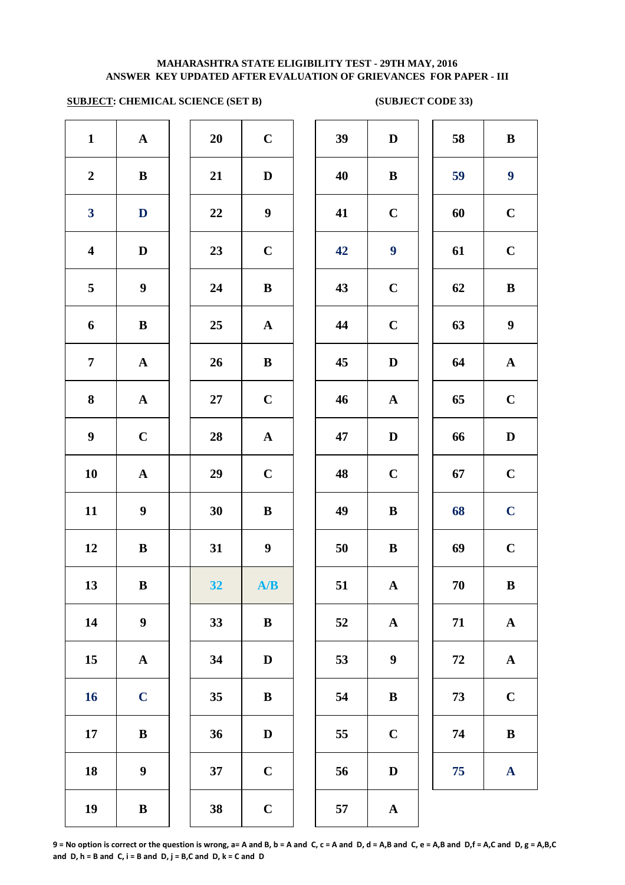**MAHARASHTRA STATE ELIGIBILITY TEST - 29TH MAY, 2016**
**ANSWER KEY UPDATED AFTER EVALUATION OF GRIEVANCES FOR PAPER - III**

**SUBJECT: CHEMICAL SCIENCE (SET B)** **(SUBJECT CODE 33)**

| Q | Ans | Q | Ans | Q | Ans | Q | Ans |
|---|---|---|---|---|---|---|---|
| 1 | A | 20 | C | 39 | D | 58 | B |
| 2 | B | 21 | D | 40 | B | 59 | 9 |
| 3 | D | 22 | 9 | 41 | C | 60 | C |
| 4 | D | 23 | C | 42 | 9 | 61 | C |
| 5 | 9 | 24 | B | 43 | C | 62 | B |
| 6 | B | 25 | A | 44 | C | 63 | 9 |
| 7 | A | 26 | B | 45 | D | 64 | A |
| 8 | A | 27 | C | 46 | A | 65 | C |
| 9 | C | 28 | A | 47 | D | 66 | D |
| 10 | A | 29 | C | 48 | C | 67 | C |
| 11 | 9 | 30 | B | 49 | B | 68 | C |
| 12 | B | 31 | 9 | 50 | B | 69 | C |
| 13 | B | 32 | A/B | 51 | A | 70 | B |
| 14 | 9 | 33 | B | 52 | A | 71 | A |
| 15 | A | 34 | D | 53 | 9 | 72 | A |
| 16 | C | 35 | B | 54 | B | 73 | C |
| 17 | B | 36 | D | 55 | C | 74 | B |
| 18 | 9 | 37 | C | 56 | D | 75 | A |
| 19 | B | 38 | C | 57 | A | | |

**9 = No option is correct or the question is wrong, a= A and B, b = A and C, c = A and D, d = A,B and C, e = A,B and D,f = A,C and D, g = A,B,C and D, h = B and C, i = B and D, j = B,C and D, k = C and D**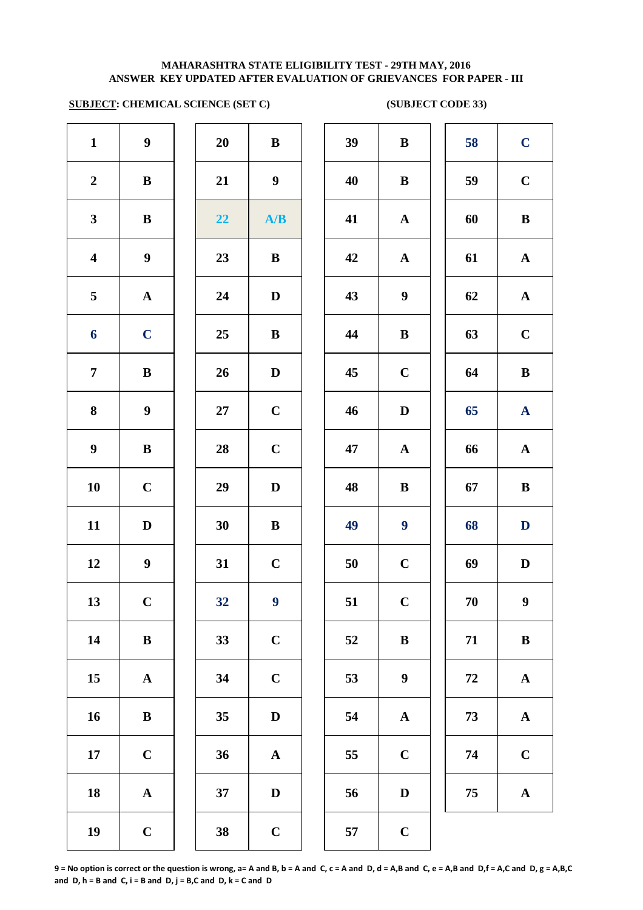**MAHARASHTRA STATE ELIGIBILITY TEST - 29TH MAY, 2016**
**ANSWER KEY UPDATED AFTER EVALUATION OF GRIEVANCES FOR PAPER - III**

**SUBJECT: CHEMICAL SCIENCE (SET C)** **(SUBJECT CODE 33)**

| Q | Ans | Q | Ans | Q | Ans | Q | Ans |
|---|---|---|---|---|---|---|---|
| 1 | 9 | 20 | B | 39 | B | 58 | C |
| 2 | B | 21 | 9 | 40 | B | 59 | C |
| 3 | B | 22 | A/B | 41 | A | 60 | B |
| 4 | 9 | 23 | B | 42 | A | 61 | A |
| 5 | A | 24 | D | 43 | 9 | 62 | A |
| 6 | C | 25 | B | 44 | B | 63 | C |
| 7 | B | 26 | D | 45 | C | 64 | B |
| 8 | 9 | 27 | C | 46 | D | 65 | A |
| 9 | B | 28 | C | 47 | A | 66 | A |
| 10 | C | 29 | D | 48 | B | 67 | B |
| 11 | D | 30 | B | 49 | 9 | 68 | D |
| 12 | 9 | 31 | C | 50 | C | 69 | D |
| 13 | C | 32 | 9 | 51 | C | 70 | 9 |
| 14 | B | 33 | C | 52 | B | 71 | B |
| 15 | A | 34 | C | 53 | 9 | 72 | A |
| 16 | B | 35 | D | 54 | A | 73 | A |
| 17 | C | 36 | A | 55 | C | 74 | C |
| 18 | A | 37 | D | 56 | D | 75 | A |
| 19 | C | 38 | C | 57 | C | | |

**9 = No option is correct or the question is wrong, a= A and B, b = A and C, c = A and D, d = A,B and C, e = A,B and D,f = A,C and D, g = A,B,C and D, h = B and C, i = B and D, j = B,C and D, k = C and D**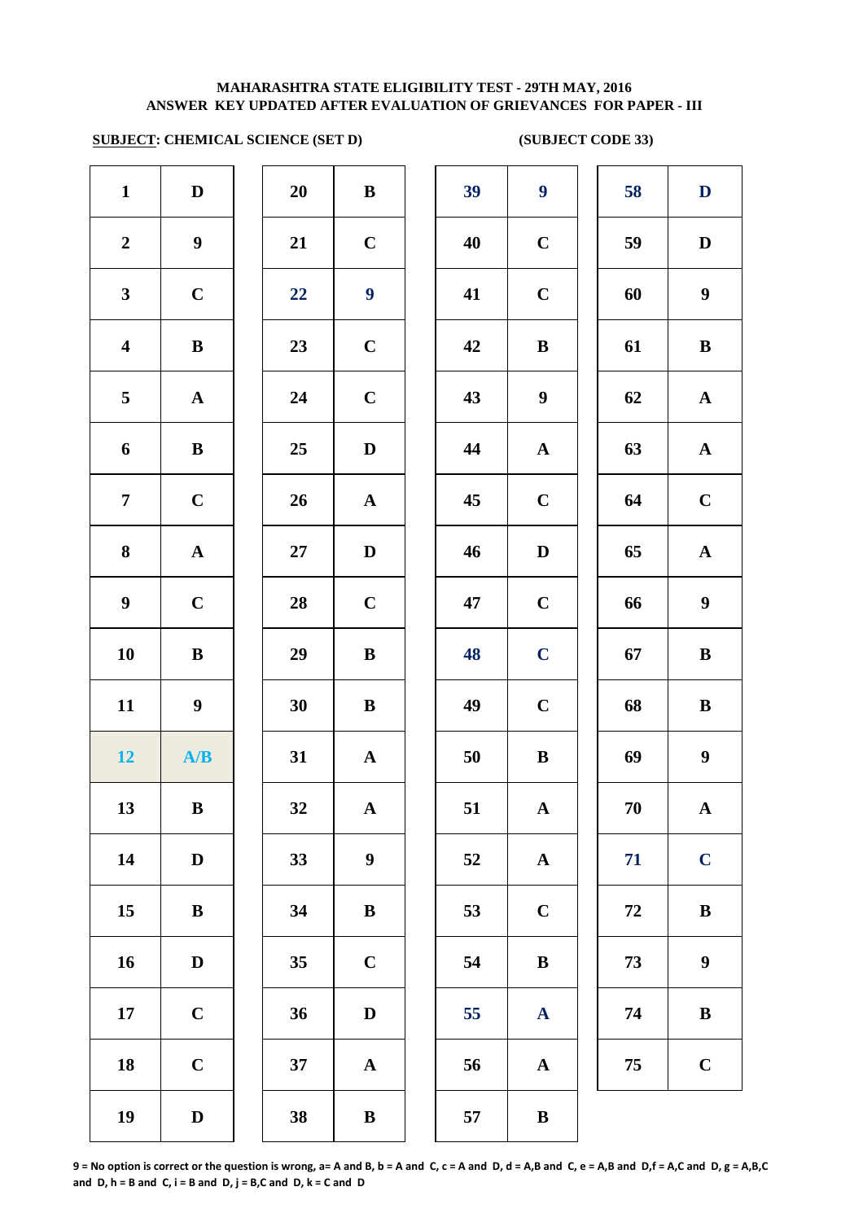**MAHARASHTRA STATE ELIGIBILITY TEST - 29TH MAY, 2016**
**ANSWER KEY UPDATED AFTER EVALUATION OF GRIEVANCES FOR PAPER - III**

**SUBJECT: CHEMICAL SCIENCE (SET D)** (SUBJECT CODE 33)

| Q | Ans | Q | Ans | Q | Ans | Q | Ans |
|---|---|---|---|---|---|---|---|
| 1 | D | 20 | B | 39 | 9 | 58 | D |
| 2 | 9 | 21 | C | 40 | C | 59 | D |
| 3 | C | 22 | 9 | 41 | C | 60 | 9 |
| 4 | B | 23 | C | 42 | B | 61 | B |
| 5 | A | 24 | C | 43 | 9 | 62 | A |
| 6 | B | 25 | D | 44 | A | 63 | A |
| 7 | C | 26 | A | 45 | C | 64 | C |
| 8 | A | 27 | D | 46 | D | 65 | A |
| 9 | C | 28 | C | 47 | C | 66 | 9 |
| 10 | B | 29 | B | 48 | C | 67 | B |
| 11 | 9 | 30 | B | 49 | C | 68 | B |
| 12 | A/B | 31 | A | 50 | B | 69 | 9 |
| 13 | B | 32 | A | 51 | A | 70 | A |
| 14 | D | 33 | 9 | 52 | A | 71 | C |
| 15 | B | 34 | B | 53 | C | 72 | B |
| 16 | D | 35 | C | 54 | B | 73 | 9 |
| 17 | C | 36 | D | 55 | A | 74 | B |
| 18 | C | 37 | A | 56 | A | 75 | C |
| 19 | D | 38 | B | 57 | B | | |

**9 = No option is correct or the question is wrong, a= A and B, b = A and C, c = A and D, d = A,B and C, e = A,B and D,f = A,C and D, g = A,B,C and D, h = B and C, i = B and D, j = B,C and D, k = C and D**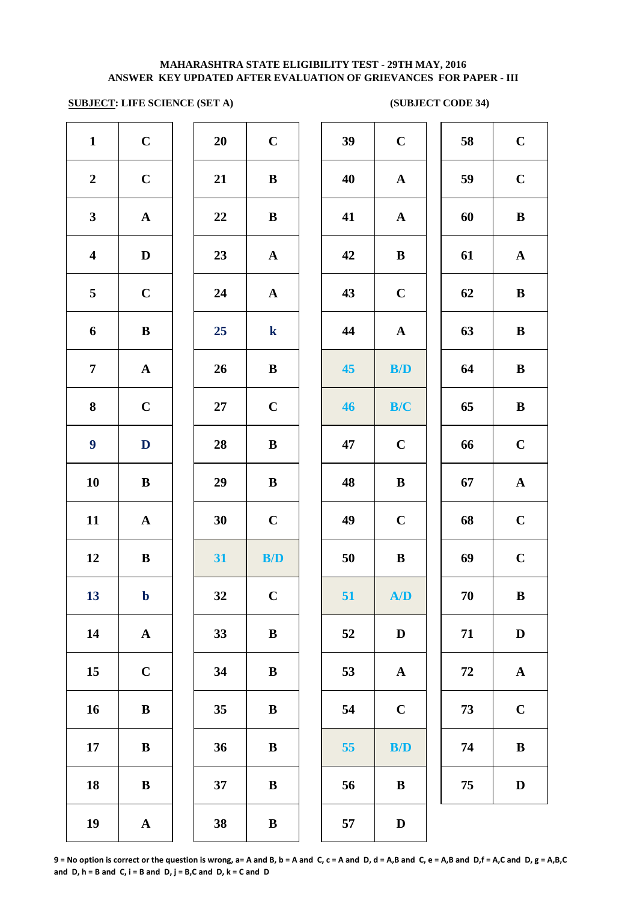**MAHARASHTRA STATE ELIGIBILITY TEST - 29TH MAY, 2016**
**ANSWER KEY UPDATED AFTER EVALUATION OF GRIEVANCES FOR PAPER - III**

**SUBJECT: LIFE SCIENCE (SET A)** **(SUBJECT CODE 34)**

| Q | Ans | Q | Ans | Q | Ans | Q | Ans |
|---|---|---|---|---|---|---|---|
| 1 | C | 20 | C | 39 | C | 58 | C |
| 2 | C | 21 | B | 40 | A | 59 | C |
| 3 | A | 22 | B | 41 | A | 60 | B |
| 4 | D | 23 | A | 42 | B | 61 | A |
| 5 | C | 24 | A | 43 | C | 62 | B |
| 6 | B | 25 | k | 44 | A | 63 | B |
| 7 | A | 26 | B | 45 | B/D | 64 | B |
| 8 | C | 27 | C | 46 | B/C | 65 | B |
| 9 | D | 28 | B | 47 | C | 66 | C |
| 10 | B | 29 | B | 48 | B | 67 | A |
| 11 | A | 30 | C | 49 | C | 68 | C |
| 12 | B | 31 | B/D | 50 | B | 69 | C |
| 13 | b | 32 | C | 51 | A/D | 70 | B |
| 14 | A | 33 | B | 52 | D | 71 | D |
| 15 | C | 34 | B | 53 | A | 72 | A |
| 16 | B | 35 | B | 54 | C | 73 | C |
| 17 | B | 36 | B | 55 | B/D | 74 | B |
| 18 | B | 37 | B | 56 | B | 75 | D |
| 19 | A | 38 | B | 57 | D | | |

**9 = No option is correct or the question is wrong, a= A and B, b = A and C, c = A and D, d = A,B and C, e = A,B and D,f = A,C and D, g = A,B,C and D, h = B and C, i = B and D, j = B,C and D, k = C and D**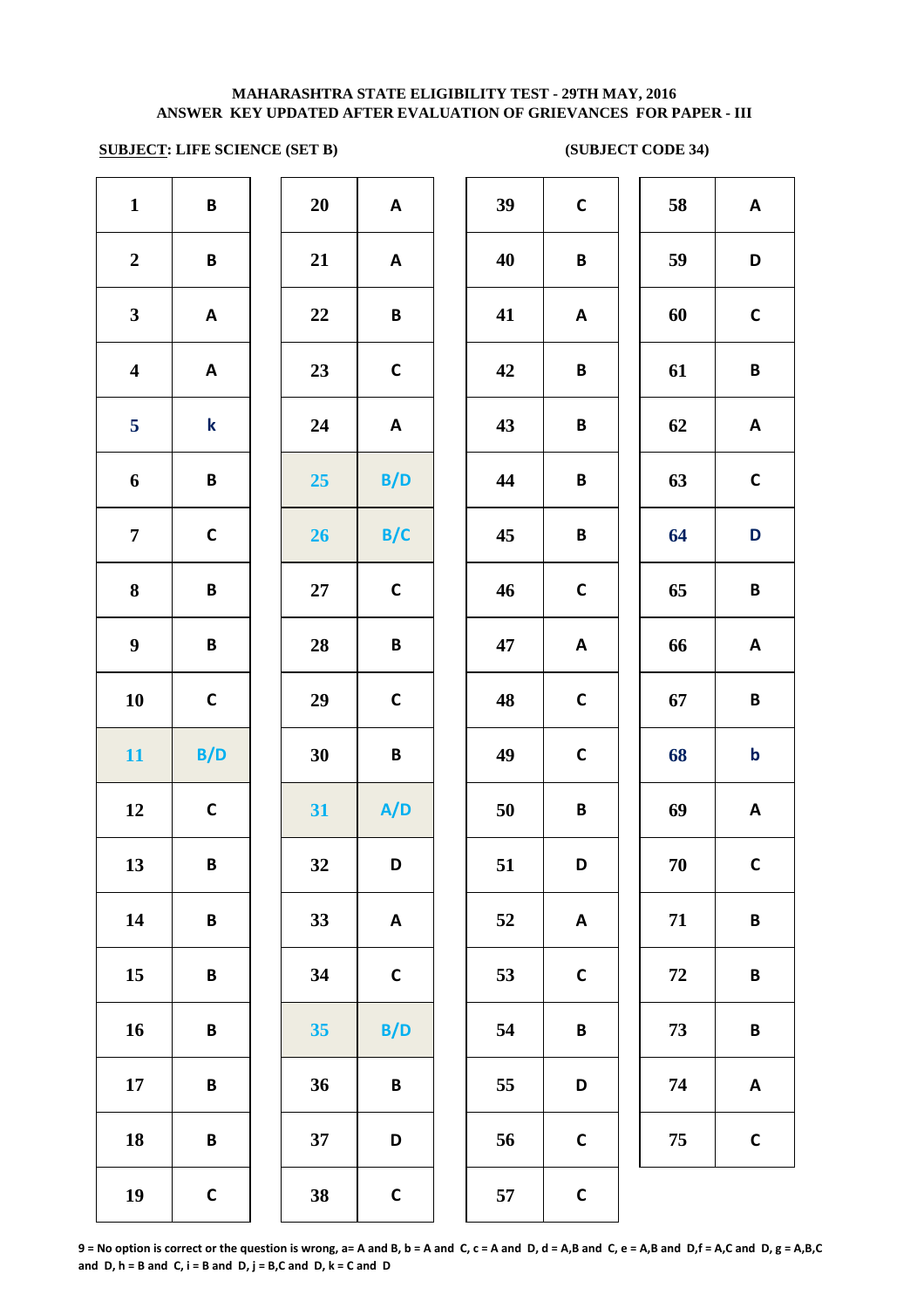**MAHARASHTRA STATE ELIGIBILITY TEST - 29TH MAY, 2016**
**ANSWER KEY UPDATED AFTER EVALUATION OF GRIEVANCES FOR PAPER - III**

**SUBJECT: LIFE SCIENCE (SET B)** **(SUBJECT CODE 34)**

| Q | Ans | Q | Ans | Q | Ans | Q | Ans |
|---|---|---|---|---|---|---|---|
| 1 | B | 20 | A | 39 | C | 58 | A |
| 2 | B | 21 | A | 40 | B | 59 | D |
| 3 | A | 22 | B | 41 | A | 60 | C |
| 4 | A | 23 | C | 42 | B | 61 | B |
| 5 | k | 24 | A | 43 | B | 62 | A |
| 6 | B | 25 | B/D | 44 | B | 63 | C |
| 7 | C | 26 | B/C | 45 | B | 64 | D |
| 8 | B | 27 | C | 46 | C | 65 | B |
| 9 | B | 28 | B | 47 | A | 66 | A |
| 10 | C | 29 | C | 48 | C | 67 | B |
| 11 | B/D | 30 | B | 49 | C | 68 | b |
| 12 | C | 31 | A/D | 50 | B | 69 | A |
| 13 | B | 32 | D | 51 | D | 70 | C |
| 14 | B | 33 | A | 52 | A | 71 | B |
| 15 | B | 34 | C | 53 | C | 72 | B |
| 16 | B | 35 | B/D | 54 | B | 73 | B |
| 17 | B | 36 | B | 55 | D | 74 | A |
| 18 | B | 37 | D | 56 | C | 75 | C |
| 19 | C | 38 | C | 57 | C | | |

**9 = No option is correct or the question is wrong, a= A and B, b = A and C, c = A and D, d = A,B and C, e = A,B and D,f = A,C and D, g = A,B,C and D, h = B and C, i = B and D, j = B,C and D, k = C and D**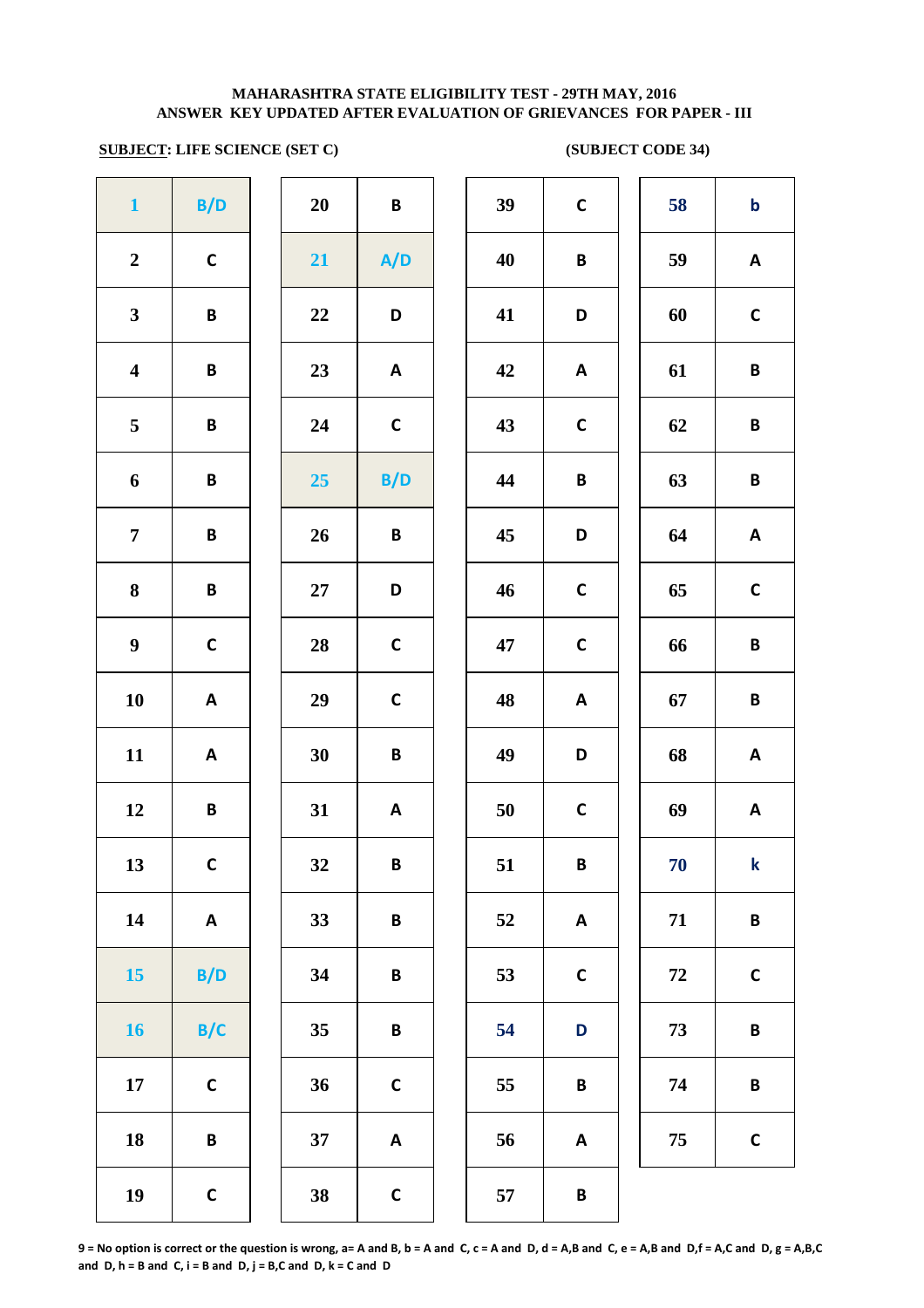**MAHARASHTRA STATE ELIGIBILITY TEST - 29TH MAY, 2016**
**ANSWER KEY UPDATED AFTER EVALUATION OF GRIEVANCES FOR PAPER - III**

**SUBJECT: LIFE SCIENCE (SET C)** **(SUBJECT CODE 34)**

| Q | Ans | Q | Ans | Q | Ans | Q | Ans |
|---|---|---|---|---|---|---|---|
| 1 | B/D | 20 | B | 39 | C | 58 | b |
| 2 | C | 21 | A/D | 40 | B | 59 | A |
| 3 | B | 22 | D | 41 | D | 60 | C |
| 4 | B | 23 | A | 42 | A | 61 | B |
| 5 | B | 24 | C | 43 | C | 62 | B |
| 6 | B | 25 | B/D | 44 | B | 63 | B |
| 7 | B | 26 | B | 45 | D | 64 | A |
| 8 | B | 27 | D | 46 | C | 65 | C |
| 9 | C | 28 | C | 47 | C | 66 | B |
| 10 | A | 29 | C | 48 | A | 67 | B |
| 11 | A | 30 | B | 49 | D | 68 | A |
| 12 | B | 31 | A | 50 | C | 69 | A |
| 13 | C | 32 | B | 51 | B | 70 | k |
| 14 | A | 33 | B | 52 | A | 71 | B |
| 15 | B/D | 34 | B | 53 | C | 72 | C |
| 16 | B/C | 35 | B | 54 | D | 73 | B |
| 17 | C | 36 | C | 55 | B | 74 | B |
| 18 | B | 37 | A | 56 | A | 75 | C |
| 19 | C | 38 | C | 57 | B | | |

**9 = No option is correct or the question is wrong, a= A and B, b = A and C, c = A and D, d = A,B and C, e = A,B and D,f = A,C and D, g = A,B,C and D, h = B and C, i = B and D, j = B,C and D, k = C and D**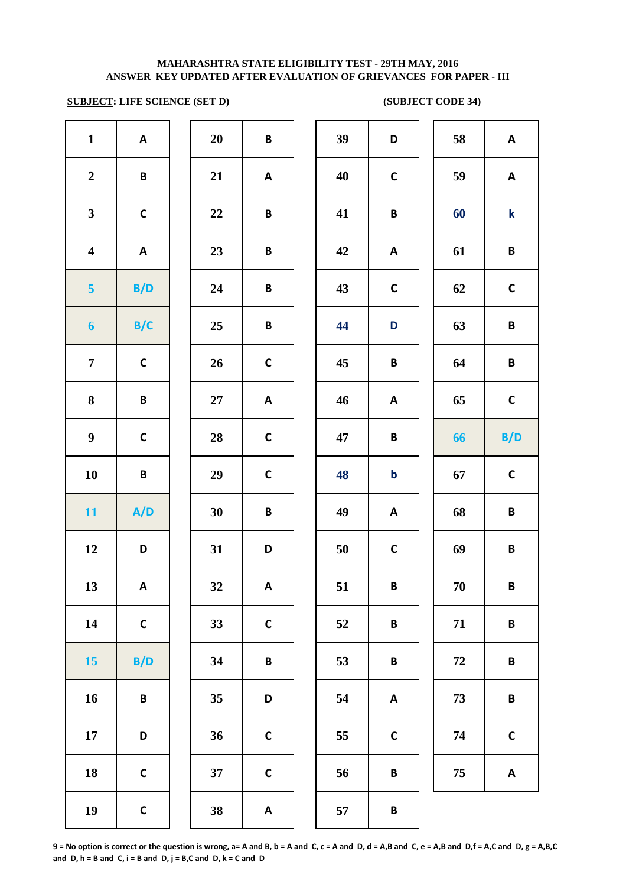**MAHARASHTRA STATE ELIGIBILITY TEST - 29TH MAY, 2016**
**ANSWER KEY UPDATED AFTER EVALUATION OF GRIEVANCES FOR PAPER - III**

**SUBJECT: LIFE SCIENCE (SET D)** **(SUBJECT CODE 34)**

| Q | Ans | Q | Ans | Q | Ans | Q | Ans |
|---|---|---|---|---|---|---|---|
| 1 | A | 20 | B | 39 | D | 58 | A |
| 2 | B | 21 | A | 40 | C | 59 | A |
| 3 | C | 22 | B | 41 | B | 60 | k |
| 4 | A | 23 | B | 42 | A | 61 | B |
| 5 | B/D | 24 | B | 43 | C | 62 | C |
| 6 | B/C | 25 | B | 44 | D | 63 | B |
| 7 | C | 26 | C | 45 | B | 64 | B |
| 8 | B | 27 | A | 46 | A | 65 | C |
| 9 | C | 28 | C | 47 | B | 66 | B/D |
| 10 | B | 29 | C | 48 | b | 67 | C |
| 11 | A/D | 30 | B | 49 | A | 68 | B |
| 12 | D | 31 | D | 50 | C | 69 | B |
| 13 | A | 32 | A | 51 | B | 70 | B |
| 14 | C | 33 | C | 52 | B | 71 | B |
| 15 | B/D | 34 | B | 53 | B | 72 | B |
| 16 | B | 35 | D | 54 | A | 73 | B |
| 17 | D | 36 | C | 55 | C | 74 | C |
| 18 | C | 37 | C | 56 | B | 75 | A |
| 19 | C | 38 | A | 57 | B | | |

**9 = No option is correct or the question is wrong, a= A and B, b = A and C, c = A and D, d = A,B and C, e = A,B and D, f = A,C and D, g = A,B,C and D, h = B and C, i = B and D, j = B,C and D, k = C and D**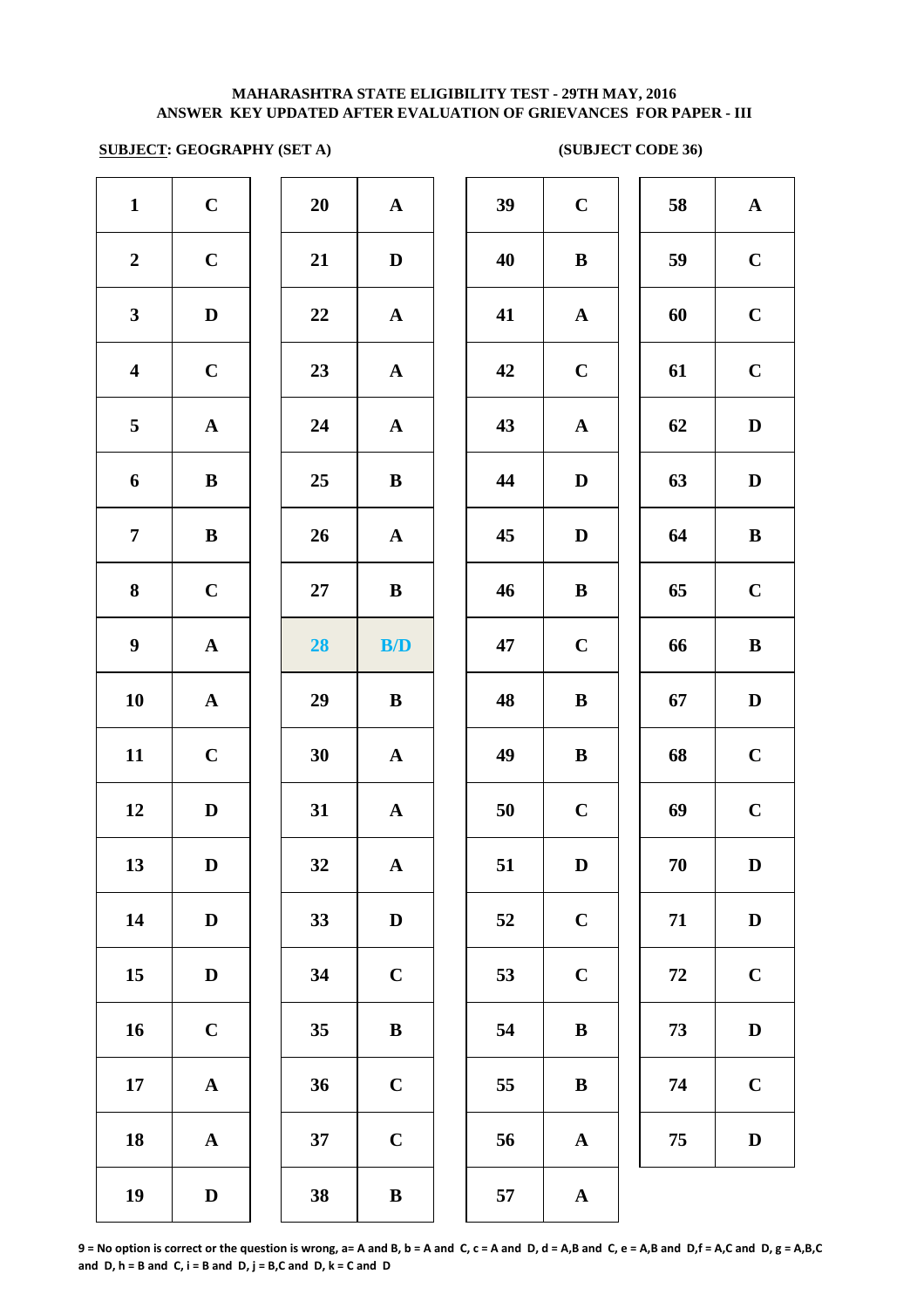**MAHARASHTRA STATE ELIGIBILITY TEST - 29TH MAY, 2016**
**ANSWER KEY UPDATED AFTER EVALUATION OF GRIEVANCES FOR PAPER - III**

**SUBJECT: GEOGRAPHY (SET A)** **(SUBJECT CODE 36)**

| Q | Ans | Q | Ans | Q | Ans | Q | Ans |
|---|---|---|---|---|---|---|---|
| 1 | C | 20 | A | 39 | C | 58 | A |
| 2 | C | 21 | D | 40 | B | 59 | C |
| 3 | D | 22 | A | 41 | A | 60 | C |
| 4 | C | 23 | A | 42 | C | 61 | C |
| 5 | A | 24 | A | 43 | A | 62 | D |
| 6 | B | 25 | B | 44 | D | 63 | D |
| 7 | B | 26 | A | 45 | D | 64 | B |
| 8 | C | 27 | B | 46 | B | 65 | C |
| 9 | A | 28 | B/D | 47 | C | 66 | B |
| 10 | A | 29 | B | 48 | B | 67 | D |
| 11 | C | 30 | A | 49 | B | 68 | C |
| 12 | D | 31 | A | 50 | C | 69 | C |
| 13 | D | 32 | A | 51 | D | 70 | D |
| 14 | D | 33 | D | 52 | C | 71 | D |
| 15 | D | 34 | C | 53 | C | 72 | C |
| 16 | C | 35 | B | 54 | B | 73 | D |
| 17 | A | 36 | C | 55 | B | 74 | C |
| 18 | A | 37 | C | 56 | A | 75 | D |
| 19 | D | 38 | B | 57 | A | | |

**9 = No option is correct or the question is wrong, a= A and B, b = A and C, c = A and D, d = A,B and C, e = A,B and D,f = A,C and D, g = A,B,C and D, h = B and C, i = B and D, j = B,C and D, k = C and D**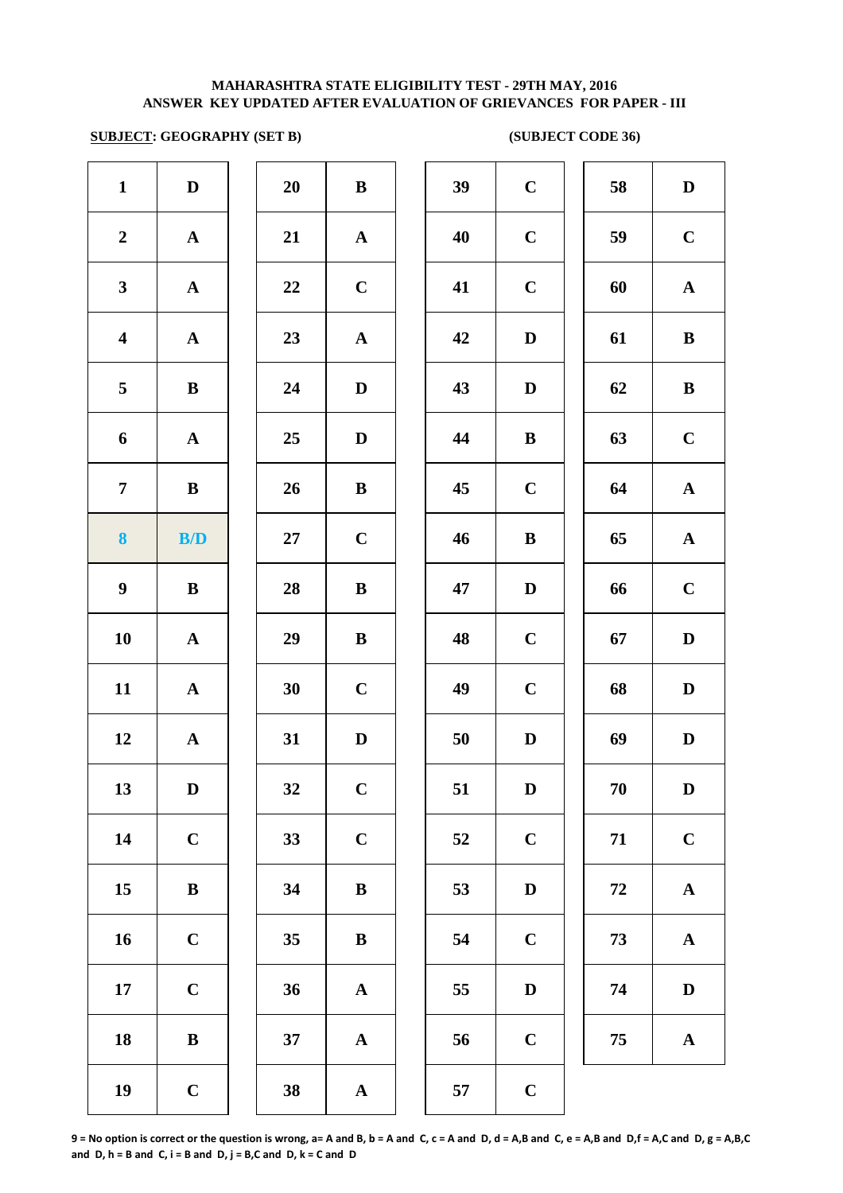**MAHARASHTRA STATE ELIGIBILITY TEST - 29TH MAY, 2016**
**ANSWER KEY UPDATED AFTER EVALUATION OF GRIEVANCES FOR PAPER - III**

**SUBJECT: GEOGRAPHY (SET B)** **(SUBJECT CODE 36)**

| Q | Ans | Q | Ans | Q | Ans | Q | Ans |
|---|---|---|---|---|---|---|---|
| 1 | D | 20 | B | 39 | C | 58 | D |
| 2 | A | 21 | A | 40 | C | 59 | C |
| 3 | A | 22 | C | 41 | C | 60 | A |
| 4 | A | 23 | A | 42 | D | 61 | B |
| 5 | B | 24 | D | 43 | D | 62 | B |
| 6 | A | 25 | D | 44 | B | 63 | C |
| 7 | B | 26 | B | 45 | C | 64 | A |
| 8 | B/D | 27 | C | 46 | B | 65 | A |
| 9 | B | 28 | B | 47 | D | 66 | C |
| 10 | A | 29 | B | 48 | C | 67 | D |
| 11 | A | 30 | C | 49 | C | 68 | D |
| 12 | A | 31 | D | 50 | D | 69 | D |
| 13 | D | 32 | C | 51 | D | 70 | D |
| 14 | C | 33 | C | 52 | C | 71 | C |
| 15 | B | 34 | B | 53 | D | 72 | A |
| 16 | C | 35 | B | 54 | C | 73 | A |
| 17 | C | 36 | A | 55 | D | 74 | D |
| 18 | B | 37 | A | 56 | C | 75 | A |
| 19 | C | 38 | A | 57 | C | | |

**9 = No option is correct or the question is wrong, a= A and B, b = A and C, c = A and D, d = A,B and C, e = A,B and D,f = A,C and D, g = A,B,C and D, h = B and C, i = B and D, j = B,C and D, k = C and D**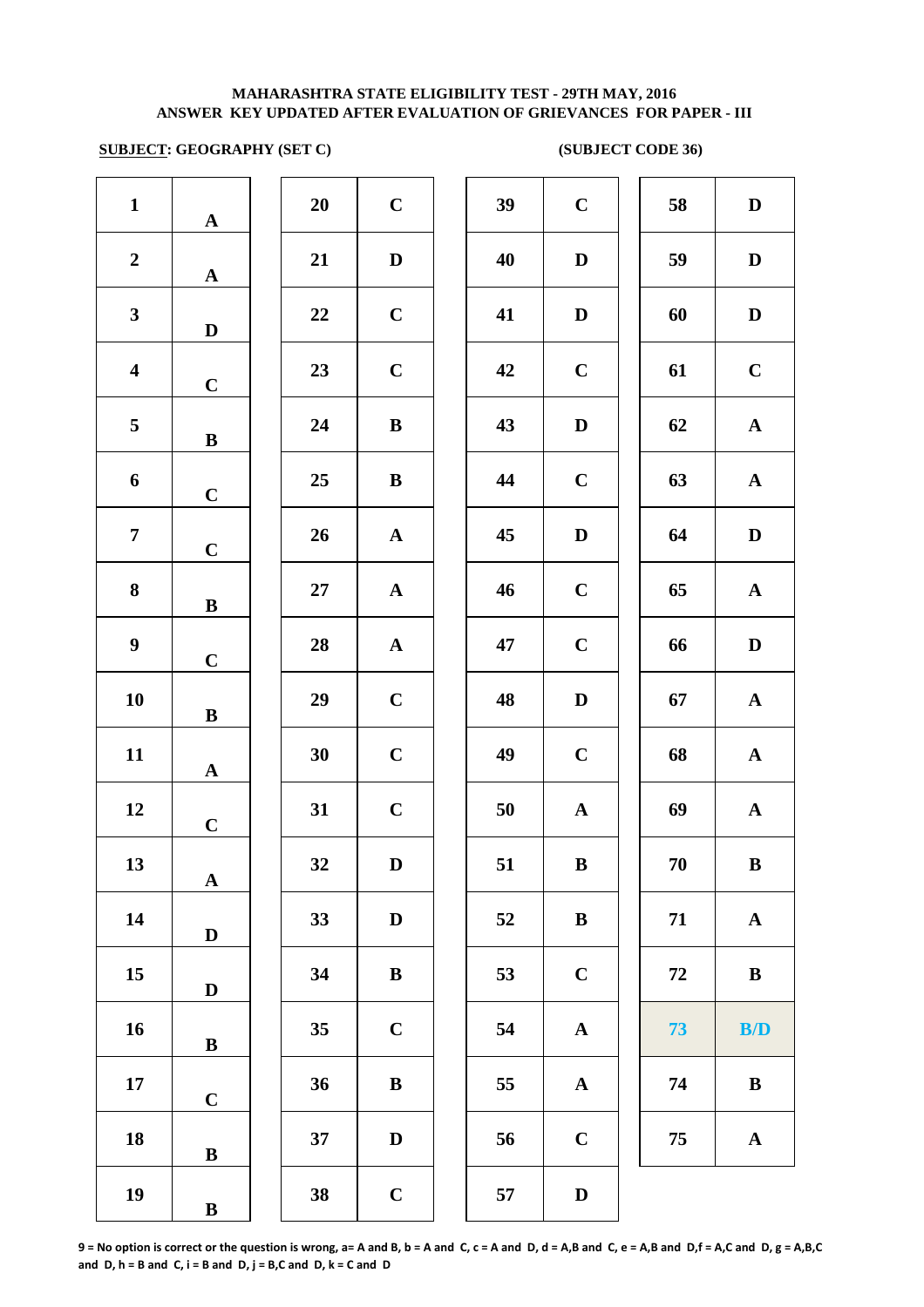**MAHARASHTRA STATE ELIGIBILITY TEST - 29TH MAY, 2016**
**ANSWER KEY UPDATED AFTER EVALUATION OF GRIEVANCES FOR PAPER - III**

**SUBJECT: GEOGRAPHY (SET C)** **(SUBJECT CODE 36)**

| Q | Ans | Q | Ans | Q | Ans | Q | Ans |
|---|---|---|---|---|---|---|---|
| 1 | A | 20 | C | 39 | C | 58 | D |
| 2 | A | 21 | D | 40 | D | 59 | D |
| 3 | D | 22 | C | 41 | D | 60 | D |
| 4 | C | 23 | C | 42 | C | 61 | C |
| 5 | B | 24 | B | 43 | D | 62 | A |
| 6 | C | 25 | B | 44 | C | 63 | A |
| 7 | C | 26 | A | 45 | D | 64 | D |
| 8 | B | 27 | A | 46 | C | 65 | A |
| 9 | C | 28 | A | 47 | C | 66 | D |
| 10 | B | 29 | C | 48 | D | 67 | A |
| 11 | A | 30 | C | 49 | C | 68 | A |
| 12 | C | 31 | C | 50 | A | 69 | A |
| 13 | A | 32 | D | 51 | B | 70 | B |
| 14 | D | 33 | D | 52 | B | 71 | A |
| 15 | D | 34 | B | 53 | C | 72 | B |
| 16 | B | 35 | C | 54 | A | 73 | B/D |
| 17 | C | 36 | B | 55 | A | 74 | B |
| 18 | B | 37 | D | 56 | C | 75 | A |
| 19 | B | 38 | C | 57 | D | | |

**9 = No option is correct or the question is wrong, a= A and B, b = A and C, c = A and D, d = A,B and C, e = A,B and D,f = A,C and D, g = A,B,C and D, h = B and C, i = B and D, j = B,C and D, k = C and D**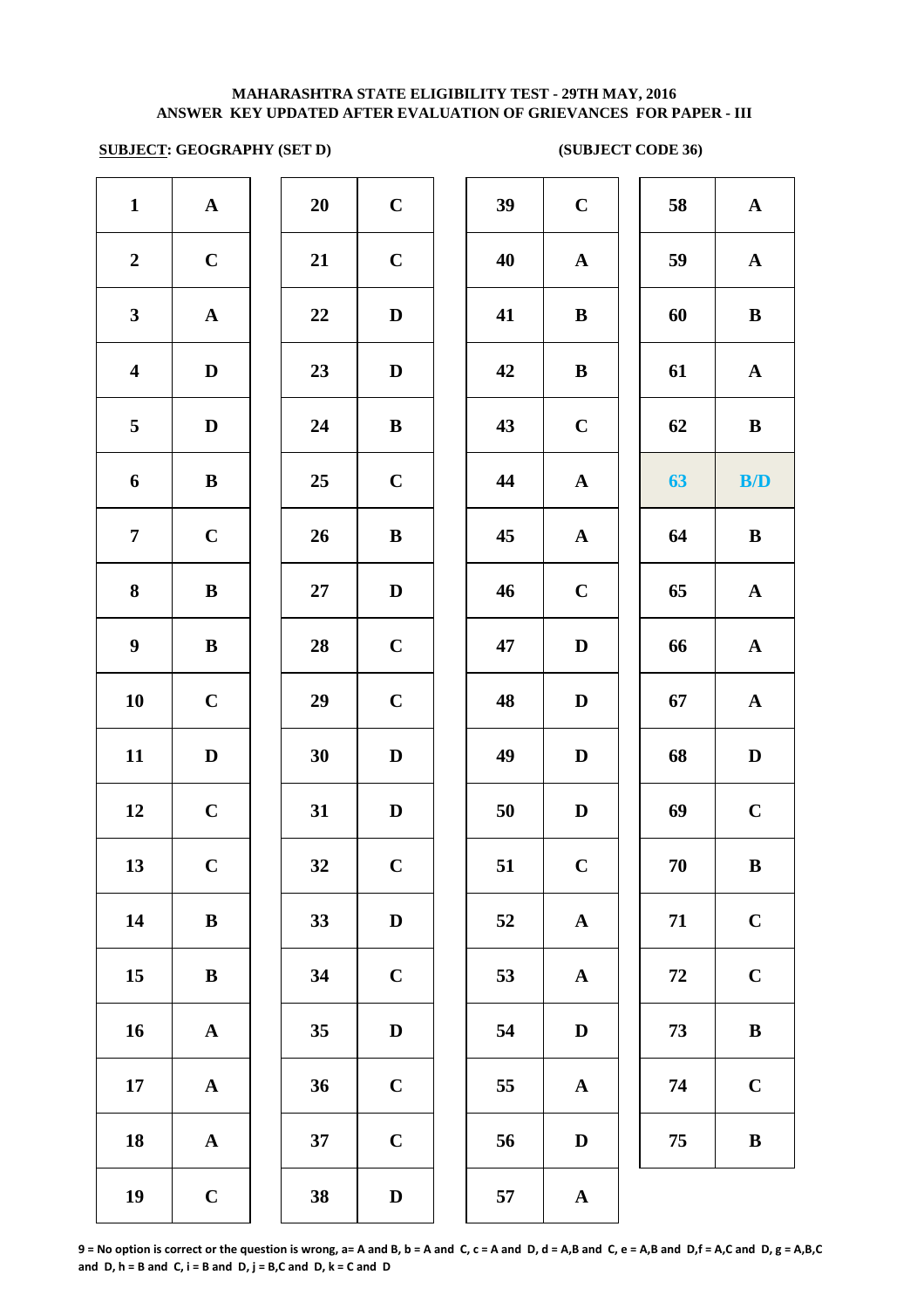**MAHARASHTRA STATE ELIGIBILITY TEST - 29TH MAY, 2016**
**ANSWER KEY UPDATED AFTER EVALUATION OF GRIEVANCES FOR PAPER - III**

**SUBJECT: GEOGRAPHY (SET D)** **(SUBJECT CODE 36)**

| Q | Ans | Q | Ans | Q | Ans | Q | Ans |
|---|---|---|---|---|---|---|---|
| 1 | A | 20 | C | 39 | C | 58 | A |
| 2 | C | 21 | C | 40 | A | 59 | A |
| 3 | A | 22 | D | 41 | B | 60 | B |
| 4 | D | 23 | D | 42 | B | 61 | A |
| 5 | D | 24 | B | 43 | C | 62 | B |
| 6 | B | 25 | C | 44 | A | 63 | B/D |
| 7 | C | 26 | B | 45 | A | 64 | B |
| 8 | B | 27 | D | 46 | C | 65 | A |
| 9 | B | 28 | C | 47 | D | 66 | A |
| 10 | C | 29 | C | 48 | D | 67 | A |
| 11 | D | 30 | D | 49 | D | 68 | D |
| 12 | C | 31 | D | 50 | D | 69 | C |
| 13 | C | 32 | C | 51 | C | 70 | B |
| 14 | B | 33 | D | 52 | A | 71 | C |
| 15 | B | 34 | C | 53 | A | 72 | C |
| 16 | A | 35 | D | 54 | D | 73 | B |
| 17 | A | 36 | C | 55 | A | 74 | C |
| 18 | A | 37 | C | 56 | D | 75 | B |
| 19 | C | 38 | D | 57 | A | | |

**9 = No option is correct or the question is wrong, a= A and B, b = A and C, c = A and D, d = A,B and C, e = A,B and D,f = A,C and D, g = A,B,C and D, h = B and C, i = B and D, j = B,C and D, k = C and D**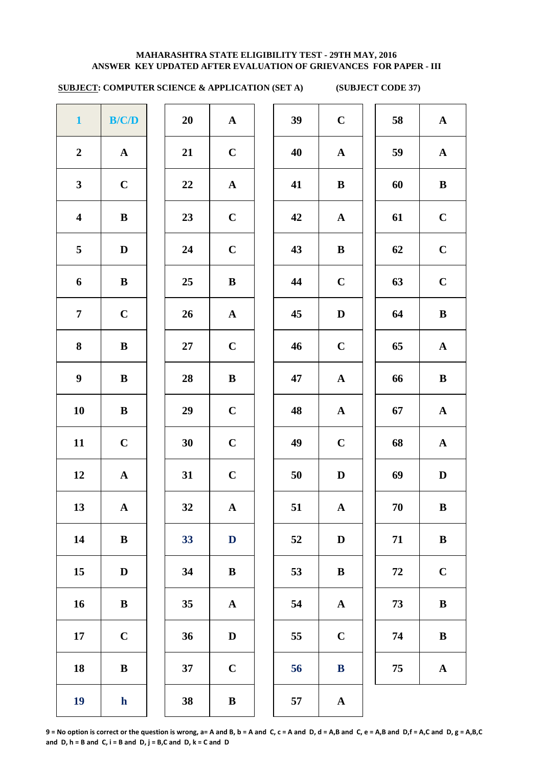**MAHARASHTRA STATE ELIGIBILITY TEST - 29TH MAY, 2016**
**ANSWER KEY UPDATED AFTER EVALUATION OF GRIEVANCES FOR PAPER - III**

**SUBJECT: COMPUTER SCIENCE & APPLICATION (SET A)** **(SUBJECT CODE 37)**

| Q | Ans | Q | Ans | Q | Ans | Q | Ans |
|---|---|---|---|---|---|---|---|
| 1 | B/C/D | 20 | A | 39 | C | 58 | A |
| 2 | A | 21 | C | 40 | A | 59 | A |
| 3 | C | 22 | A | 41 | B | 60 | B |
| 4 | B | 23 | C | 42 | A | 61 | C |
| 5 | D | 24 | C | 43 | B | 62 | C |
| 6 | B | 25 | B | 44 | C | 63 | C |
| 7 | C | 26 | A | 45 | D | 64 | B |
| 8 | B | 27 | C | 46 | C | 65 | A |
| 9 | B | 28 | B | 47 | A | 66 | B |
| 10 | B | 29 | C | 48 | A | 67 | A |
| 11 | C | 30 | C | 49 | C | 68 | A |
| 12 | A | 31 | C | 50 | D | 69 | D |
| 13 | A | 32 | A | 51 | A | 70 | B |
| 14 | B | 33 | D | 52 | D | 71 | B |
| 15 | D | 34 | B | 53 | B | 72 | C |
| 16 | B | 35 | A | 54 | A | 73 | B |
| 17 | C | 36 | D | 55 | C | 74 | B |
| 18 | B | 37 | C | 56 | B | 75 | A |
| 19 | h | 38 | B | 57 | A | | |

**9 = No option is correct or the question is wrong, a= A and B, b = A and C, c = A and D, d = A,B and C, e = A,B and D,f = A,C and D, g = A,B,C and D, h = B and C, i = B and D, j = B,C and D, k = C and D**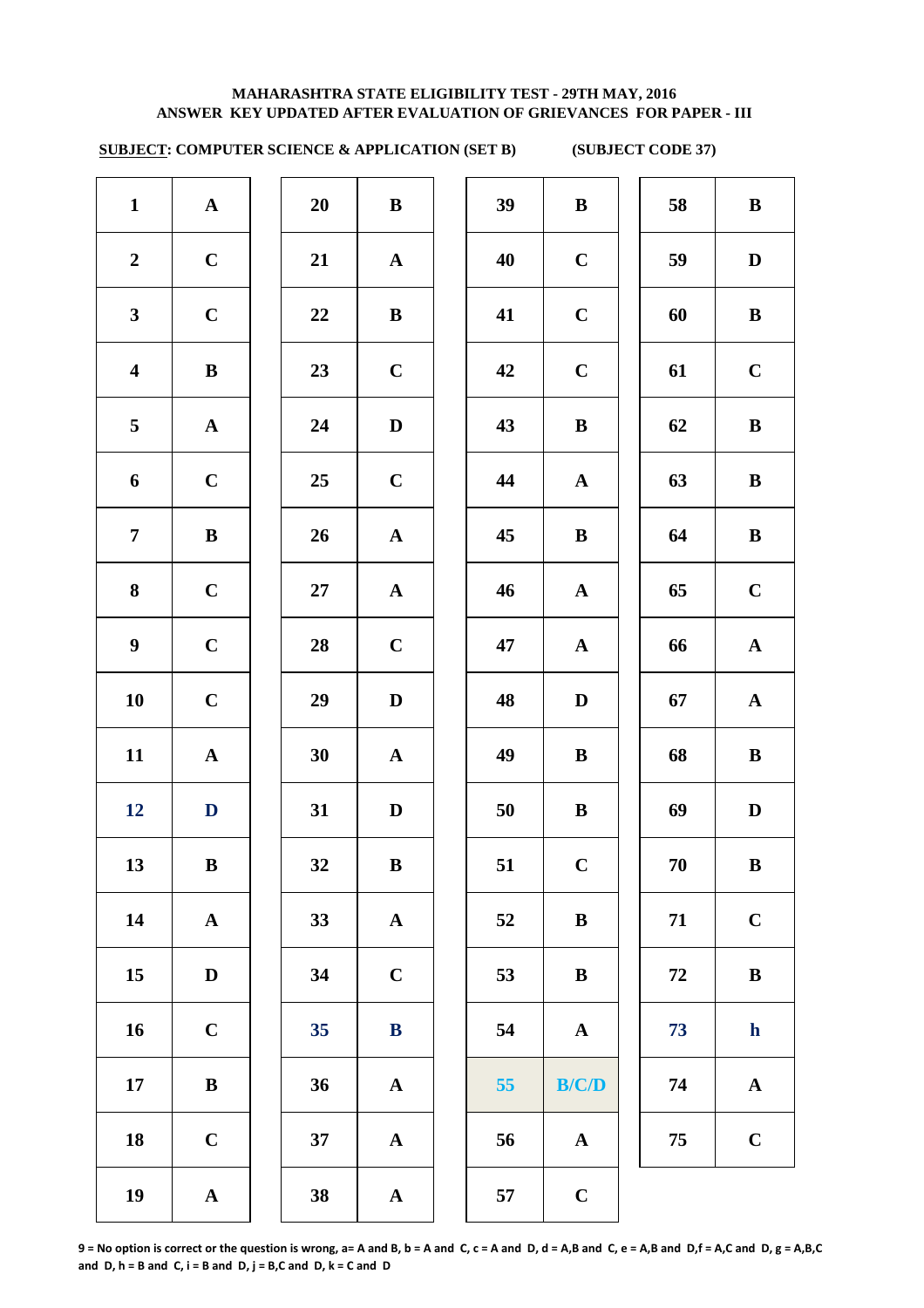**MAHARASHTRA STATE ELIGIBILITY TEST - 29TH MAY, 2016**
**ANSWER KEY UPDATED AFTER EVALUATION OF GRIEVANCES FOR PAPER - III**

**SUBJECT: COMPUTER SCIENCE & APPLICATION (SET B) (SUBJECT CODE 37)**

| Q | Ans | Q | Ans | Q | Ans | Q | Ans |
|---|---|---|---|---|---|---|---|
| 1 | A | 20 | B | 39 | B | 58 | B |
| 2 | C | 21 | A | 40 | C | 59 | D |
| 3 | C | 22 | B | 41 | C | 60 | B |
| 4 | B | 23 | C | 42 | C | 61 | C |
| 5 | A | 24 | D | 43 | B | 62 | B |
| 6 | C | 25 | C | 44 | A | 63 | B |
| 7 | B | 26 | A | 45 | B | 64 | B |
| 8 | C | 27 | A | 46 | A | 65 | C |
| 9 | C | 28 | C | 47 | A | 66 | A |
| 10 | C | 29 | D | 48 | D | 67 | A |
| 11 | A | 30 | A | 49 | B | 68 | B |
| 12 | D | 31 | D | 50 | B | 69 | D |
| 13 | B | 32 | B | 51 | C | 70 | B |
| 14 | A | 33 | A | 52 | B | 71 | C |
| 15 | D | 34 | C | 53 | B | 72 | B |
| 16 | C | 35 | B | 54 | A | 73 | h |
| 17 | B | 36 | A | 55 | B/C/D | 74 | A |
| 18 | C | 37 | A | 56 | A | 75 | C |
| 19 | A | 38 | A | 57 | C | | |

**9 = No option is correct or the question is wrong, a= A and B, b = A and C, c = A and D, d = A,B and C, e = A,B and D,f = A,C and D, g = A,B,C and D, h = B and C, i = B and D, j = B,C and D, k = C and D**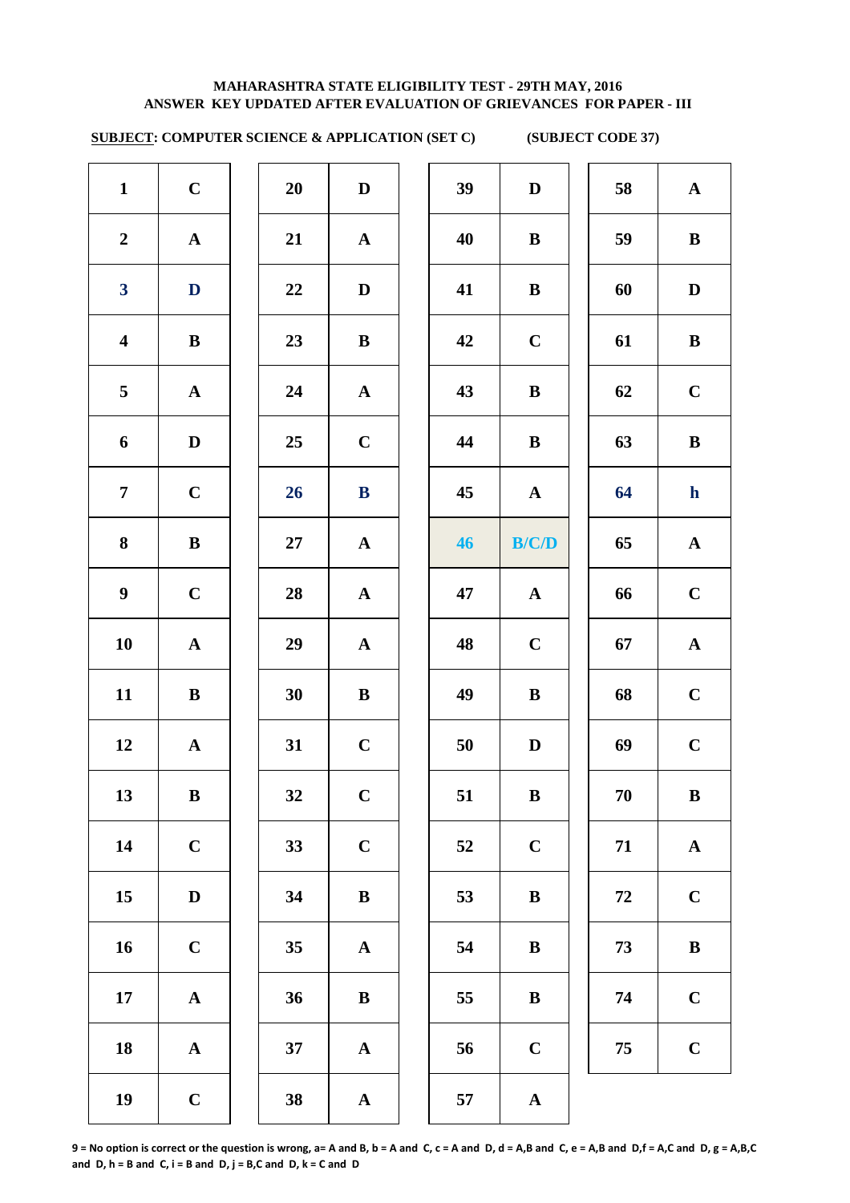**MAHARASHTRA STATE ELIGIBILITY TEST - 29TH MAY, 2016**
**ANSWER KEY UPDATED AFTER EVALUATION OF GRIEVANCES FOR PAPER - III**

**SUBJECT: COMPUTER SCIENCE & APPLICATION (SET C) (SUBJECT CODE 37)**

| Q | Ans | Q | Ans | Q | Ans | Q | Ans |
|---|---|---|---|---|---|---|---|
| 1 | C | 20 | D | 39 | D | 58 | A |
| 2 | A | 21 | A | 40 | B | 59 | B |
| 3 | D | 22 | D | 41 | B | 60 | D |
| 4 | B | 23 | B | 42 | C | 61 | B |
| 5 | A | 24 | A | 43 | B | 62 | C |
| 6 | D | 25 | C | 44 | B | 63 | B |
| 7 | C | 26 | B | 45 | A | 64 | h |
| 8 | B | 27 | A | 46 | B/C/D | 65 | A |
| 9 | C | 28 | A | 47 | A | 66 | C |
| 10 | A | 29 | A | 48 | C | 67 | A |
| 11 | B | 30 | B | 49 | B | 68 | C |
| 12 | A | 31 | C | 50 | D | 69 | C |
| 13 | B | 32 | C | 51 | B | 70 | B |
| 14 | C | 33 | C | 52 | C | 71 | A |
| 15 | D | 34 | B | 53 | B | 72 | C |
| 16 | C | 35 | A | 54 | B | 73 | B |
| 17 | A | 36 | B | 55 | B | 74 | C |
| 18 | A | 37 | A | 56 | C | 75 | C |
| 19 | C | 38 | A | 57 | A | | |

**9 = No option is correct or the question is wrong, a= A and B, b = A and C, c = A and D, d = A,B and C, e = A,B and D,f = A,C and D, g = A,B,C and D, h = B and C, i = B and D, j = B,C and D, k = C and D**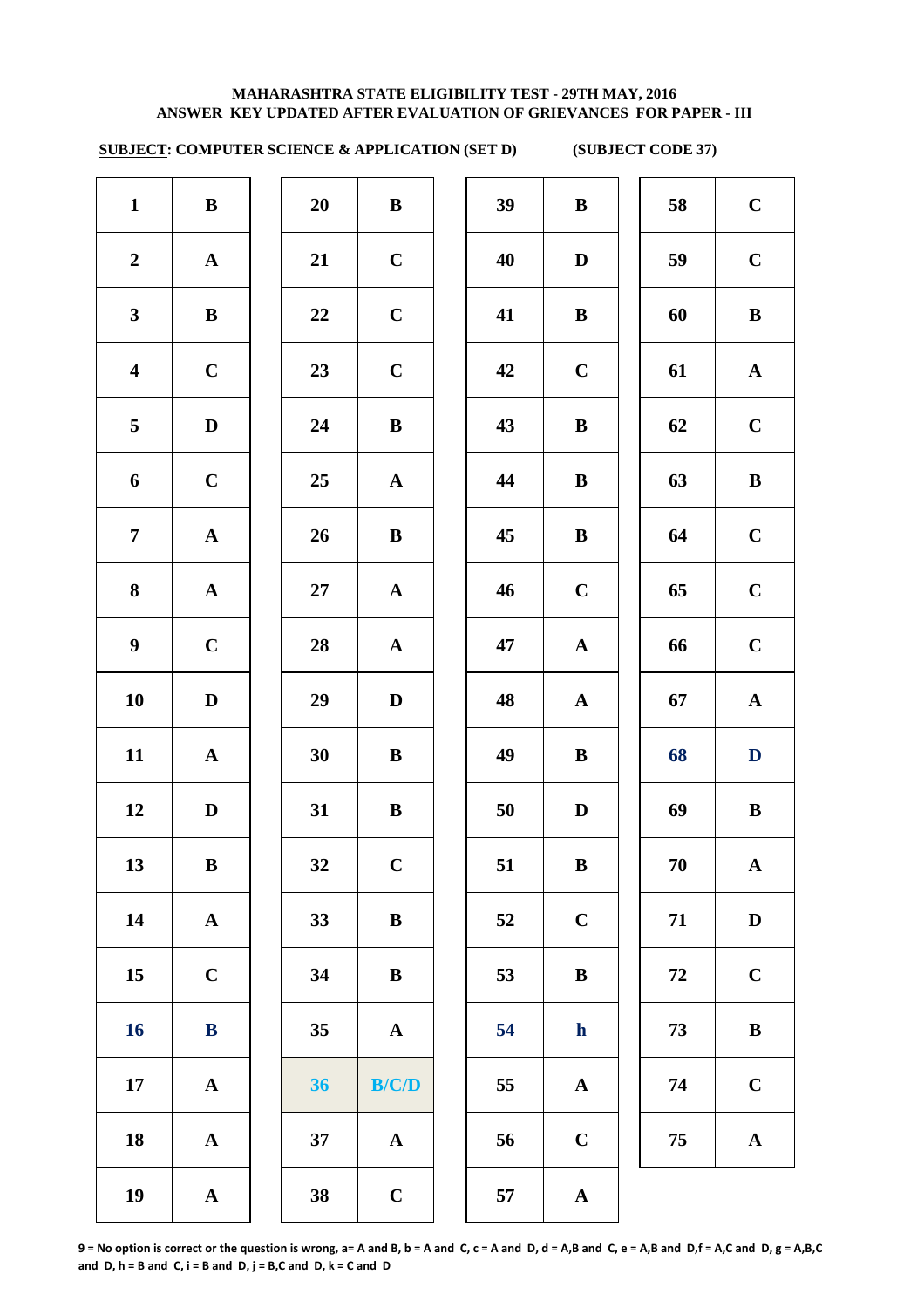**MAHARASHTRA STATE ELIGIBILITY TEST - 29TH MAY, 2016**
**ANSWER KEY UPDATED AFTER EVALUATION OF GRIEVANCES FOR PAPER - III**

**SUBJECT: COMPUTER SCIENCE & APPLICATION (SET D)** **(SUBJECT CODE 37)**

| Q | Ans | Q | Ans | Q | Ans | Q | Ans |
|---|---|---|---|---|---|---|---|
| 1 | B | 20 | B | 39 | B | 58 | C |
| 2 | A | 21 | C | 40 | D | 59 | C |
| 3 | B | 22 | C | 41 | B | 60 | B |
| 4 | C | 23 | C | 42 | C | 61 | A |
| 5 | D | 24 | B | 43 | B | 62 | C |
| 6 | C | 25 | A | 44 | B | 63 | B |
| 7 | A | 26 | B | 45 | B | 64 | C |
| 8 | A | 27 | A | 46 | C | 65 | C |
| 9 | C | 28 | A | 47 | A | 66 | C |
| 10 | D | 29 | D | 48 | A | 67 | A |
| 11 | A | 30 | B | 49 | B | 68 | D |
| 12 | D | 31 | B | 50 | D | 69 | B |
| 13 | B | 32 | C | 51 | B | 70 | A |
| 14 | A | 33 | B | 52 | C | 71 | D |
| 15 | C | 34 | B | 53 | B | 72 | C |
| 16 | B | 35 | A | 54 | h | 73 | B |
| 17 | A | 36 | B/C/D | 55 | A | 74 | C |
| 18 | A | 37 | A | 56 | C | 75 | A |
| 19 | A | 38 | C | 57 | A | | |

**9 = No option is correct or the question is wrong, a= A and B, b = A and C, c = A and D, d = A,B and C, e = A,B and D,f = A,C and D, g = A,B,C and D, h = B and C, i = B and D, j = B,C and D, k = C and D**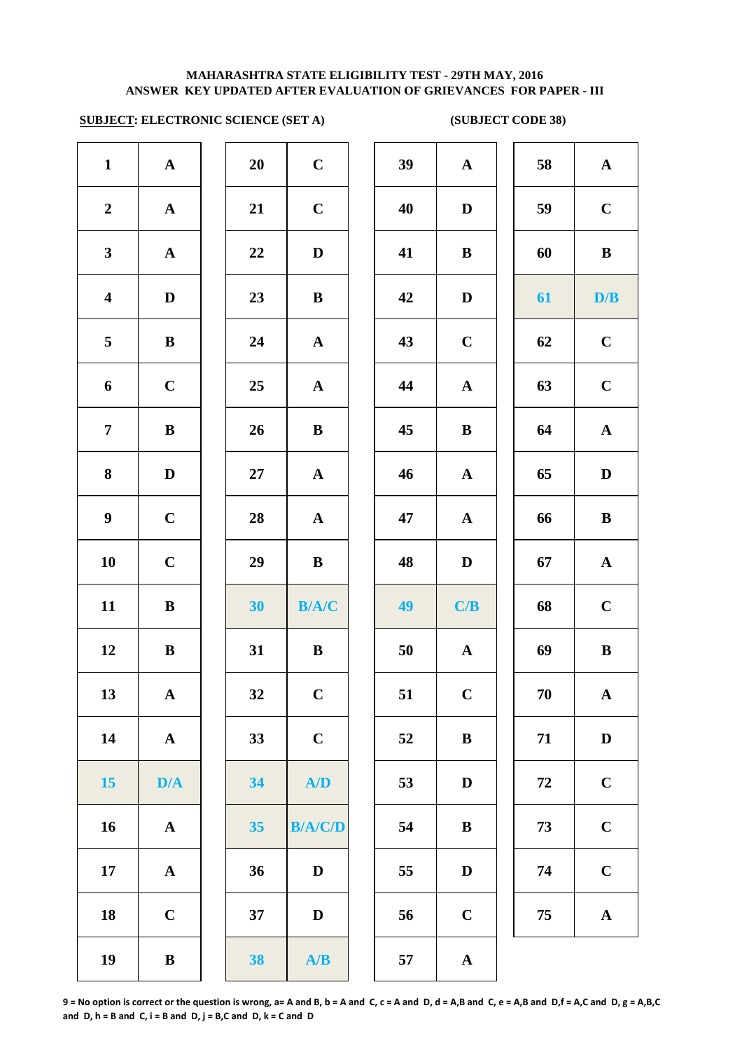**MAHARASHTRA STATE ELIGIBILITY TEST - 29TH MAY, 2016**
**ANSWER KEY UPDATED AFTER EVALUATION OF GRIEVANCES FOR PAPER - III**

**SUBJECT: ELECTRONIC SCIENCE (SET A)** **(SUBJECT CODE 38)**

| Q | Ans | Q | Ans | Q | Ans | Q | Ans |
|---|---|---|---|---|---|---|---|
| 1 | A | 20 | C | 39 | A | 58 | A |
| 2 | A | 21 | C | 40 | D | 59 | C |
| 3 | A | 22 | D | 41 | B | 60 | B |
| 4 | D | 23 | B | 42 | D | 61 | D/B |
| 5 | B | 24 | A | 43 | C | 62 | C |
| 6 | C | 25 | A | 44 | A | 63 | C |
| 7 | B | 26 | B | 45 | B | 64 | A |
| 8 | D | 27 | A | 46 | A | 65 | D |
| 9 | C | 28 | A | 47 | A | 66 | B |
| 10 | C | 29 | B | 48 | D | 67 | A |
| 11 | B | 30 | B/A/C | 49 | C/B | 68 | C |
| 12 | B | 31 | B | 50 | A | 69 | B |
| 13 | A | 32 | C | 51 | C | 70 | A |
| 14 | A | 33 | C | 52 | B | 71 | D |
| 15 | D/A | 34 | A/D | 53 | D | 72 | C |
| 16 | A | 35 | B/A/C/D | 54 | B | 73 | C |
| 17 | A | 36 | D | 55 | D | 74 | C |
| 18 | C | 37 | D | 56 | C | 75 | A |
| 19 | B | 38 | A/B | 57 | A | | |

**9 = No option is correct or the question is wrong, a= A and B, b = A and C, c = A and D, d = A,B and C, e = A,B and D,f = A,C and D, g = A,B,C and D, h = B and C, i = B and D, j = B,C and D, k = C and D**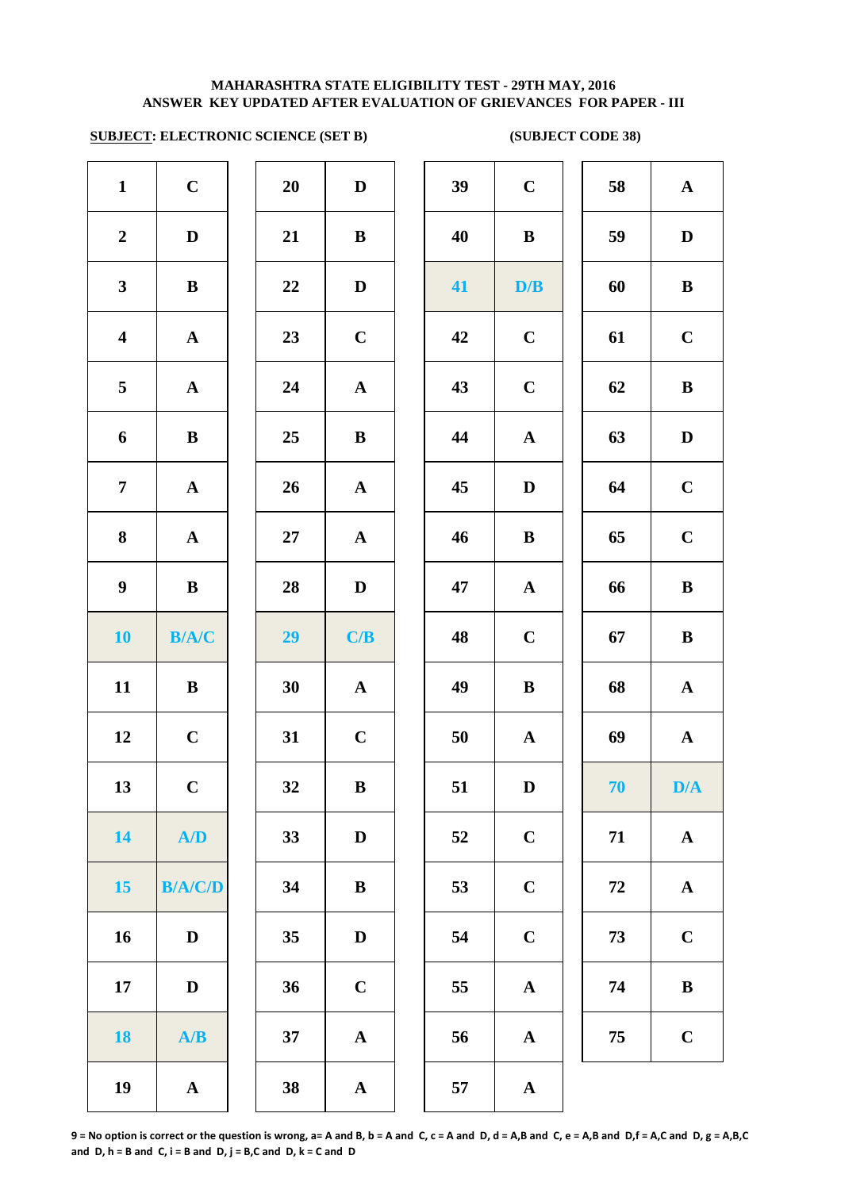**MAHARASHTRA STATE ELIGIBILITY TEST - 29TH MAY, 2016**
**ANSWER KEY UPDATED AFTER EVALUATION OF GRIEVANCES FOR PAPER - III**

**SUBJECT: ELECTRONIC SCIENCE (SET B)** **(SUBJECT CODE 38)**

| Q | Ans | Q | Ans | Q | Ans | Q | Ans |
|---|---|---|---|---|---|---|---|
| 1 | C | 20 | D | 39 | C | 58 | A |
| 2 | D | 21 | B | 40 | B | 59 | D |
| 3 | B | 22 | D | 41 | D/B | 60 | B |
| 4 | A | 23 | C | 42 | C | 61 | C |
| 5 | A | 24 | A | 43 | C | 62 | B |
| 6 | B | 25 | B | 44 | A | 63 | D |
| 7 | A | 26 | A | 45 | D | 64 | C |
| 8 | A | 27 | A | 46 | B | 65 | C |
| 9 | B | 28 | D | 47 | A | 66 | B |
| 10 | B/A/C | 29 | C/B | 48 | C | 67 | B |
| 11 | B | 30 | A | 49 | B | 68 | A |
| 12 | C | 31 | C | 50 | A | 69 | A |
| 13 | C | 32 | B | 51 | D | 70 | D/A |
| 14 | A/D | 33 | D | 52 | C | 71 | A |
| 15 | B/A/C/D | 34 | B | 53 | C | 72 | A |
| 16 | D | 35 | D | 54 | C | 73 | C |
| 17 | D | 36 | C | 55 | A | 74 | B |
| 18 | A/B | 37 | A | 56 | A | 75 | C |
| 19 | A | 38 | A | 57 | A | | |

9 = No option is correct or the question is wrong, a= A and B, b = A and C, c = A and D, d = A,B and C, e = A,B and D,f = A,C and D, g = A,B,C and D, h = B and C, i = B and D, j = B,C and D, k = C and D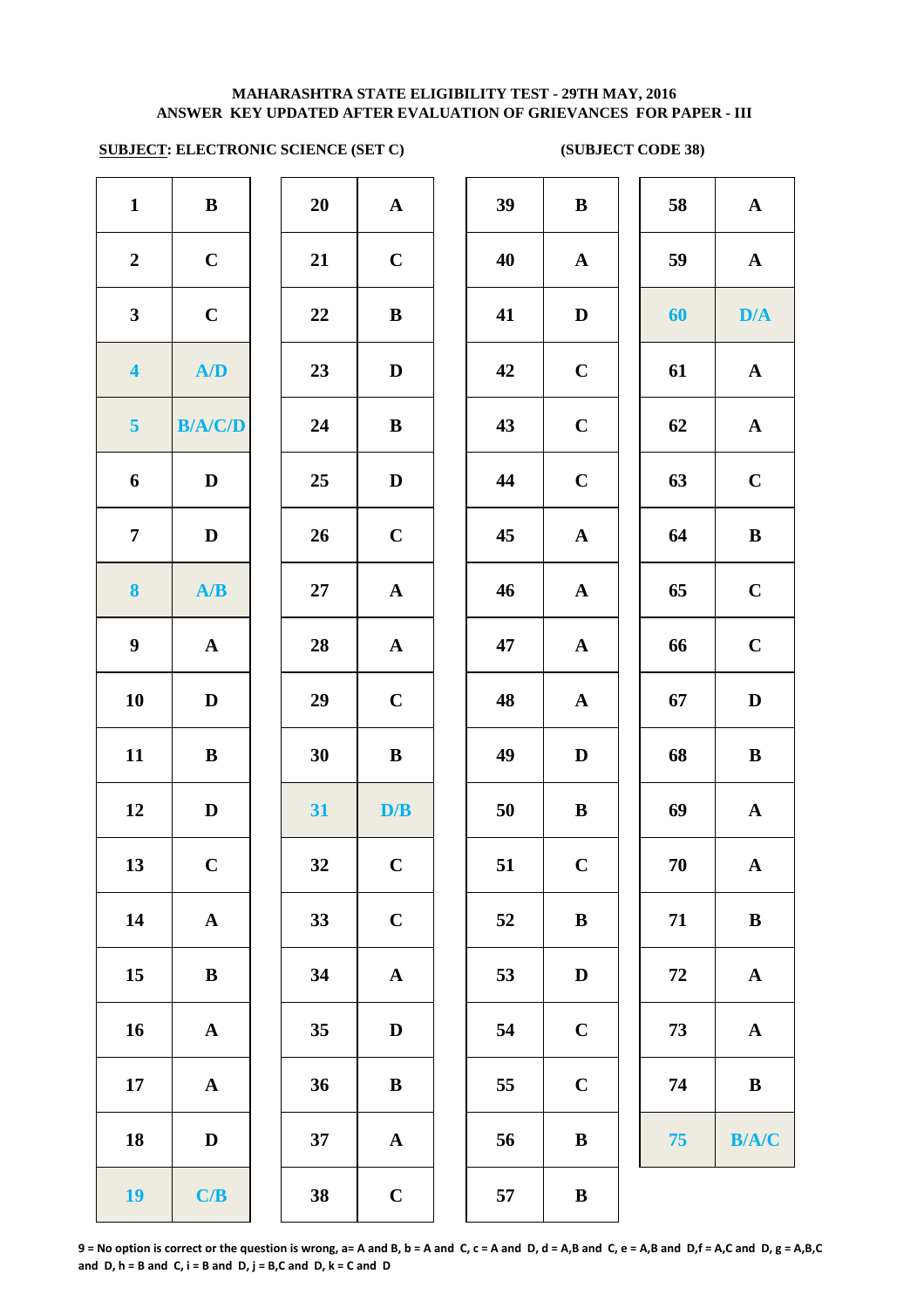**MAHARASHTRA STATE ELIGIBILITY TEST - 29TH MAY, 2016**
**ANSWER KEY UPDATED AFTER EVALUATION OF GRIEVANCES FOR PAPER - III**

**SUBJECT: ELECTRONIC SCIENCE (SET C)** **(SUBJECT CODE 38)**

| Q | Ans | Q | Ans | Q | Ans | Q | Ans |
|---|---|---|---|---|---|---|---|
| 1 | B | 20 | A | 39 | B | 58 | A |
| 2 | C | 21 | C | 40 | A | 59 | A |
| 3 | C | 22 | B | 41 | D | 60 | D/A |
| 4 | A/D | 23 | D | 42 | C | 61 | A |
| 5 | B/A/C/D | 24 | B | 43 | C | 62 | A |
| 6 | D | 25 | D | 44 | C | 63 | C |
| 7 | D | 26 | C | 45 | A | 64 | B |
| 8 | A/B | 27 | A | 46 | A | 65 | C |
| 9 | A | 28 | A | 47 | A | 66 | C |
| 10 | D | 29 | C | 48 | A | 67 | D |
| 11 | B | 30 | B | 49 | D | 68 | B |
| 12 | D | 31 | D/B | 50 | B | 69 | A |
| 13 | C | 32 | C | 51 | C | 70 | A |
| 14 | A | 33 | C | 52 | B | 71 | B |
| 15 | B | 34 | A | 53 | D | 72 | A |
| 16 | A | 35 | D | 54 | C | 73 | A |
| 17 | A | 36 | B | 55 | C | 74 | B |
| 18 | D | 37 | A | 56 | B | 75 | B/A/C |
| 19 | C/B | 38 | C | 57 | B | | |

9 = No option is correct or the question is wrong, a= A and B, b = A and C, c = A and D, d = A,B and C, e = A,B and D,f = A,C and D, g = A,B,C and D, h = B and C, i = B and D, j = B,C and D, k = C and D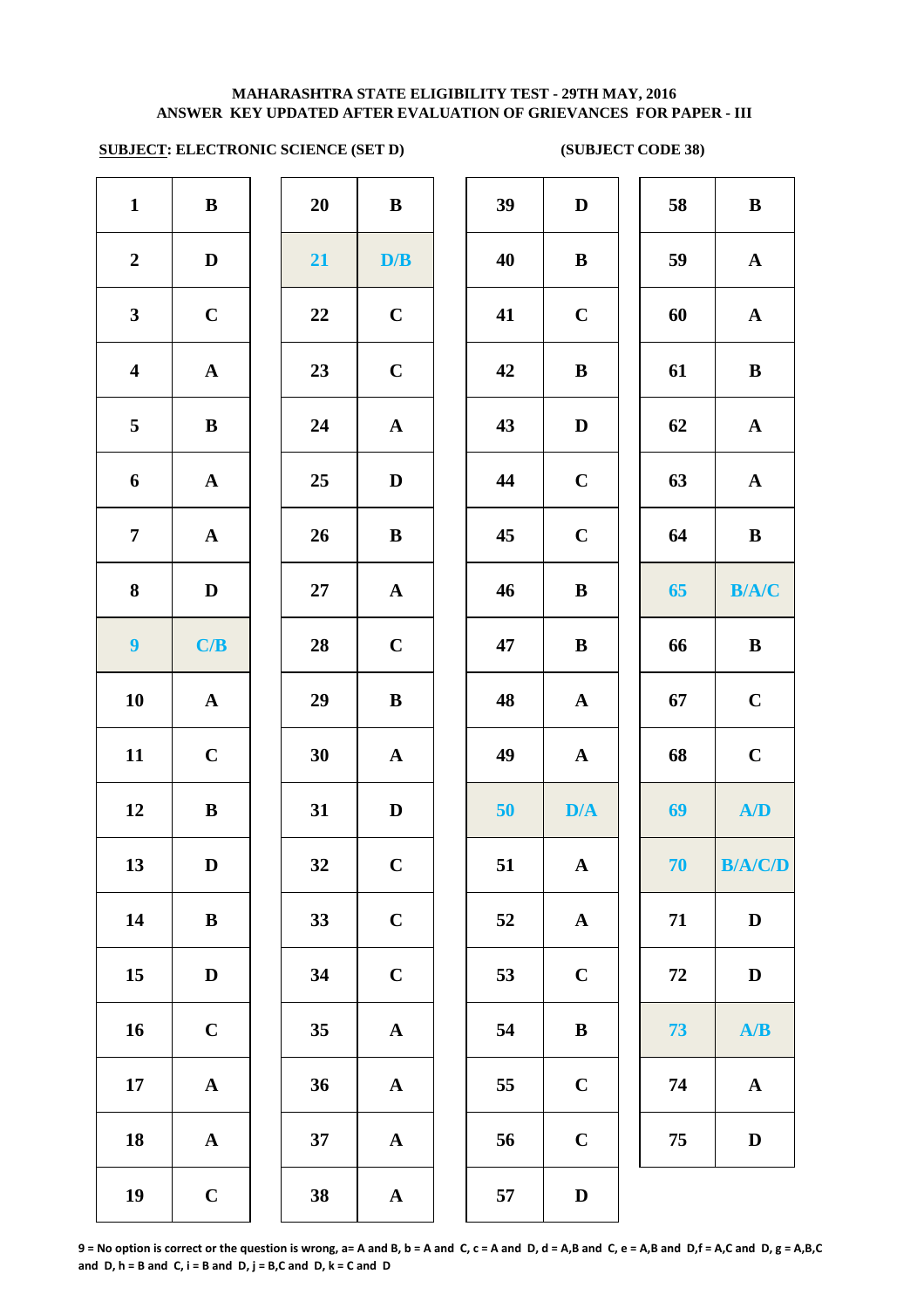**MAHARASHTRA STATE ELIGIBILITY TEST - 29TH MAY, 2016**
**ANSWER KEY UPDATED AFTER EVALUATION OF GRIEVANCES FOR PAPER - III**

**SUBJECT: ELECTRONIC SCIENCE (SET D)** **(SUBJECT CODE 38)**

| Q | Ans | Q | Ans | Q | Ans | Q | Ans |
|---|---|---|---|---|---|---|---|
| 1 | B | 20 | B | 39 | D | 58 | B |
| 2 | D | 21 | D/B | 40 | B | 59 | A |
| 3 | C | 22 | C | 41 | C | 60 | A |
| 4 | A | 23 | C | 42 | B | 61 | B |
| 5 | B | 24 | A | 43 | D | 62 | A |
| 6 | A | 25 | D | 44 | C | 63 | A |
| 7 | A | 26 | B | 45 | C | 64 | B |
| 8 | D | 27 | A | 46 | B | 65 | B/A/C |
| 9 | C/B | 28 | C | 47 | B | 66 | B |
| 10 | A | 29 | B | 48 | A | 67 | C |
| 11 | C | 30 | A | 49 | A | 68 | C |
| 12 | B | 31 | D | 50 | D/A | 69 | A/D |
| 13 | D | 32 | C | 51 | A | 70 | B/A/C/D |
| 14 | B | 33 | C | 52 | A | 71 | D |
| 15 | D | 34 | C | 53 | C | 72 | D |
| 16 | C | 35 | A | 54 | B | 73 | A/B |
| 17 | A | 36 | A | 55 | C | 74 | A |
| 18 | A | 37 | A | 56 | C | 75 | D |
| 19 | C | 38 | A | 57 | D | | |

9 = No option is correct or the question is wrong, a= A and B, b = A and C, c = A and D, d = A,B and C, e = A,B and D,f = A,C and D, g = A,B,C and D, h = B and C, i = B and D, j = B,C and D, k = C and D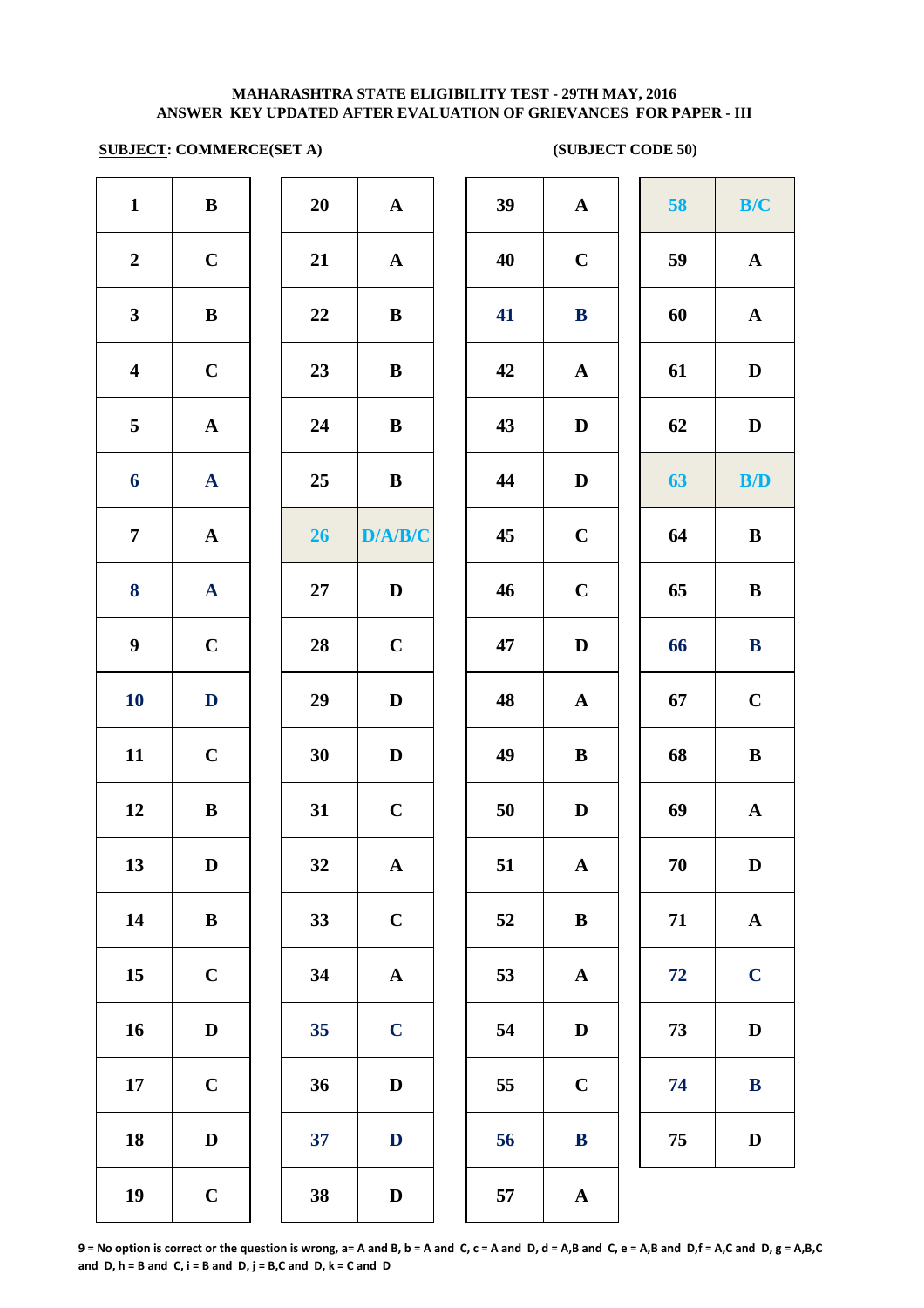**MAHARASHTRA STATE ELIGIBILITY TEST - 29TH MAY, 2016**
**ANSWER KEY UPDATED AFTER EVALUATION OF GRIEVANCES FOR PAPER - III**

**SUBJECT: COMMERCE(SET A)** **(SUBJECT CODE 50)**

| Q | Ans | Q | Ans | Q | Ans | Q | Ans |
|---|---|---|---|---|---|---|---|
| 1 | B | 20 | A | 39 | A | 58 | B/C |
| 2 | C | 21 | A | 40 | C | 59 | A |
| 3 | B | 22 | B | 41 | B | 60 | A |
| 4 | C | 23 | B | 42 | A | 61 | D |
| 5 | A | 24 | B | 43 | D | 62 | D |
| 6 | A | 25 | B | 44 | D | 63 | B/D |
| 7 | A | 26 | D/A/B/C | 45 | C | 64 | B |
| 8 | A | 27 | D | 46 | C | 65 | B |
| 9 | C | 28 | C | 47 | D | 66 | B |
| 10 | D | 29 | D | 48 | A | 67 | C |
| 11 | C | 30 | D | 49 | B | 68 | B |
| 12 | B | 31 | C | 50 | D | 69 | A |
| 13 | D | 32 | A | 51 | A | 70 | D |
| 14 | B | 33 | C | 52 | B | 71 | A |
| 15 | C | 34 | A | 53 | A | 72 | C |
| 16 | D | 35 | C | 54 | D | 73 | D |
| 17 | C | 36 | D | 55 | C | 74 | B |
| 18 | D | 37 | D | 56 | B | 75 | D |
| 19 | C | 38 | D | 57 | A | | |

**9 = No option is correct or the question is wrong, a= A and B, b = A and C, c = A and D, d = A,B and C, e = A,B and D, f = A,C and D, g = A,B,C and D, h = B and C, i = B and D, j = B,C and D, k = C and D**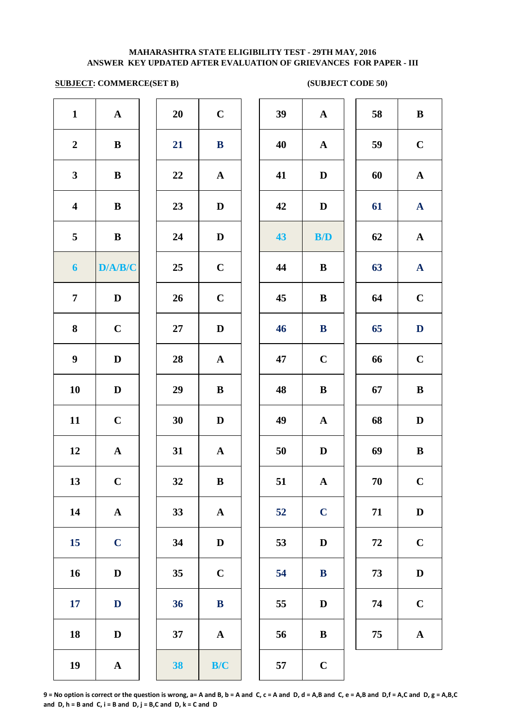**MAHARASHTRA STATE ELIGIBILITY TEST - 29TH MAY, 2016**
**ANSWER KEY UPDATED AFTER EVALUATION OF GRIEVANCES FOR PAPER - III**

**SUBJECT: COMMERCE(SET B)** **(SUBJECT CODE 50)**

| Q | Ans | Q | Ans | Q | Ans | Q | Ans |
|---|---|---|---|---|---|---|---|
| 1 | A | 20 | C | 39 | A | 58 | B |
| 2 | B | 21 | B | 40 | A | 59 | C |
| 3 | B | 22 | A | 41 | D | 60 | A |
| 4 | B | 23 | D | 42 | D | 61 | A |
| 5 | B | 24 | D | 43 | B/D | 62 | A |
| 6 | D/A/B/C | 25 | C | 44 | B | 63 | A |
| 7 | D | 26 | C | 45 | B | 64 | C |
| 8 | C | 27 | D | 46 | B | 65 | D |
| 9 | D | 28 | A | 47 | C | 66 | C |
| 10 | D | 29 | B | 48 | B | 67 | B |
| 11 | C | 30 | D | 49 | A | 68 | D |
| 12 | A | 31 | A | 50 | D | 69 | B |
| 13 | C | 32 | B | 51 | A | 70 | C |
| 14 | A | 33 | A | 52 | C | 71 | D |
| 15 | C | 34 | D | 53 | D | 72 | C |
| 16 | D | 35 | C | 54 | B | 73 | D |
| 17 | D | 36 | B | 55 | D | 74 | C |
| 18 | D | 37 | A | 56 | B | 75 | A |
| 19 | A | 38 | B/C | 57 | C | | |

**9 = No option is correct or the question is wrong, a= A and B, b = A and C, c = A and D, d = A,B and C, e = A,B and D,f = A,C and D, g = A,B,C and D, h = B and C, i = B and D, j = B,C and D, k = C and D**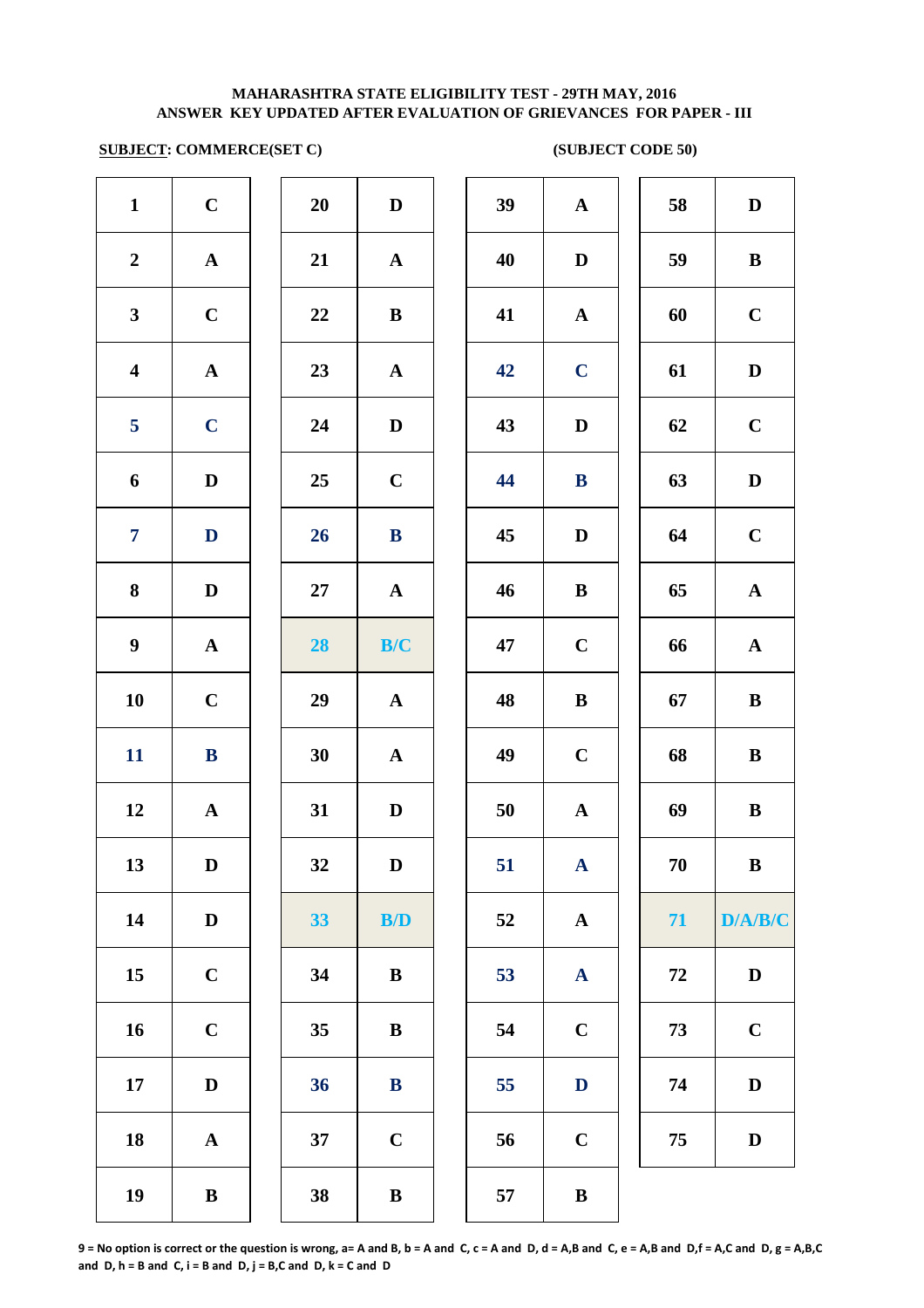**MAHARASHTRA STATE ELIGIBILITY TEST - 29TH MAY, 2016**
**ANSWER KEY UPDATED AFTER EVALUATION OF GRIEVANCES FOR PAPER - III**

**SUBJECT: COMMERCE(SET C)** **(SUBJECT CODE 50)**

| Q | Ans | Q | Ans | Q | Ans | Q | Ans |
|---|---|---|---|---|---|---|---|
| 1 | C | 20 | D | 39 | A | 58 | D |
| 2 | A | 21 | A | 40 | D | 59 | B |
| 3 | C | 22 | B | 41 | A | 60 | C |
| 4 | A | 23 | A | 42 | C | 61 | D |
| 5 | C | 24 | D | 43 | D | 62 | C |
| 6 | D | 25 | C | 44 | B | 63 | D |
| 7 | D | 26 | B | 45 | D | 64 | C |
| 8 | D | 27 | A | 46 | B | 65 | A |
| 9 | A | 28 | B/C | 47 | C | 66 | A |
| 10 | C | 29 | A | 48 | B | 67 | B |
| 11 | B | 30 | A | 49 | C | 68 | B |
| 12 | A | 31 | D | 50 | A | 69 | B |
| 13 | D | 32 | D | 51 | A | 70 | B |
| 14 | D | 33 | B/D | 52 | A | 71 | D/A/B/C |
| 15 | C | 34 | B | 53 | A | 72 | D |
| 16 | C | 35 | B | 54 | C | 73 | C |
| 17 | D | 36 | B | 55 | D | 74 | D |
| 18 | A | 37 | C | 56 | C | 75 | D |
| 19 | B | 38 | B | 57 | B | | |

**9 = No option is correct or the question is wrong, a= A and B, b = A and C, c = A and D, d = A,B and C, e = A,B and D,f = A,C and D, g = A,B,C and D, h = B and C, i = B and D, j = B,C and D, k = C and D**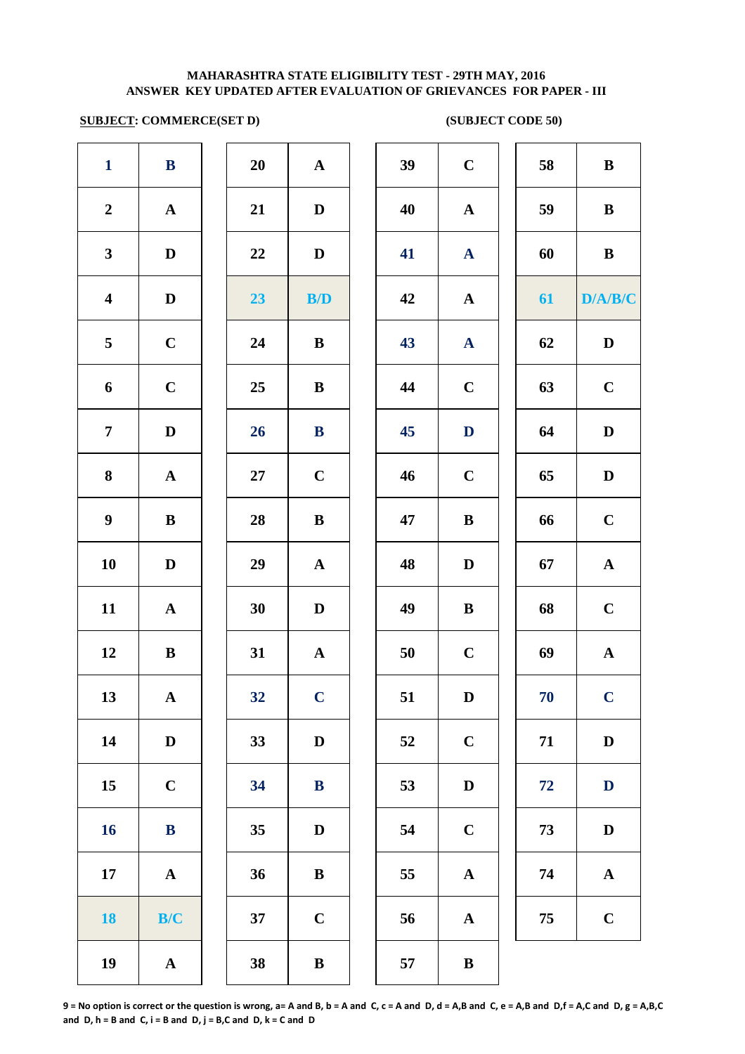**MAHARASHTRA STATE ELIGIBILITY TEST - 29TH MAY, 2016**
**ANSWER KEY UPDATED AFTER EVALUATION OF GRIEVANCES FOR PAPER - III**

**SUBJECT: COMMERCE(SET D)** **(SUBJECT CODE 50)**

| Q | Ans | Q | Ans | Q | Ans | Q | Ans |
|---|---|---|---|---|---|---|---|
| 1 | B | 20 | A | 39 | C | 58 | B |
| 2 | A | 21 | D | 40 | A | 59 | B |
| 3 | D | 22 | D | 41 | A | 60 | B |
| 4 | D | 23 | B/D | 42 | A | 61 | D/A/B/C |
| 5 | C | 24 | B | 43 | A | 62 | D |
| 6 | C | 25 | B | 44 | C | 63 | C |
| 7 | D | 26 | B | 45 | D | 64 | D |
| 8 | A | 27 | C | 46 | C | 65 | D |
| 9 | B | 28 | B | 47 | B | 66 | C |
| 10 | D | 29 | A | 48 | D | 67 | A |
| 11 | A | 30 | D | 49 | B | 68 | C |
| 12 | B | 31 | A | 50 | C | 69 | A |
| 13 | A | 32 | C | 51 | D | 70 | C |
| 14 | D | 33 | D | 52 | C | 71 | D |
| 15 | C | 34 | B | 53 | D | 72 | D |
| 16 | B | 35 | D | 54 | C | 73 | D |
| 17 | A | 36 | B | 55 | A | 74 | A |
| 18 | B/C | 37 | C | 56 | A | 75 | C |
| 19 | A | 38 | B | 57 | B | | |

9 = No option is correct or the question is wrong, a= A and B, b = A and C, c = A and D, d = A,B and C, e = A,B and D,f = A,C and D, g = A,B,C and D, h = B and C, i = B and D, j = B,C and D, k = C and D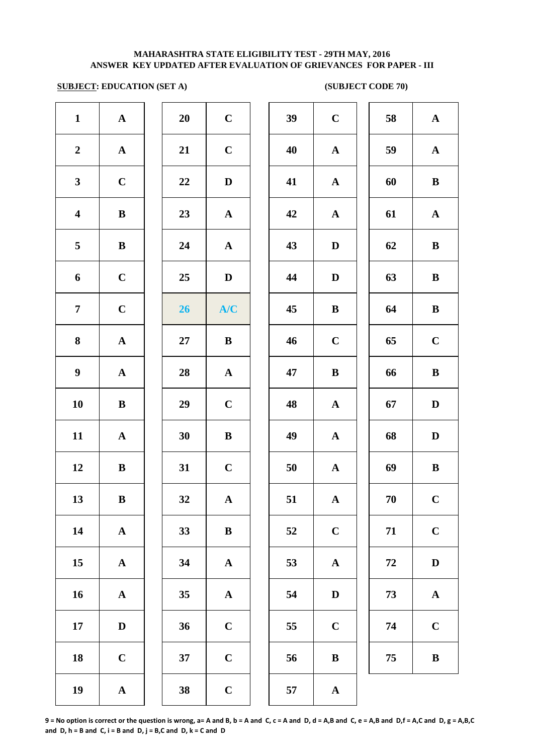**MAHARASHTRA STATE ELIGIBILITY TEST - 29TH MAY, 2016**
**ANSWER KEY UPDATED AFTER EVALUATION OF GRIEVANCES FOR PAPER - III**

**SUBJECT: EDUCATION (SET A)** **(SUBJECT CODE 70)**

| Q | Ans | Q | Ans | Q | Ans | Q | Ans |
|---|---|---|---|---|---|---|---|
| 1 | A | 20 | C | 39 | C | 58 | A |
| 2 | A | 21 | C | 40 | A | 59 | A |
| 3 | C | 22 | D | 41 | A | 60 | B |
| 4 | B | 23 | A | 42 | A | 61 | A |
| 5 | B | 24 | A | 43 | D | 62 | B |
| 6 | C | 25 | D | 44 | D | 63 | B |
| 7 | C | 26 | A/C | 45 | B | 64 | B |
| 8 | A | 27 | B | 46 | C | 65 | C |
| 9 | A | 28 | A | 47 | B | 66 | B |
| 10 | B | 29 | C | 48 | A | 67 | D |
| 11 | A | 30 | B | 49 | A | 68 | D |
| 12 | B | 31 | C | 50 | A | 69 | B |
| 13 | B | 32 | A | 51 | A | 70 | C |
| 14 | A | 33 | B | 52 | C | 71 | C |
| 15 | A | 34 | A | 53 | A | 72 | D |
| 16 | A | 35 | A | 54 | D | 73 | A |
| 17 | D | 36 | C | 55 | C | 74 | C |
| 18 | C | 37 | C | 56 | B | 75 | B |
| 19 | A | 38 | C | 57 | A | | |

**9 = No option is correct or the question is wrong, a= A and B, b = A and C, c = A and D, d = A,B and C, e = A,B and D,f = A,C and D, g = A,B,C and D, h = B and C, i = B and D, j = B,C and D, k = C and D**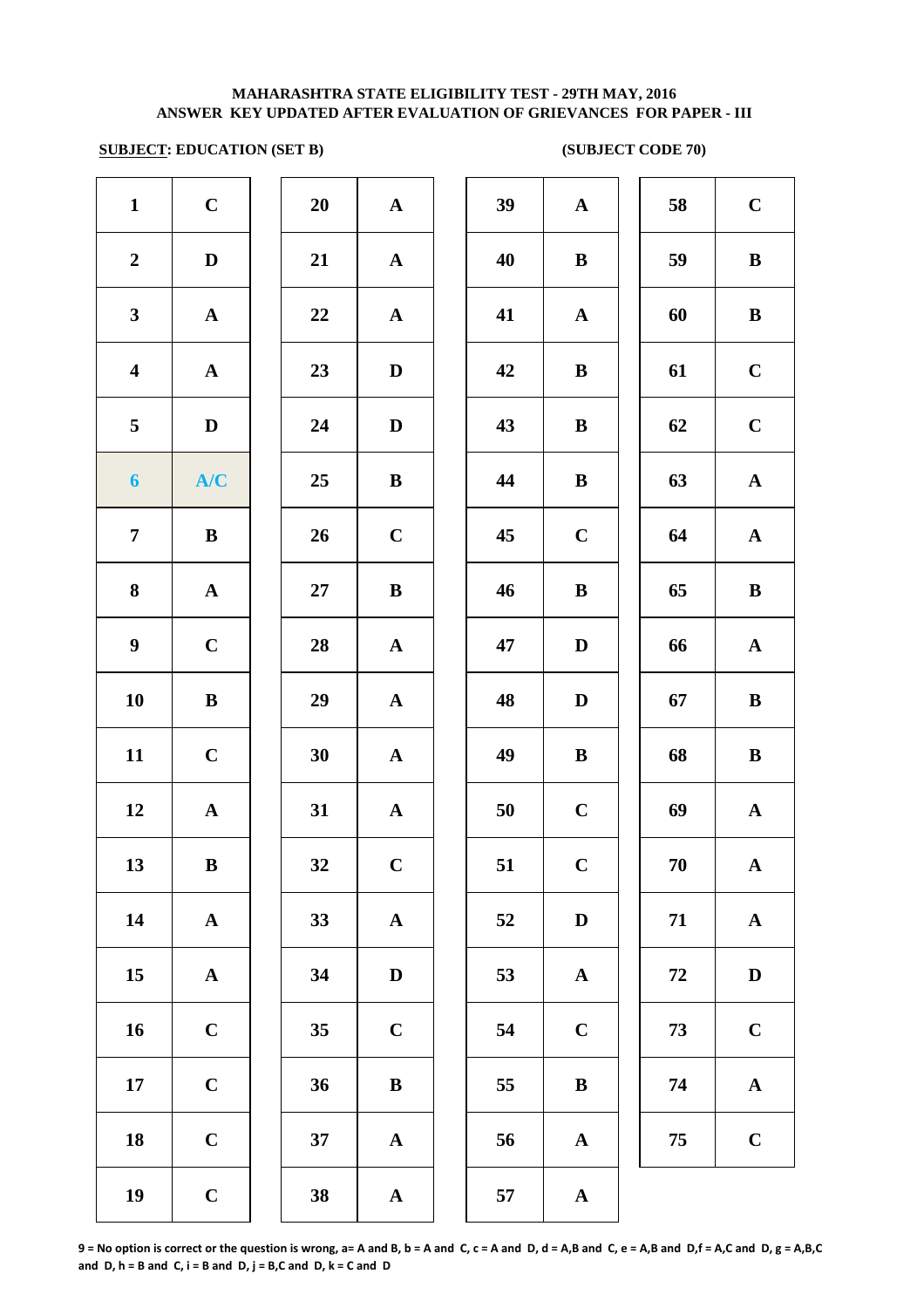**MAHARASHTRA STATE ELIGIBILITY TEST - 29TH MAY, 2016**
**ANSWER KEY UPDATED AFTER EVALUATION OF GRIEVANCES FOR PAPER - III**

**SUBJECT: EDUCATION (SET B)** **(SUBJECT CODE 70)**

| Q | Ans | Q | Ans | Q | Ans | Q | Ans |
|---|---|---|---|---|---|---|---|
| 1 | C | 20 | A | 39 | A | 58 | C |
| 2 | D | 21 | A | 40 | B | 59 | B |
| 3 | A | 22 | A | 41 | A | 60 | B |
| 4 | A | 23 | D | 42 | B | 61 | C |
| 5 | D | 24 | D | 43 | B | 62 | C |
| 6 | A/C | 25 | B | 44 | B | 63 | A |
| 7 | B | 26 | C | 45 | C | 64 | A |
| 8 | A | 27 | B | 46 | B | 65 | B |
| 9 | C | 28 | A | 47 | D | 66 | A |
| 10 | B | 29 | A | 48 | D | 67 | B |
| 11 | C | 30 | A | 49 | B | 68 | B |
| 12 | A | 31 | A | 50 | C | 69 | A |
| 13 | B | 32 | C | 51 | C | 70 | A |
| 14 | A | 33 | A | 52 | D | 71 | A |
| 15 | A | 34 | D | 53 | A | 72 | D |
| 16 | C | 35 | C | 54 | C | 73 | C |
| 17 | C | 36 | B | 55 | B | 74 | A |
| 18 | C | 37 | A | 56 | A | 75 | C |
| 19 | C | 38 | A | 57 | A | | |

**9 = No option is correct or the question is wrong, a= A and B, b = A and C, c = A and D, d = A,B and C, e = A,B and D,f = A,C and D, g = A,B,C and D, h = B and C, i = B and D, j = B,C and D, k = C and D**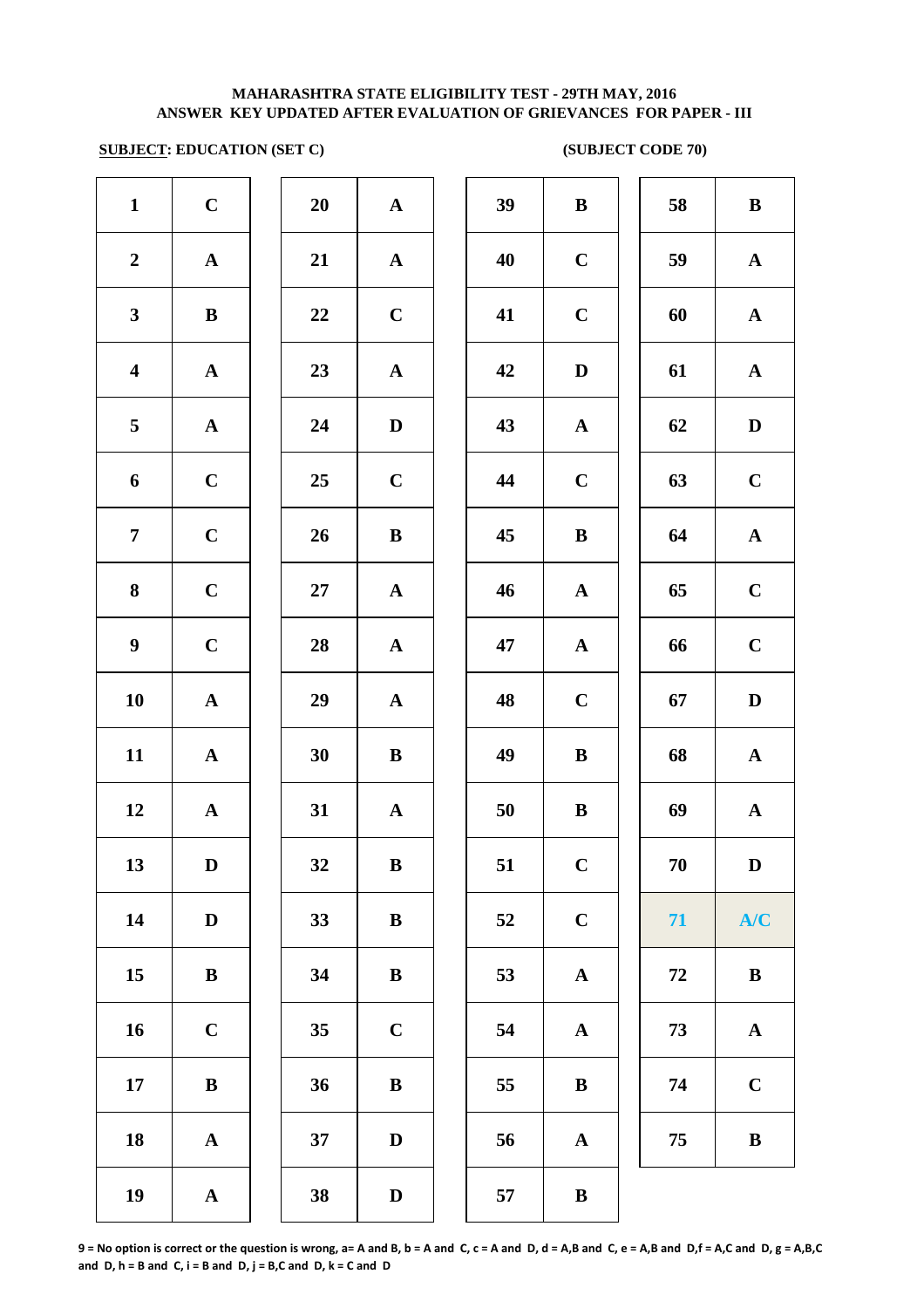**MAHARASHTRA STATE ELIGIBILITY TEST - 29TH MAY, 2016**
**ANSWER KEY UPDATED AFTER EVALUATION OF GRIEVANCES FOR PAPER - III**

**SUBJECT: EDUCATION (SET C)** **(SUBJECT CODE 70)**

| Q | Ans | Q | Ans | Q | Ans | Q | Ans |
|---|---|---|---|---|---|---|---|
| 1 | C | 20 | A | 39 | B | 58 | B |
| 2 | A | 21 | A | 40 | C | 59 | A |
| 3 | B | 22 | C | 41 | C | 60 | A |
| 4 | A | 23 | A | 42 | D | 61 | A |
| 5 | A | 24 | D | 43 | A | 62 | D |
| 6 | C | 25 | C | 44 | C | 63 | C |
| 7 | C | 26 | B | 45 | B | 64 | A |
| 8 | C | 27 | A | 46 | A | 65 | C |
| 9 | C | 28 | A | 47 | A | 66 | C |
| 10 | A | 29 | A | 48 | C | 67 | D |
| 11 | A | 30 | B | 49 | B | 68 | A |
| 12 | A | 31 | A | 50 | B | 69 | A |
| 13 | D | 32 | B | 51 | C | 70 | D |
| 14 | D | 33 | B | 52 | C | 71 | A/C |
| 15 | B | 34 | B | 53 | A | 72 | B |
| 16 | C | 35 | C | 54 | A | 73 | A |
| 17 | B | 36 | B | 55 | B | 74 | C |
| 18 | A | 37 | D | 56 | A | 75 | B |
| 19 | A | 38 | D | 57 | B | | |

**9 = No option is correct or the question is wrong, a= A and B, b = A and C, c = A and D, d = A,B and C, e = A,B and D,f = A,C and D, g = A,B,C and D, h = B and C, i = B and D, j = B,C and D, k = C and D**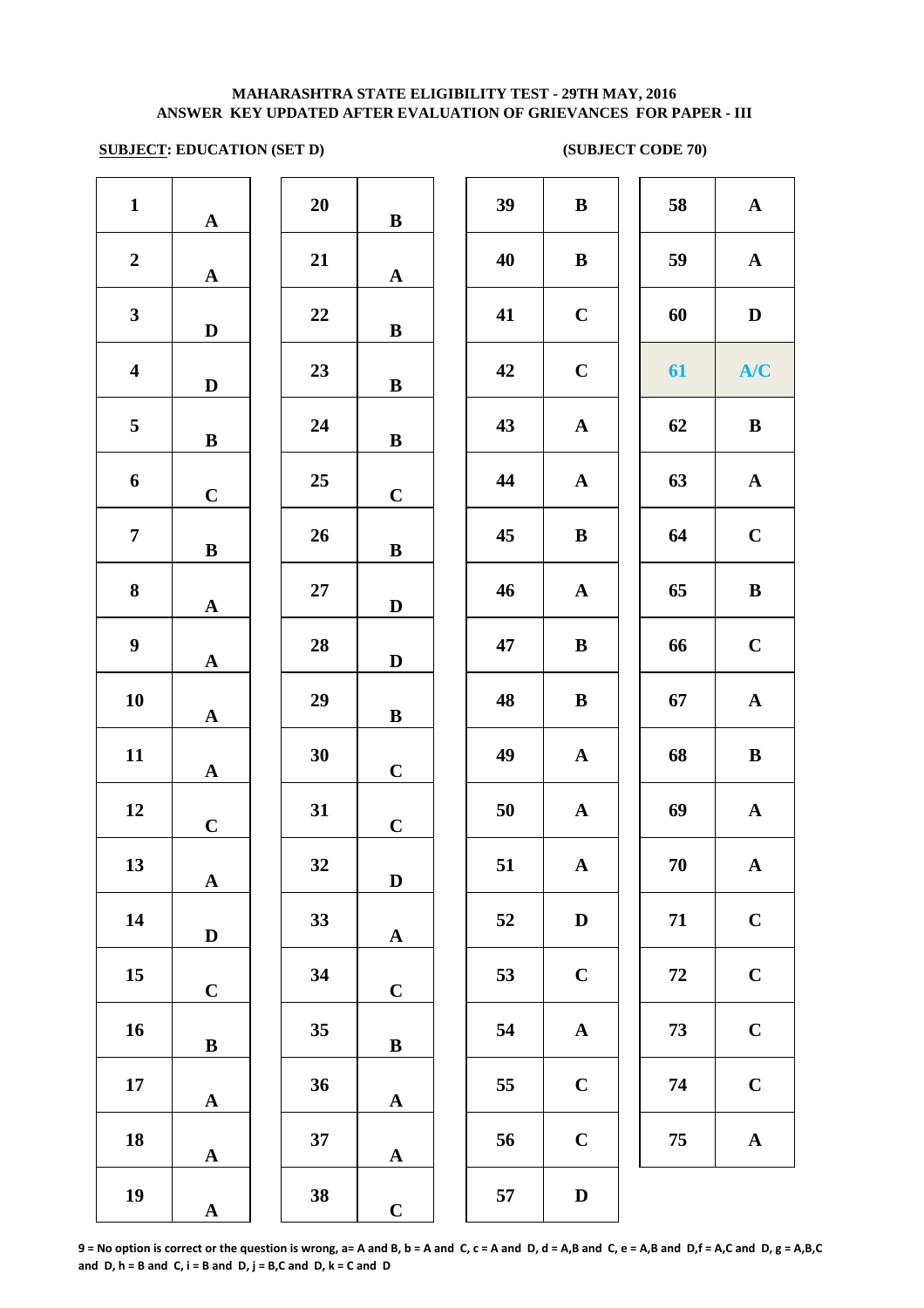**MAHARASHTRA STATE ELIGIBILITY TEST - 29TH MAY, 2016**
**ANSWER KEY UPDATED AFTER EVALUATION OF GRIEVANCES FOR PAPER - III**

**SUBJECT: EDUCATION (SET D)** **(SUBJECT CODE 70)**

| | | | | | | | |
|---|---|---|---|---|---|---|---|
| 1 | A | 20 | B | 39 | B | 58 | A |
| 2 | A | 21 | A | 40 | B | 59 | A |
| 3 | D | 22 | B | 41 | C | 60 | D |
| 4 | D | 23 | B | 42 | C | 61 | A/C |
| 5 | B | 24 | B | 43 | A | 62 | B |
| 6 | C | 25 | C | 44 | A | 63 | A |
| 7 | B | 26 | B | 45 | B | 64 | C |
| 8 | A | 27 | D | 46 | A | 65 | B |
| 9 | A | 28 | D | 47 | B | 66 | C |
| 10 | A | 29 | B | 48 | B | 67 | A |
| 11 | A | 30 | C | 49 | A | 68 | B |
| 12 | C | 31 | C | 50 | A | 69 | A |
| 13 | A | 32 | D | 51 | A | 70 | A |
| 14 | D | 33 | A | 52 | D | 71 | C |
| 15 | C | 34 | C | 53 | C | 72 | C |
| 16 | B | 35 | B | 54 | A | 73 | C |
| 17 | A | 36 | A | 55 | C | 74 | C |
| 18 | A | 37 | A | 56 | C | 75 | A |
| 19 | A | 38 | C | 57 | D | | |

**9 = No option is correct or the question is wrong, a= A and B, b = A and C, c = A and D, d = A,B and C, e = A,B and D,f = A,C and D, g = A,B,C and D, h = B and C, i = B and D, j = B,C and D, k = C and D**